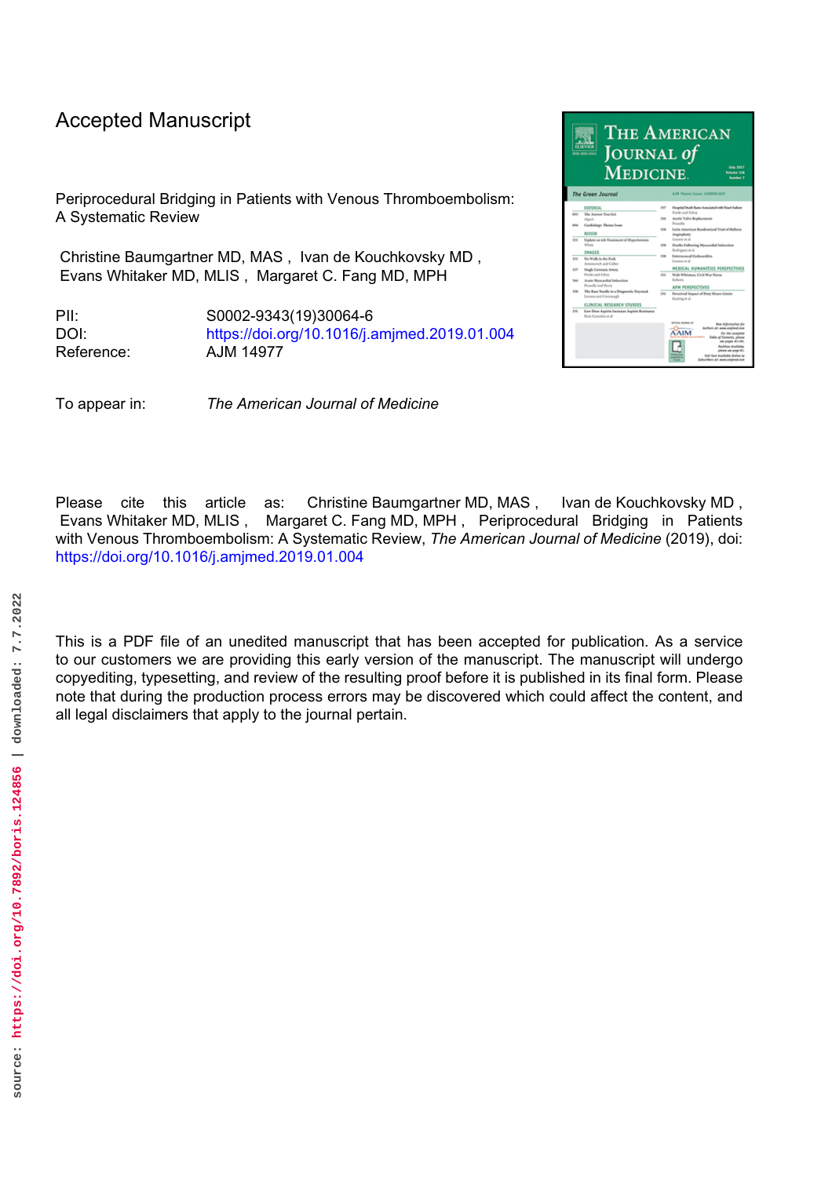Accepted Manuscript

Periprocedural Bridging in Patients with Venous Thromboembolism: A Systematic Review

Christine Baumgartner MD, MAS , Ivan de Kouchkovsky MD , Evans Whitaker MD, MLIS , Margaret C. Fang MD, MPH

PII: S0002-9343(19)30064-6
DOI: https://doi.org/10.1016/j.amjmed.2019.01.004
Reference: AJM 14977

To appear in: *The American Journal of Medicine*

Please cite this article as: Christine Baumgartner MD, MAS , Ivan de Kouchkovsky MD , Evans Whitaker MD, MLIS , Margaret C. Fang MD, MPH , Periprocedural Bridging in Patients with Venous Thromboembolism: A Systematic Review, *The American Journal of Medicine* (2019), doi: https://doi.org/10.1016/j.amjmed.2019.01.004

This is a PDF file of an unedited manuscript that has been accepted for publication. As a service to our customers we are providing this early version of the manuscript. The manuscript will undergo copyediting, typesetting, and review of the resulting proof before it is published in its final form. Please note that during the production process errors may be discovered which could affect the content, and all legal disclaimers that apply to the journal pertain.

source: https://doi.org/10.7892/boris.124856 | downloaded: 7.7.2022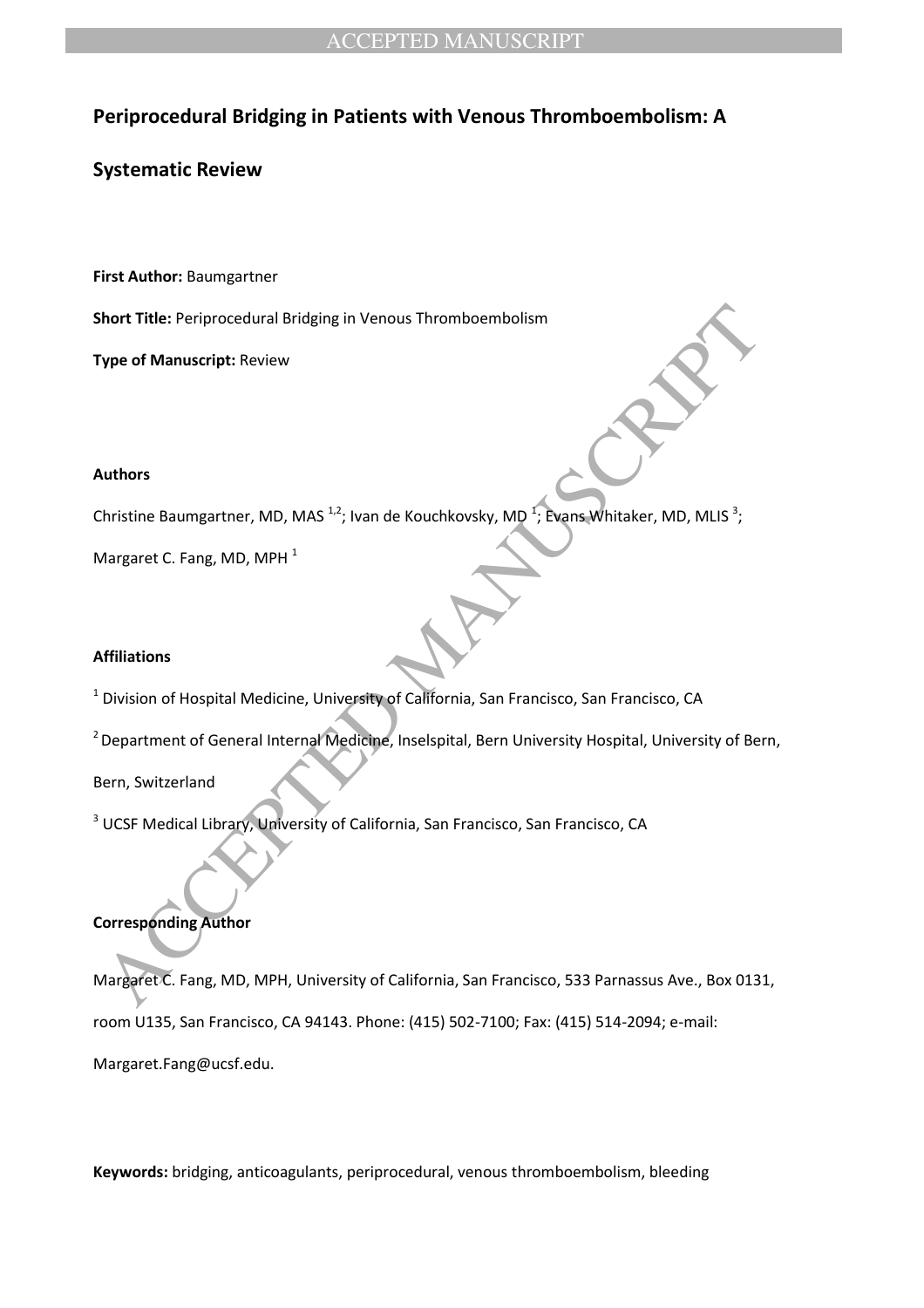# Periprocedural Bridging in Patients with Venous Thromboembolism: A Systematic Review

**First Author:** Baumgartner

**Short Title:** Periprocedural Bridging in Venous Thromboembolism

**Type of Manuscript:** Review

**Authors**

Christine Baumgartner, MD, MAS [1,2]; Ivan de Kouchkovsky, MD [1]; Evans Whitaker, MD, MLIS [3]; Margaret C. Fang, MD, MPH [1]

**Affiliations**

[1] Division of Hospital Medicine, University of California, San Francisco, San Francisco, CA

[2] Department of General Internal Medicine, Inselspital, Bern University Hospital, University of Bern, Bern, Switzerland

[3] UCSF Medical Library, University of California, San Francisco, San Francisco, CA

**Corresponding Author**

Margaret C. Fang, MD, MPH, University of California, San Francisco, 533 Parnassus Ave., Box 0131, room U135, San Francisco, CA 94143. Phone: (415) 502-7100; Fax: (415) 514-2094; e-mail: Margaret.Fang@ucsf.edu.

**Keywords:** bridging, anticoagulants, periprocedural, venous thromboembolism, bleeding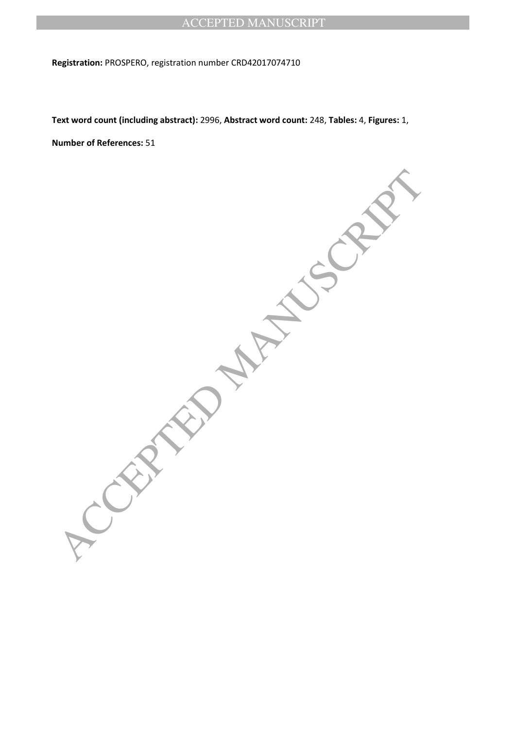**Registration:** PROSPERO, registration number CRD42017074710

**Text word count (including abstract):** 2996, **Abstract word count:** 248, **Tables:** 4, **Figures:** 1,

**Number of References:** 51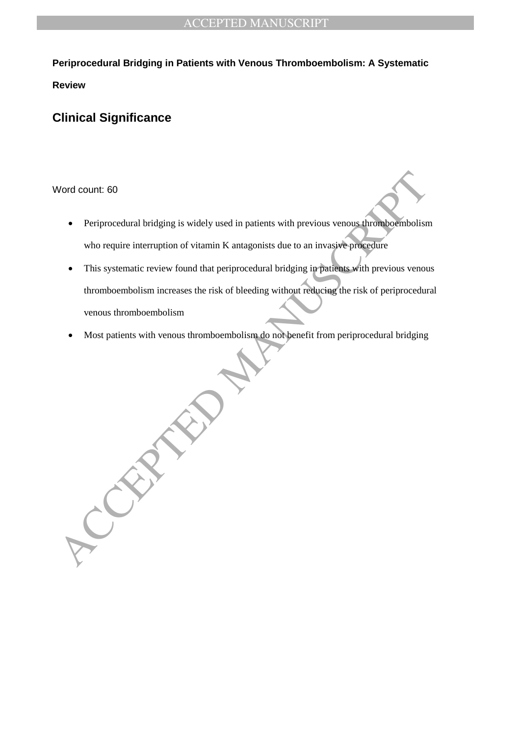**Periprocedural Bridging in Patients with Venous Thromboembolism: A Systematic Review**

## Clinical Significance

Word count: 60

- Periprocedural bridging is widely used in patients with previous venous thromboembolism who require interruption of vitamin K antagonists due to an invasive procedure
- This systematic review found that periprocedural bridging in patients with previous venous thromboembolism increases the risk of bleeding without reducing the risk of periprocedural venous thromboembolism
- Most patients with venous thromboembolism do not benefit from periprocedural bridging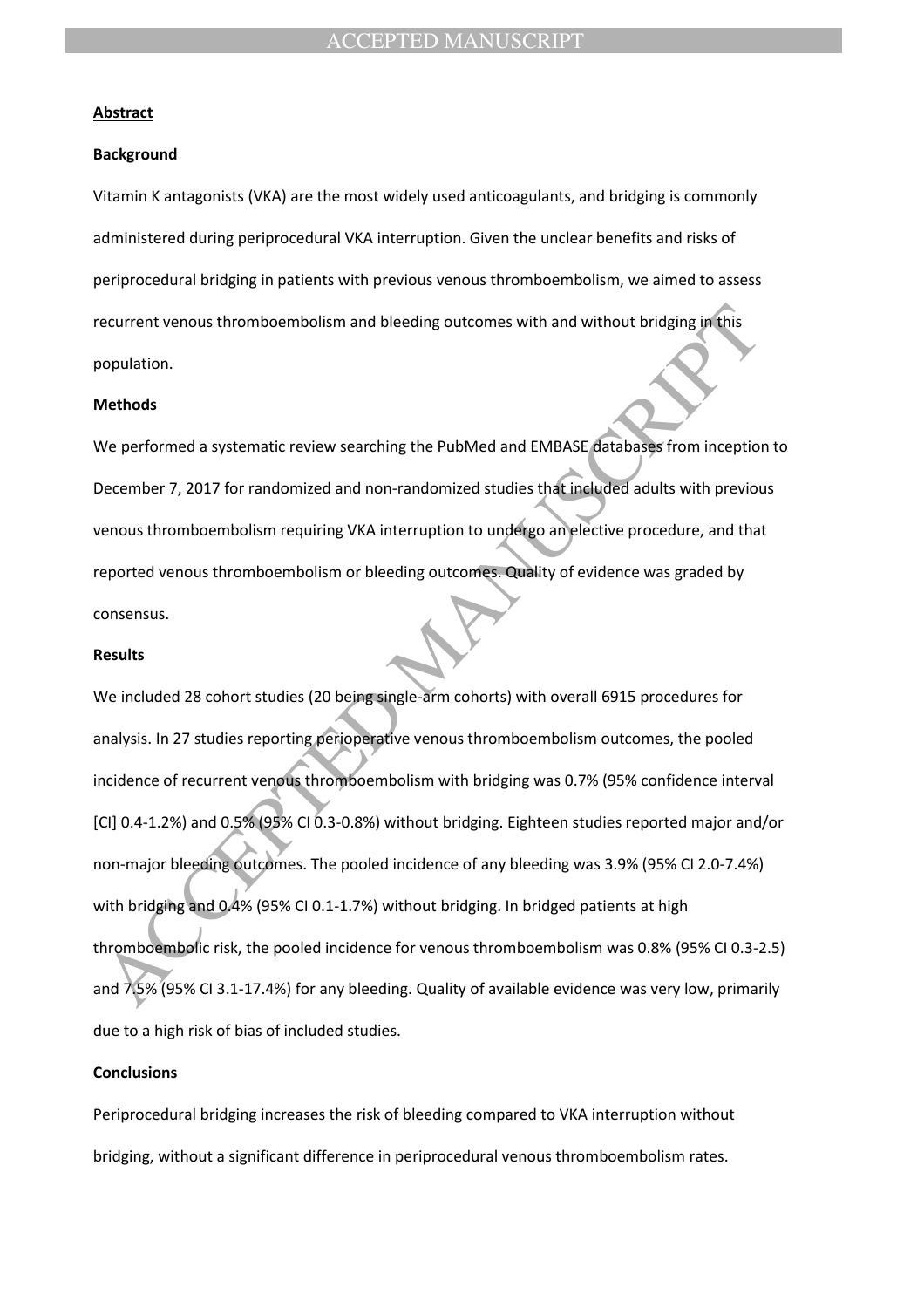## Abstract

### Background

Vitamin K antagonists (VKA) are the most widely used anticoagulants, and bridging is commonly administered during periprocedural VKA interruption. Given the unclear benefits and risks of periprocedural bridging in patients with previous venous thromboembolism, we aimed to assess recurrent venous thromboembolism and bleeding outcomes with and without bridging in this population.

### Methods

We performed a systematic review searching the PubMed and EMBASE databases from inception to December 7, 2017 for randomized and non-randomized studies that included adults with previous venous thromboembolism requiring VKA interruption to undergo an elective procedure, and that reported venous thromboembolism or bleeding outcomes. Quality of evidence was graded by consensus.

### Results

We included 28 cohort studies (20 being single-arm cohorts) with overall 6915 procedures for analysis. In 27 studies reporting perioperative venous thromboembolism outcomes, the pooled incidence of recurrent venous thromboembolism with bridging was 0.7% (95% confidence interval [CI] 0.4-1.2%) and 0.5% (95% CI 0.3-0.8%) without bridging. Eighteen studies reported major and/or non-major bleeding outcomes. The pooled incidence of any bleeding was 3.9% (95% CI 2.0-7.4%) with bridging and 0.4% (95% CI 0.1-1.7%) without bridging. In bridged patients at high thromboembolic risk, the pooled incidence for venous thromboembolism was 0.8% (95% CI 0.3-2.5) and 7.5% (95% CI 3.1-17.4%) for any bleeding. Quality of available evidence was very low, primarily due to a high risk of bias of included studies.

### Conclusions

Periprocedural bridging increases the risk of bleeding compared to VKA interruption without bridging, without a significant difference in periprocedural venous thromboembolism rates.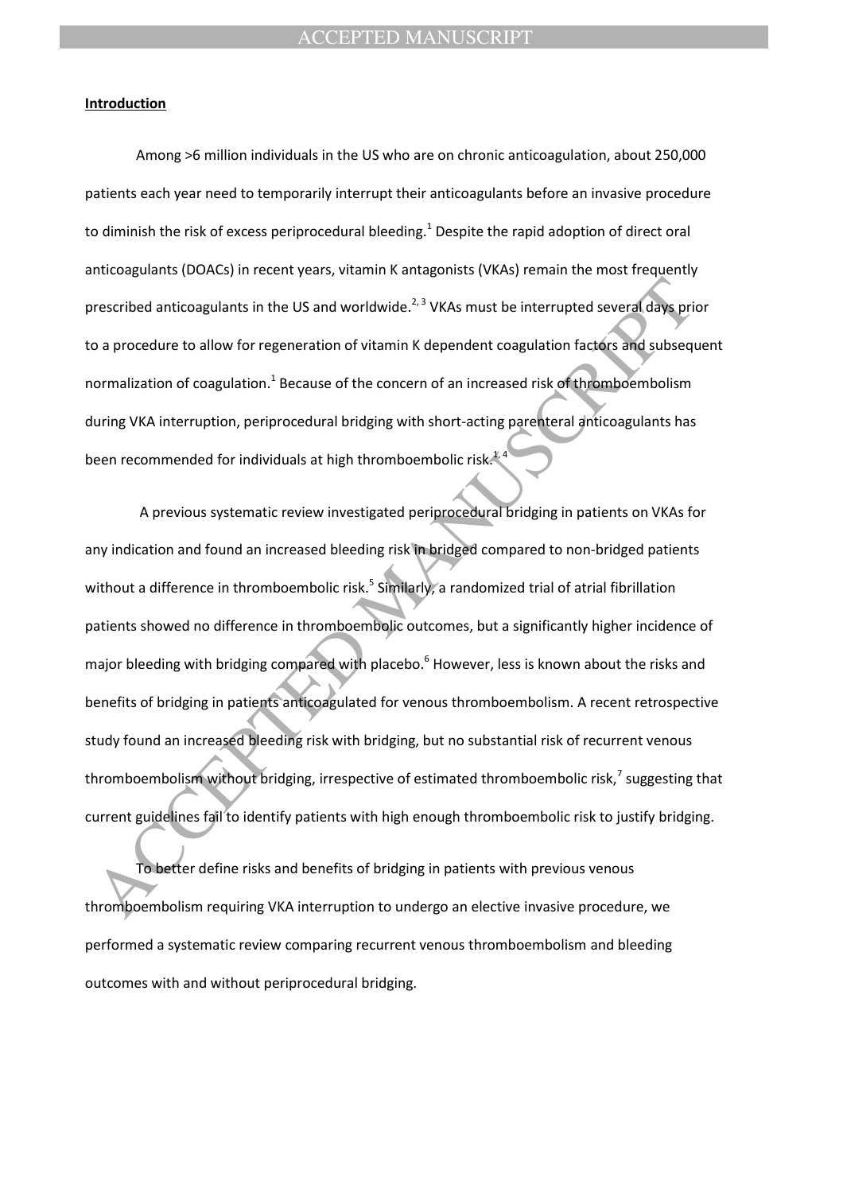**Introduction**

Among >6 million individuals in the US who are on chronic anticoagulation, about 250,000 patients each year need to temporarily interrupt their anticoagulants before an invasive procedure to diminish the risk of excess periprocedural bleeding.[1] Despite the rapid adoption of direct oral anticoagulants (DOACs) in recent years, vitamin K antagonists (VKAs) remain the most frequently prescribed anticoagulants in the US and worldwide.[2, 3] VKAs must be interrupted several days prior to a procedure to allow for regeneration of vitamin K dependent coagulation factors and subsequent normalization of coagulation.[1] Because of the concern of an increased risk of thromboembolism during VKA interruption, periprocedural bridging with short-acting parenteral anticoagulants has been recommended for individuals at high thromboembolic risk.[1, 4]

A previous systematic review investigated periprocedural bridging in patients on VKAs for any indication and found an increased bleeding risk in bridged compared to non-bridged patients without a difference in thromboembolic risk.[5] Similarly, a randomized trial of atrial fibrillation patients showed no difference in thromboembolic outcomes, but a significantly higher incidence of major bleeding with bridging compared with placebo.[6] However, less is known about the risks and benefits of bridging in patients anticoagulated for venous thromboembolism. A recent retrospective study found an increased bleeding risk with bridging, but no substantial risk of recurrent venous thromboembolism without bridging, irrespective of estimated thromboembolic risk,[7] suggesting that current guidelines fail to identify patients with high enough thromboembolic risk to justify bridging.

To better define risks and benefits of bridging in patients with previous venous thromboembolism requiring VKA interruption to undergo an elective invasive procedure, we performed a systematic review comparing recurrent venous thromboembolism and bleeding outcomes with and without periprocedural bridging.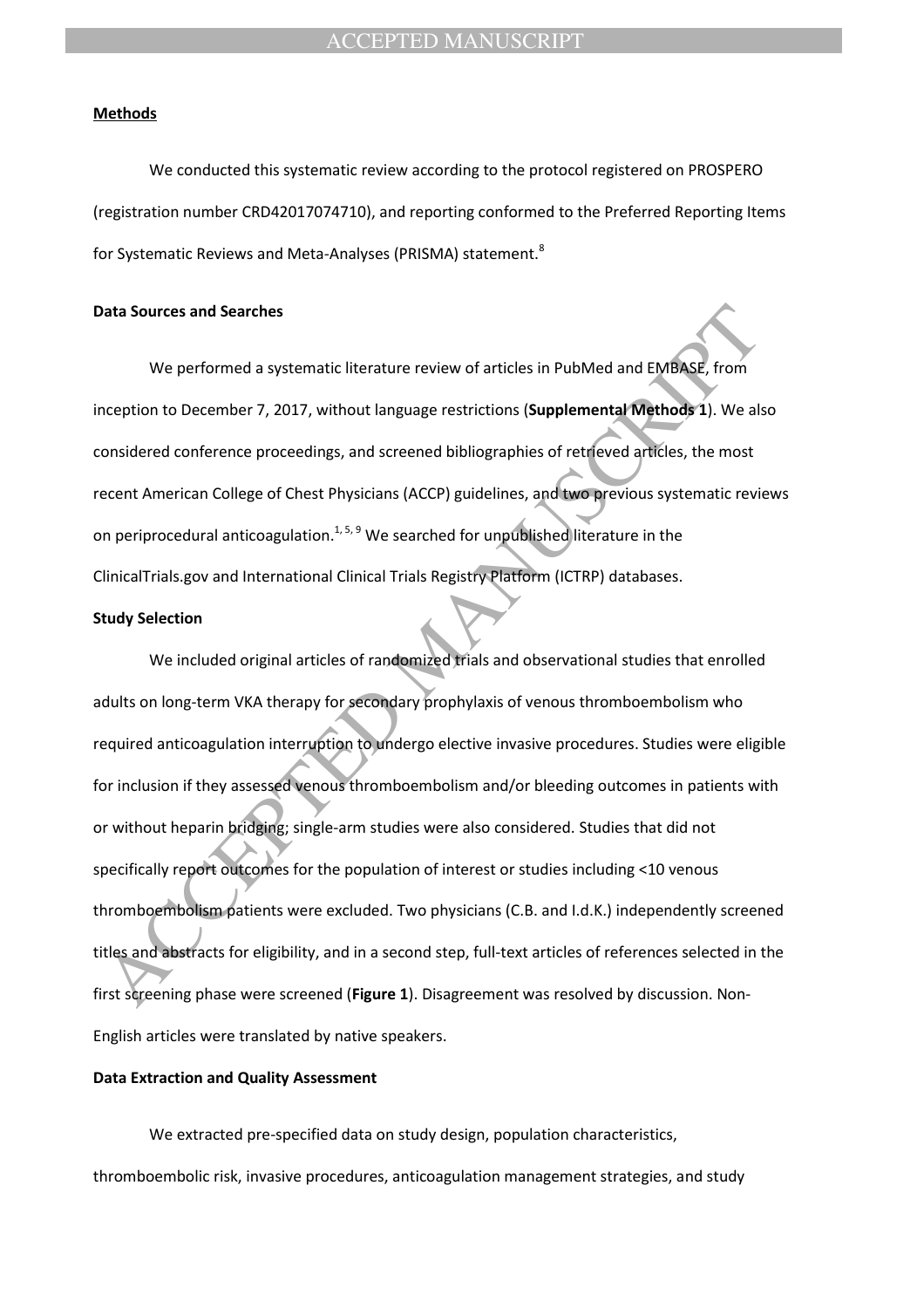## Methods

We conducted this systematic review according to the protocol registered on PROSPERO (registration number CRD42017074710), and reporting conformed to the Preferred Reporting Items for Systematic Reviews and Meta-Analyses (PRISMA) statement.[8]

### Data Sources and Searches

We performed a systematic literature review of articles in PubMed and EMBASE, from inception to December 7, 2017, without language restrictions (**Supplemental Methods 1**). We also considered conference proceedings, and screened bibliographies of retrieved articles, the most recent American College of Chest Physicians (ACCP) guidelines, and two previous systematic reviews on periprocedural anticoagulation.[1, 5, 9] We searched for unpublished literature in the ClinicalTrials.gov and International Clinical Trials Registry Platform (ICTRP) databases.

### Study Selection

We included original articles of randomized trials and observational studies that enrolled adults on long-term VKA therapy for secondary prophylaxis of venous thromboembolism who required anticoagulation interruption to undergo elective invasive procedures. Studies were eligible for inclusion if they assessed venous thromboembolism and/or bleeding outcomes in patients with or without heparin bridging; single-arm studies were also considered. Studies that did not specifically report outcomes for the population of interest or studies including <10 venous thromboembolism patients were excluded. Two physicians (C.B. and I.d.K.) independently screened titles and abstracts for eligibility, and in a second step, full-text articles of references selected in the first screening phase were screened (**Figure 1**). Disagreement was resolved by discussion. Non-English articles were translated by native speakers.

### Data Extraction and Quality Assessment

We extracted pre-specified data on study design, population characteristics, thromboembolic risk, invasive procedures, anticoagulation management strategies, and study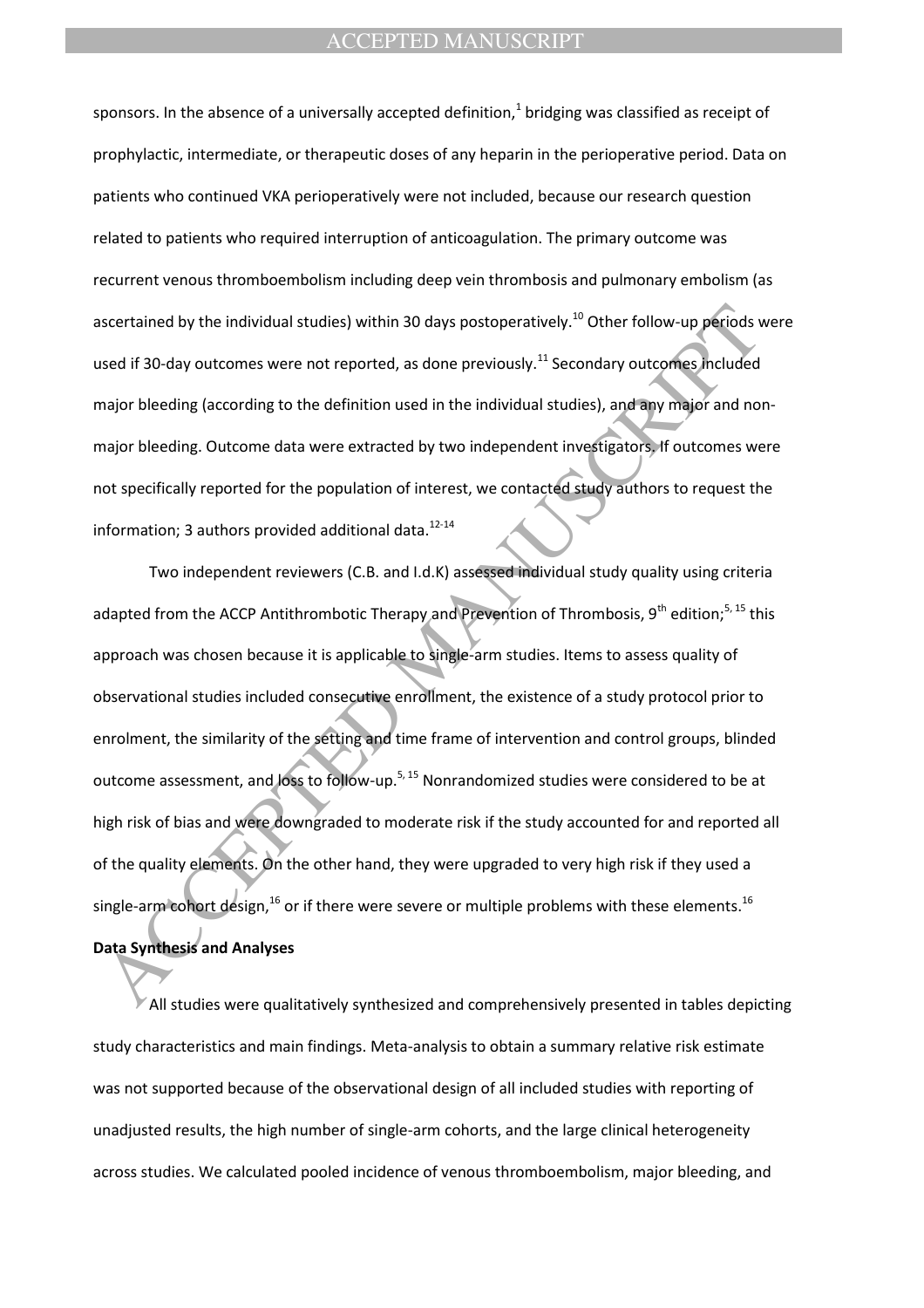sponsors. In the absence of a universally accepted definition,[1] bridging was classified as receipt of prophylactic, intermediate, or therapeutic doses of any heparin in the perioperative period. Data on patients who continued VKA perioperatively were not included, because our research question related to patients who required interruption of anticoagulation. The primary outcome was recurrent venous thromboembolism including deep vein thrombosis and pulmonary embolism (as ascertained by the individual studies) within 30 days postoperatively.[10] Other follow-up periods were used if 30-day outcomes were not reported, as done previously.[11] Secondary outcomes included major bleeding (according to the definition used in the individual studies), and any major and non-major bleeding. Outcome data were extracted by two independent investigators. If outcomes were not specifically reported for the population of interest, we contacted study authors to request the information; 3 authors provided additional data.[12-14]

Two independent reviewers (C.B. and I.d.K) assessed individual study quality using criteria adapted from the ACCP Antithrombotic Therapy and Prevention of Thrombosis, 9th edition;[5, 15] this approach was chosen because it is applicable to single-arm studies. Items to assess quality of observational studies included consecutive enrollment, the existence of a study protocol prior to enrolment, the similarity of the setting and time frame of intervention and control groups, blinded outcome assessment, and loss to follow-up.[5, 15] Nonrandomized studies were considered to be at high risk of bias and were downgraded to moderate risk if the study accounted for and reported all of the quality elements. On the other hand, they were upgraded to very high risk if they used a single-arm cohort design,[16] or if there were severe or multiple problems with these elements.[16]

**Data Synthesis and Analyses**

All studies were qualitatively synthesized and comprehensively presented in tables depicting study characteristics and main findings. Meta-analysis to obtain a summary relative risk estimate was not supported because of the observational design of all included studies with reporting of unadjusted results, the high number of single-arm cohorts, and the large clinical heterogeneity across studies. We calculated pooled incidence of venous thromboembolism, major bleeding, and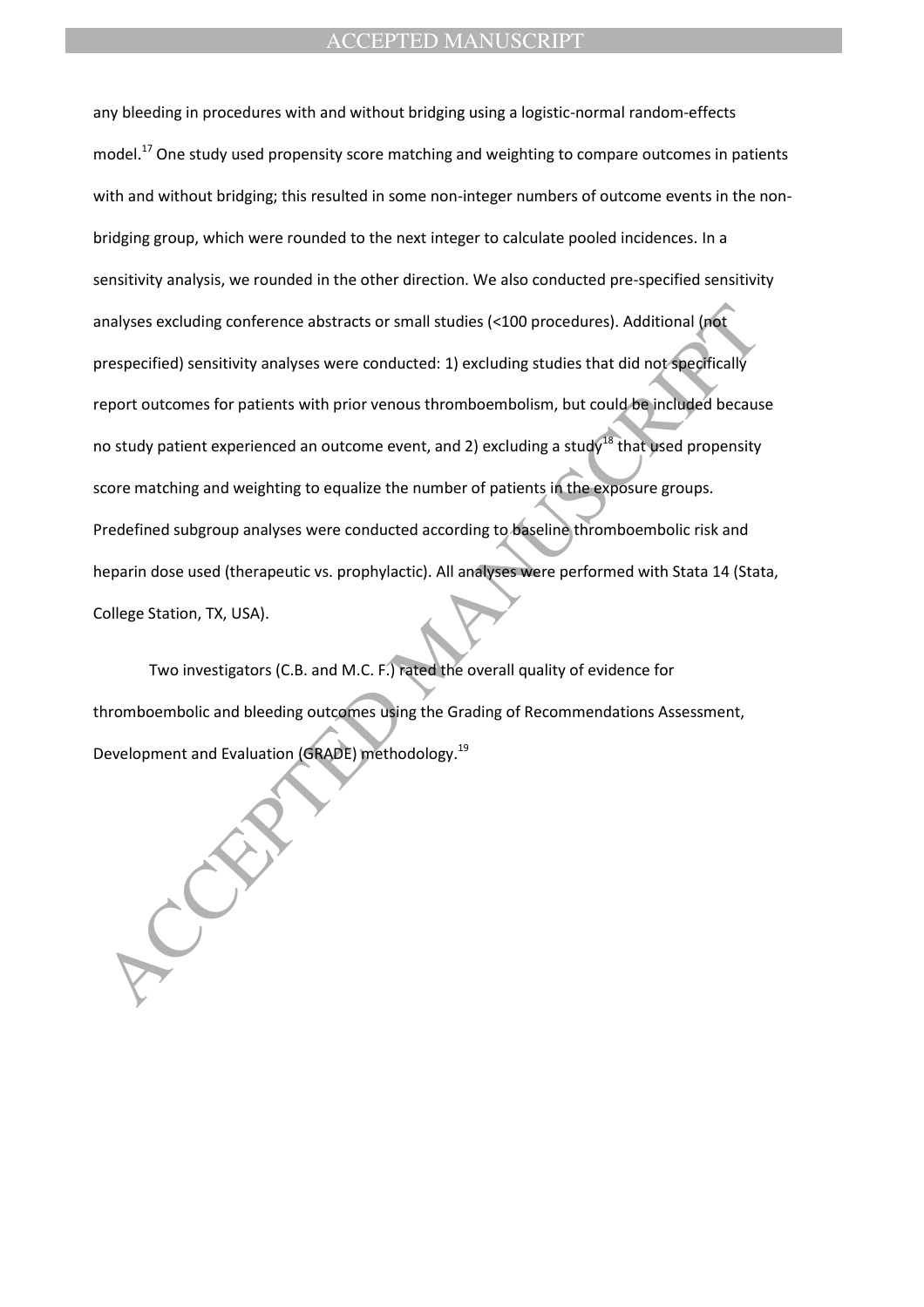any bleeding in procedures with and without bridging using a logistic-normal random-effects model.[17] One study used propensity score matching and weighting to compare outcomes in patients with and without bridging; this resulted in some non-integer numbers of outcome events in the non-bridging group, which were rounded to the next integer to calculate pooled incidences. In a sensitivity analysis, we rounded in the other direction. We also conducted pre-specified sensitivity analyses excluding conference abstracts or small studies (<100 procedures). Additional (not prespecified) sensitivity analyses were conducted: 1) excluding studies that did not specifically report outcomes for patients with prior venous thromboembolism, but could be included because no study patient experienced an outcome event, and 2) excluding a study[18] that used propensity score matching and weighting to equalize the number of patients in the exposure groups. Predefined subgroup analyses were conducted according to baseline thromboembolic risk and heparin dose used (therapeutic vs. prophylactic). All analyses were performed with Stata 14 (Stata, College Station, TX, USA).

Two investigators (C.B. and M.C. F.) rated the overall quality of evidence for thromboembolic and bleeding outcomes using the Grading of Recommendations Assessment, Development and Evaluation (GRADE) methodology.[19]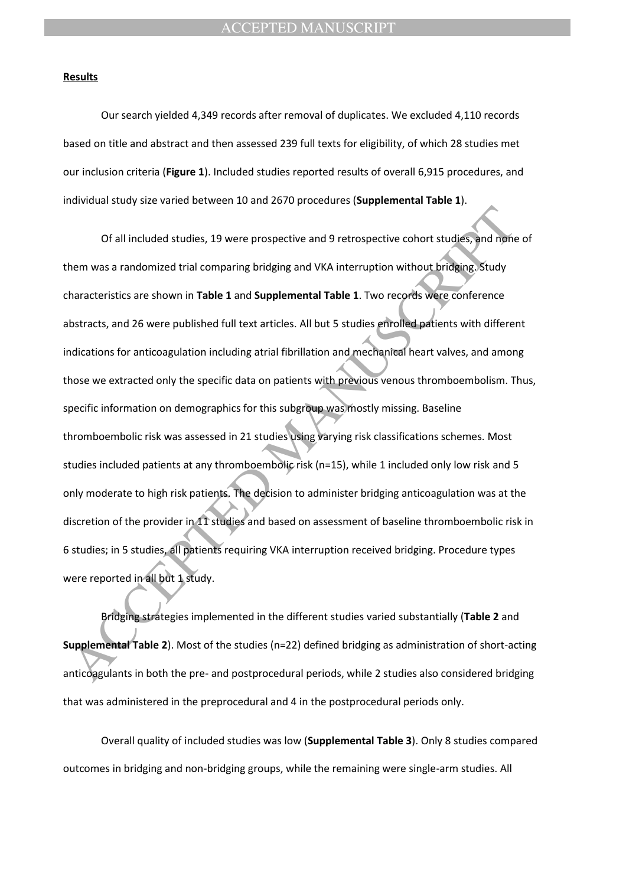**Results**

Our search yielded 4,349 records after removal of duplicates. We excluded 4,110 records based on title and abstract and then assessed 239 full texts for eligibility, of which 28 studies met our inclusion criteria (**Figure 1**). Included studies reported results of overall 6,915 procedures, and individual study size varied between 10 and 2670 procedures (**Supplemental Table 1**).

Of all included studies, 19 were prospective and 9 retrospective cohort studies, and none of them was a randomized trial comparing bridging and VKA interruption without bridging. Study characteristics are shown in **Table 1** and **Supplemental Table 1**. Two records were conference abstracts, and 26 were published full text articles. All but 5 studies enrolled patients with different indications for anticoagulation including atrial fibrillation and mechanical heart valves, and among those we extracted only the specific data on patients with previous venous thromboembolism. Thus, specific information on demographics for this subgroup was mostly missing. Baseline thromboembolic risk was assessed in 21 studies using varying risk classifications schemes. Most studies included patients at any thromboembolic risk (n=15), while 1 included only low risk and 5 only moderate to high risk patients. The decision to administer bridging anticoagulation was at the discretion of the provider in 11 studies and based on assessment of baseline thromboembolic risk in 6 studies; in 5 studies, all patients requiring VKA interruption received bridging. Procedure types were reported in all but 1 study.

Bridging strategies implemented in the different studies varied substantially (**Table 2** and **Supplemental Table 2**). Most of the studies (n=22) defined bridging as administration of short-acting anticoagulants in both the pre- and postprocedural periods, while 2 studies also considered bridging that was administered in the preprocedural and 4 in the postprocedural periods only.

Overall quality of included studies was low (**Supplemental Table 3**). Only 8 studies compared outcomes in bridging and non-bridging groups, while the remaining were single-arm studies. All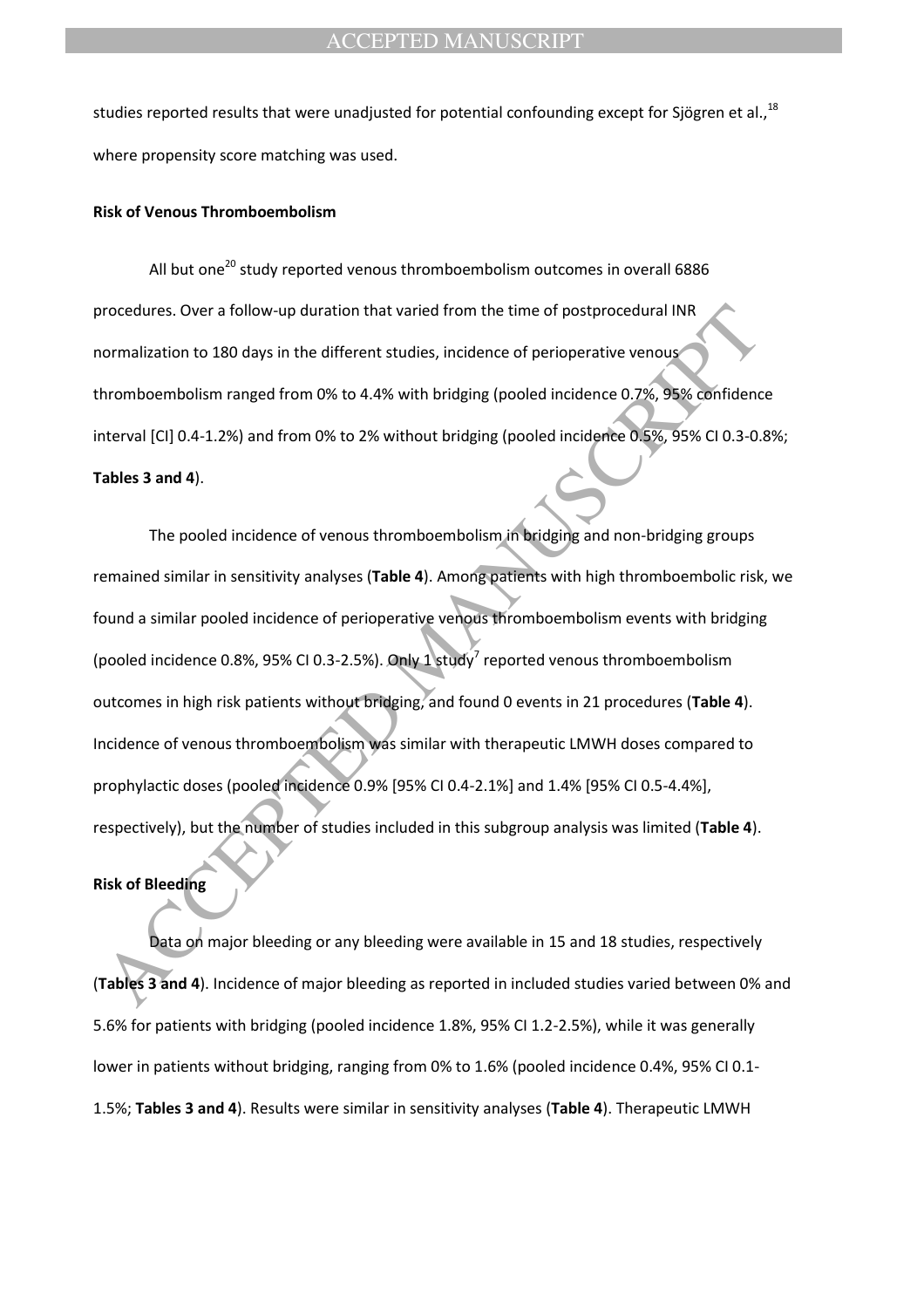studies reported results that were unadjusted for potential confounding except for Sjögren et al.,[18] where propensity score matching was used.

**Risk of Venous Thromboembolism**

All but one[20] study reported venous thromboembolism outcomes in overall 6886 procedures. Over a follow-up duration that varied from the time of postprocedural INR normalization to 180 days in the different studies, incidence of perioperative venous thromboembolism ranged from 0% to 4.4% with bridging (pooled incidence 0.7%, 95% confidence interval [CI] 0.4-1.2%) and from 0% to 2% without bridging (pooled incidence 0.5%, 95% CI 0.3-0.8%; **Tables 3 and 4**).

The pooled incidence of venous thromboembolism in bridging and non-bridging groups remained similar in sensitivity analyses (**Table 4**). Among patients with high thromboembolic risk, we found a similar pooled incidence of perioperative venous thromboembolism events with bridging (pooled incidence 0.8%, 95% CI 0.3-2.5%). Only 1 study[7] reported venous thromboembolism outcomes in high risk patients without bridging, and found 0 events in 21 procedures (**Table 4**). Incidence of venous thromboembolism was similar with therapeutic LMWH doses compared to prophylactic doses (pooled incidence 0.9% [95% CI 0.4-2.1%] and 1.4% [95% CI 0.5-4.4%], respectively), but the number of studies included in this subgroup analysis was limited (**Table 4**).

**Risk of Bleeding**

Data on major bleeding or any bleeding were available in 15 and 18 studies, respectively (**Tables 3 and 4**). Incidence of major bleeding as reported in included studies varied between 0% and 5.6% for patients with bridging (pooled incidence 1.8%, 95% CI 1.2-2.5%), while it was generally lower in patients without bridging, ranging from 0% to 1.6% (pooled incidence 0.4%, 95% CI 0.1-1.5%; **Tables 3 and 4**). Results were similar in sensitivity analyses (**Table 4**). Therapeutic LMWH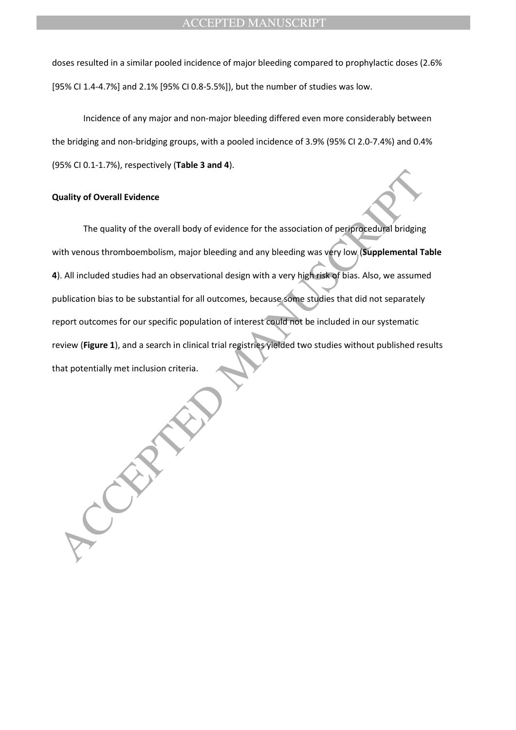doses resulted in a similar pooled incidence of major bleeding compared to prophylactic doses (2.6% [95% CI 1.4-4.7%] and 2.1% [95% CI 0.8-5.5%]), but the number of studies was low.

Incidence of any major and non-major bleeding differed even more considerably between the bridging and non-bridging groups, with a pooled incidence of 3.9% (95% CI 2.0-7.4%) and 0.4% (95% CI 0.1-1.7%), respectively (**Table 3 and 4**).

**Quality of Overall Evidence**

The quality of the overall body of evidence for the association of periprocedural bridging with venous thromboembolism, major bleeding and any bleeding was very low (**Supplemental Table 4**). All included studies had an observational design with a very high risk of bias. Also, we assumed publication bias to be substantial for all outcomes, because some studies that did not separately report outcomes for our specific population of interest could not be included in our systematic review (**Figure 1**), and a search in clinical trial registries yielded two studies without published results that potentially met inclusion criteria.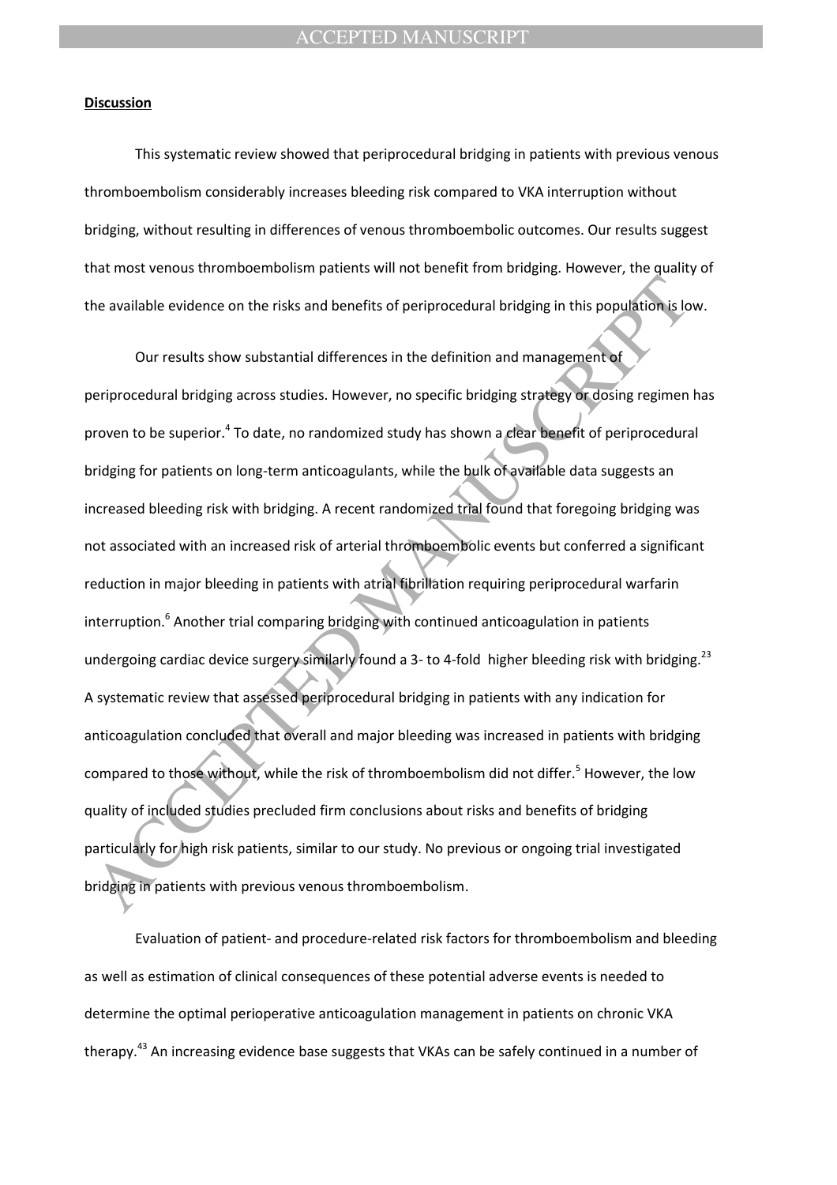**Discussion**

This systematic review showed that periprocedural bridging in patients with previous venous thromboembolism considerably increases bleeding risk compared to VKA interruption without bridging, without resulting in differences of venous thromboembolic outcomes. Our results suggest that most venous thromboembolism patients will not benefit from bridging. However, the quality of the available evidence on the risks and benefits of periprocedural bridging in this population is low.

Our results show substantial differences in the definition and management of periprocedural bridging across studies. However, no specific bridging strategy or dosing regimen has proven to be superior.[4] To date, no randomized study has shown a clear benefit of periprocedural bridging for patients on long-term anticoagulants, while the bulk of available data suggests an increased bleeding risk with bridging. A recent randomized trial found that foregoing bridging was not associated with an increased risk of arterial thromboembolic events but conferred a significant reduction in major bleeding in patients with atrial fibrillation requiring periprocedural warfarin interruption.[6] Another trial comparing bridging with continued anticoagulation in patients undergoing cardiac device surgery similarly found a 3- to 4-fold higher bleeding risk with bridging.[23] A systematic review that assessed periprocedural bridging in patients with any indication for anticoagulation concluded that overall and major bleeding was increased in patients with bridging compared to those without, while the risk of thromboembolism did not differ.[5] However, the low quality of included studies precluded firm conclusions about risks and benefits of bridging particularly for high risk patients, similar to our study. No previous or ongoing trial investigated bridging in patients with previous venous thromboembolism.

Evaluation of patient- and procedure-related risk factors for thromboembolism and bleeding as well as estimation of clinical consequences of these potential adverse events is needed to determine the optimal perioperative anticoagulation management in patients on chronic VKA therapy.[43] An increasing evidence base suggests that VKAs can be safely continued in a number of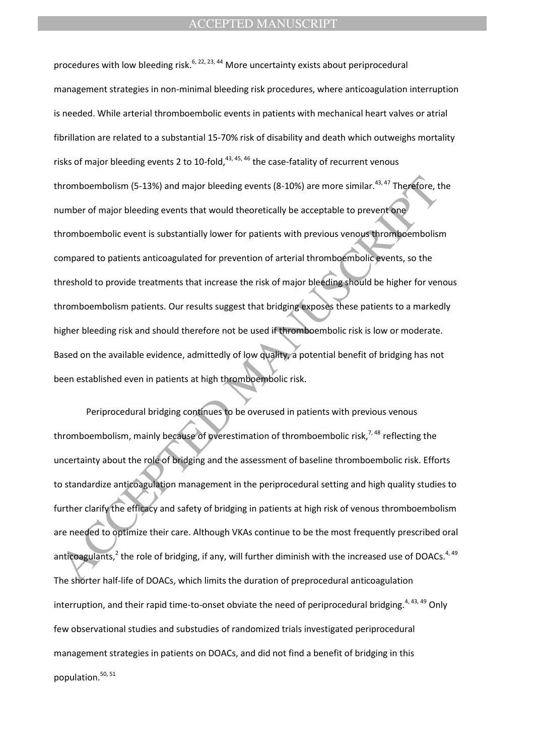procedures with low bleeding risk.[6, 22, 23, 44] More uncertainty exists about periprocedural management strategies in non-minimal bleeding risk procedures, where anticoagulation interruption is needed. While arterial thromboembolic events in patients with mechanical heart valves or atrial fibrillation are related to a substantial 15-70% risk of disability and death which outweighs mortality risks of major bleeding events 2 to 10-fold,[43, 45, 46] the case-fatality of recurrent venous thromboembolism (5-13%) and major bleeding events (8-10%) are more similar.[43, 47] Therefore, the number of major bleeding events that would theoretically be acceptable to prevent one thromboembolic event is substantially lower for patients with previous venous thromboembolism compared to patients anticoagulated for prevention of arterial thromboembolic events, so the threshold to provide treatments that increase the risk of major bleeding should be higher for venous thromboembolism patients. Our results suggest that bridging exposes these patients to a markedly higher bleeding risk and should therefore not be used if thromboembolic risk is low or moderate. Based on the available evidence, admittedly of low quality, a potential benefit of bridging has not been established even in patients at high thromboembolic risk.

Periprocedural bridging continues to be overused in patients with previous venous thromboembolism, mainly because of overestimation of thromboembolic risk,[7, 48] reflecting the uncertainty about the role of bridging and the assessment of baseline thromboembolic risk. Efforts to standardize anticoagulation management in the periprocedural setting and high quality studies to further clarify the efficacy and safety of bridging in patients at high risk of venous thromboembolism are needed to optimize their care. Although VKAs continue to be the most frequently prescribed oral anticoagulants,[2] the role of bridging, if any, will further diminish with the increased use of DOACs.[4, 49] The shorter half-life of DOACs, which limits the duration of preprocedural anticoagulation interruption, and their rapid time-to-onset obviate the need of periprocedural bridging.[4, 43, 49] Only few observational studies and substudies of randomized trials investigated periprocedural management strategies in patients on DOACs, and did not find a benefit of bridging in this population.[50, 51]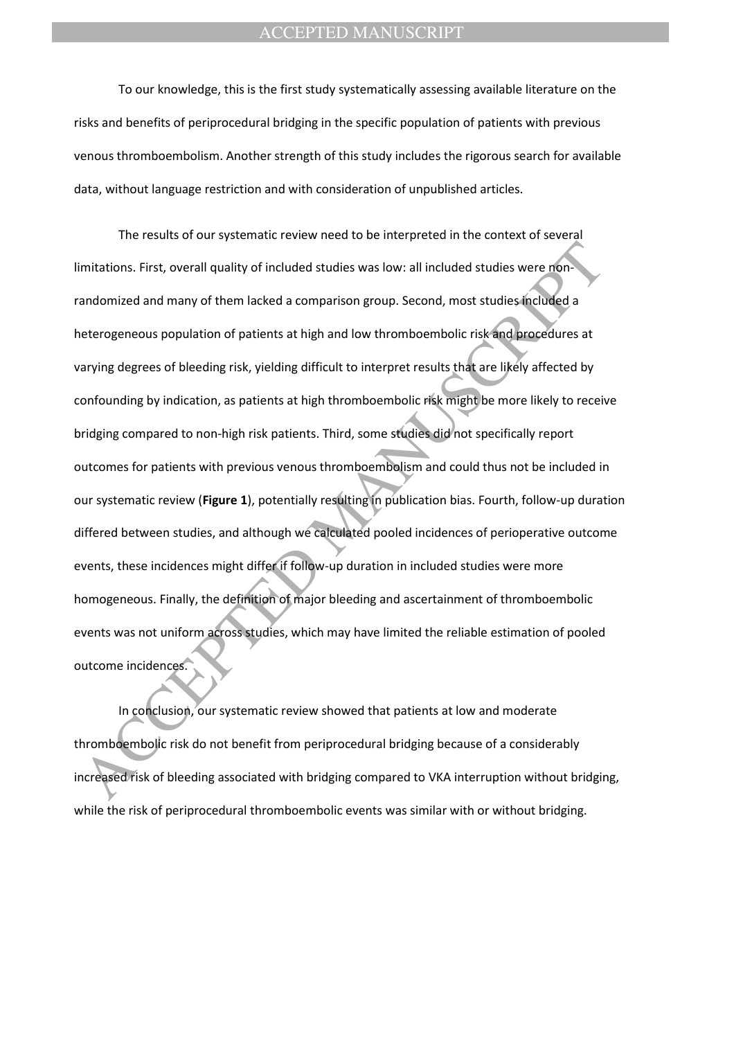To our knowledge, this is the first study systematically assessing available literature on the risks and benefits of periprocedural bridging in the specific population of patients with previous venous thromboembolism. Another strength of this study includes the rigorous search for available data, without language restriction and with consideration of unpublished articles.

The results of our systematic review need to be interpreted in the context of several limitations. First, overall quality of included studies was low: all included studies were non-randomized and many of them lacked a comparison group. Second, most studies included a heterogeneous population of patients at high and low thromboembolic risk and procedures at varying degrees of bleeding risk, yielding difficult to interpret results that are likely affected by confounding by indication, as patients at high thromboembolic risk might be more likely to receive bridging compared to non-high risk patients. Third, some studies did not specifically report outcomes for patients with previous venous thromboembolism and could thus not be included in our systematic review (**Figure 1**), potentially resulting in publication bias. Fourth, follow-up duration differed between studies, and although we calculated pooled incidences of perioperative outcome events, these incidences might differ if follow-up duration in included studies were more homogeneous. Finally, the definition of major bleeding and ascertainment of thromboembolic events was not uniform across studies, which may have limited the reliable estimation of pooled outcome incidences.

In conclusion, our systematic review showed that patients at low and moderate thromboembolic risk do not benefit from periprocedural bridging because of a considerably increased risk of bleeding associated with bridging compared to VKA interruption without bridging, while the risk of periprocedural thromboembolic events was similar with or without bridging.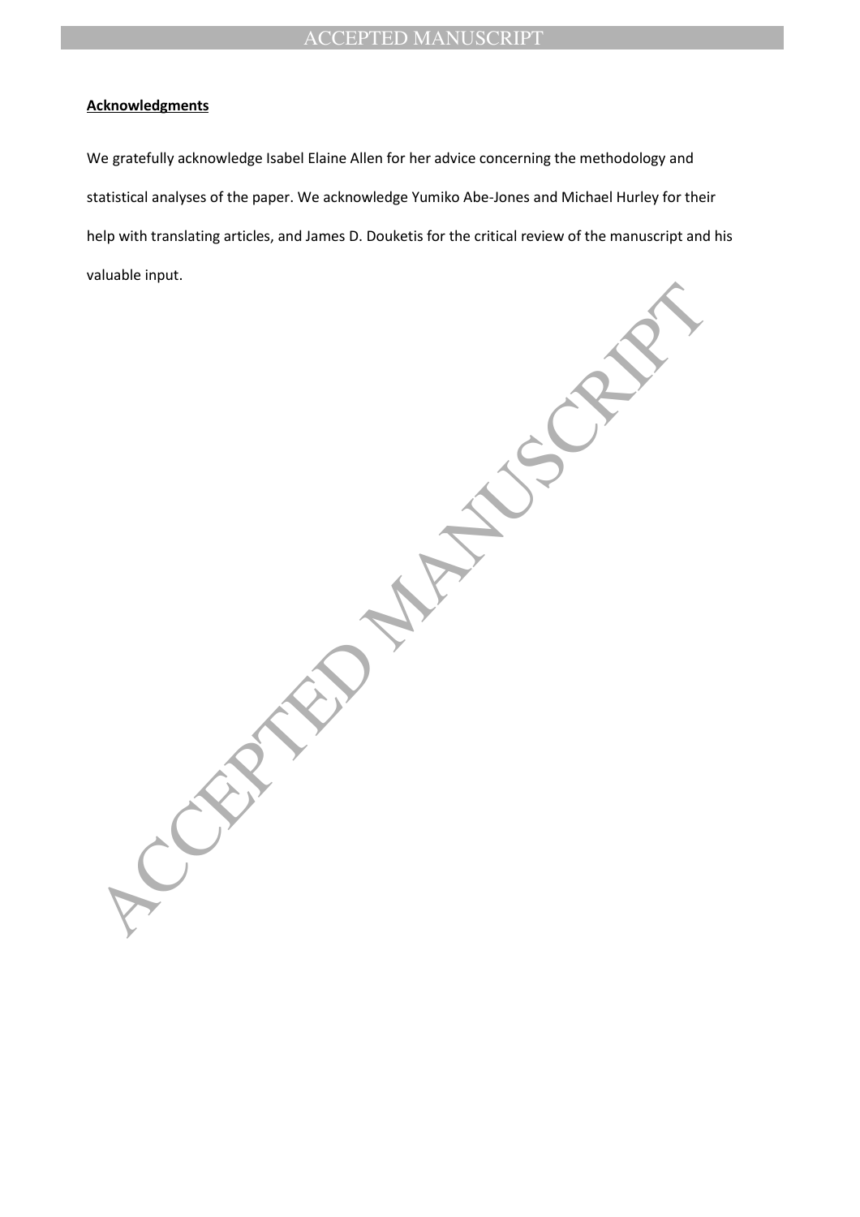**Acknowledgments**

We gratefully acknowledge Isabel Elaine Allen for her advice concerning the methodology and statistical analyses of the paper. We acknowledge Yumiko Abe-Jones and Michael Hurley for their help with translating articles, and James D. Douketis for the critical review of the manuscript and his valuable input.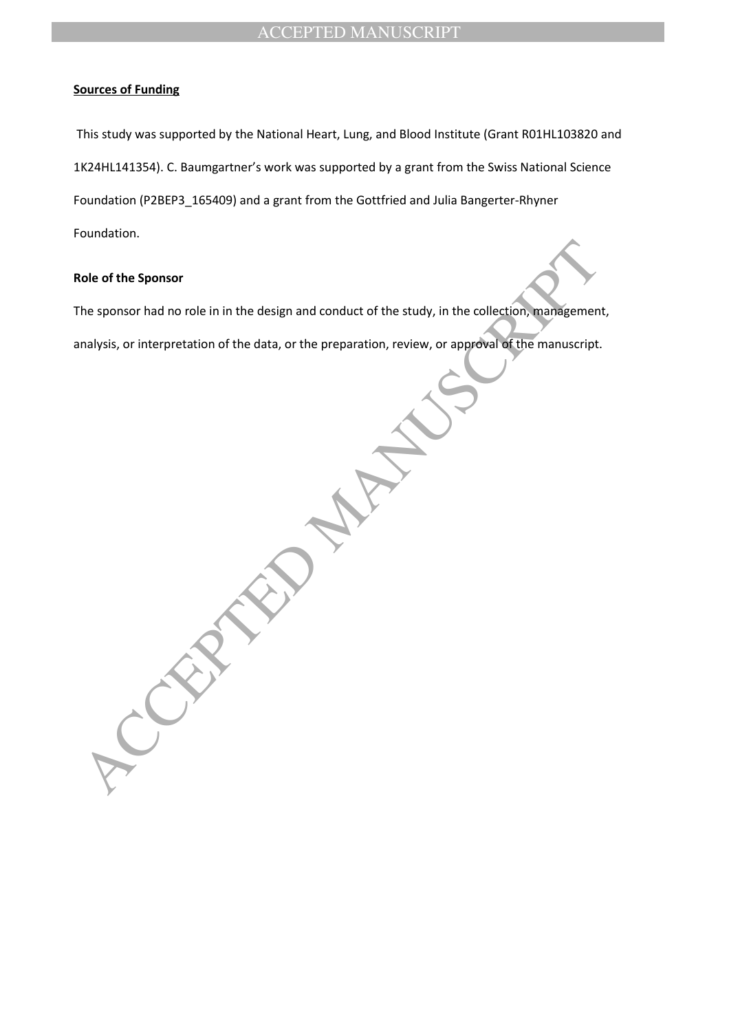**Sources of Funding**

This study was supported by the National Heart, Lung, and Blood Institute (Grant R01HL103820 and 1K24HL141354). C. Baumgartner's work was supported by a grant from the Swiss National Science Foundation (P2BEP3_165409) and a grant from the Gottfried and Julia Bangerter-Rhyner Foundation.

**Role of the Sponsor**

The sponsor had no role in in the design and conduct of the study, in the collection, management, analysis, or interpretation of the data, or the preparation, review, or approval of the manuscript.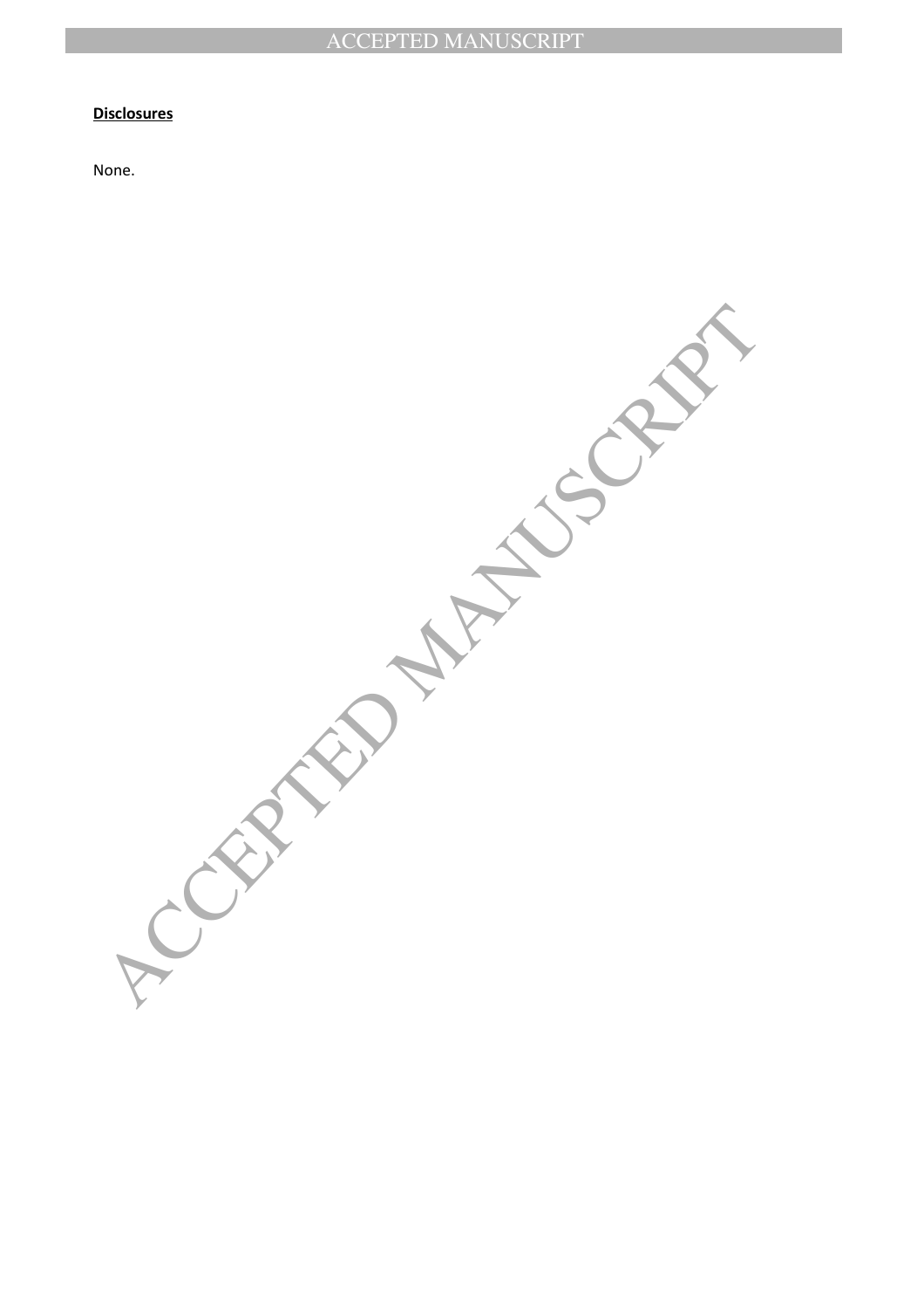**Disclosures**

None.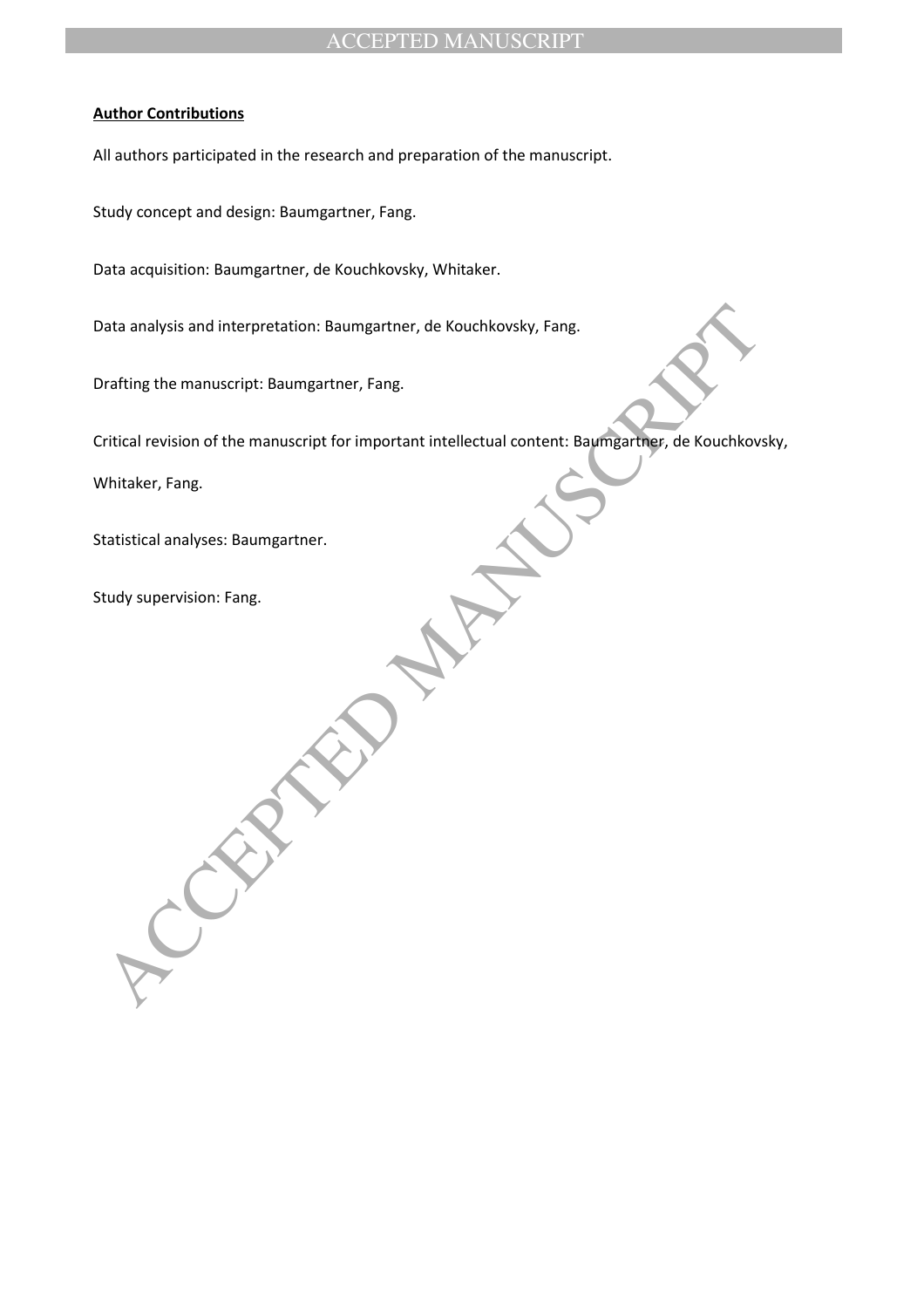**Author Contributions**

All authors participated in the research and preparation of the manuscript.

Study concept and design: Baumgartner, Fang.

Data acquisition: Baumgartner, de Kouchkovsky, Whitaker.

Data analysis and interpretation: Baumgartner, de Kouchkovsky, Fang.

Drafting the manuscript: Baumgartner, Fang.

Critical revision of the manuscript for important intellectual content: Baumgartner, de Kouchkovsky, Whitaker, Fang.

Statistical analyses: Baumgartner.

Study supervision: Fang.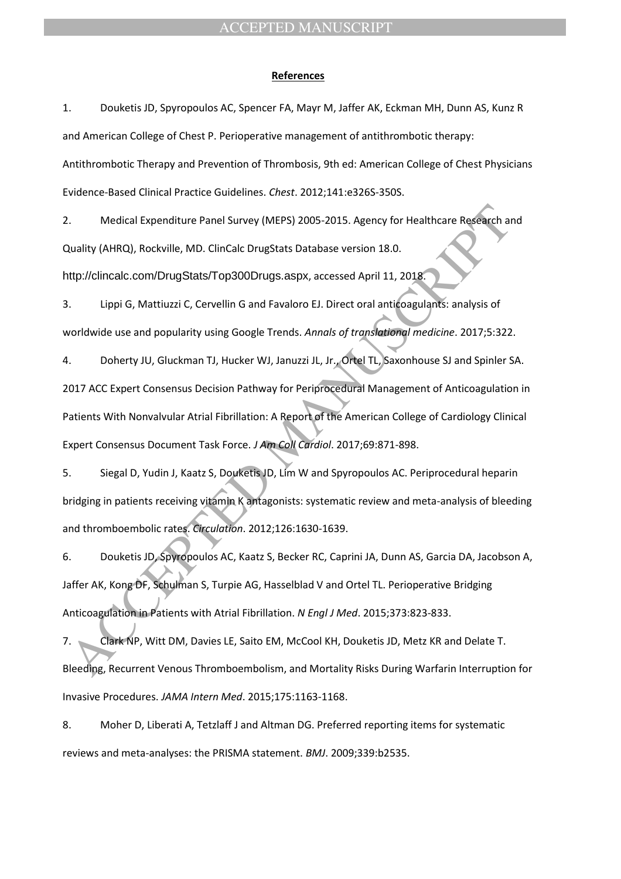**References**

1. Douketis JD, Spyropoulos AC, Spencer FA, Mayr M, Jaffer AK, Eckman MH, Dunn AS, Kunz R and American College of Chest P. Perioperative management of antithrombotic therapy: Antithrombotic Therapy and Prevention of Thrombosis, 9th ed: American College of Chest Physicians Evidence-Based Clinical Practice Guidelines. *Chest*. 2012;141:e326S-350S.

2. Medical Expenditure Panel Survey (MEPS) 2005-2015. Agency for Healthcare Research and Quality (AHRQ), Rockville, MD. ClinCalc DrugStats Database version 18.0. http://clincalc.com/DrugStats/Top300Drugs.aspx, accessed April 11, 2018.

3. Lippi G, Mattiuzzi C, Cervellin G and Favaloro EJ. Direct oral anticoagulants: analysis of worldwide use and popularity using Google Trends. *Annals of translational medicine*. 2017;5:322.

4. Doherty JU, Gluckman TJ, Hucker WJ, Januzzi JL, Jr., Ortel TL, Saxonhouse SJ and Spinler SA. 2017 ACC Expert Consensus Decision Pathway for Periprocedural Management of Anticoagulation in Patients With Nonvalvular Atrial Fibrillation: A Report of the American College of Cardiology Clinical Expert Consensus Document Task Force. *J Am Coll Cardiol*. 2017;69:871-898.

5. Siegal D, Yudin J, Kaatz S, Douketis JD, Lim W and Spyropoulos AC. Periprocedural heparin bridging in patients receiving vitamin K antagonists: systematic review and meta-analysis of bleeding and thromboembolic rates. *Circulation*. 2012;126:1630-1639.

6. Douketis JD, Spyropoulos AC, Kaatz S, Becker RC, Caprini JA, Dunn AS, Garcia DA, Jacobson A, Jaffer AK, Kong DF, Schulman S, Turpie AG, Hasselblad V and Ortel TL. Perioperative Bridging Anticoagulation in Patients with Atrial Fibrillation. *N Engl J Med*. 2015;373:823-833.

7. Clark NP, Witt DM, Davies LE, Saito EM, McCool KH, Douketis JD, Metz KR and Delate T. Bleeding, Recurrent Venous Thromboembolism, and Mortality Risks During Warfarin Interruption for Invasive Procedures. *JAMA Intern Med*. 2015;175:1163-1168.

8. Moher D, Liberati A, Tetzlaff J and Altman DG. Preferred reporting items for systematic reviews and meta-analyses: the PRISMA statement. *BMJ*. 2009;339:b2535.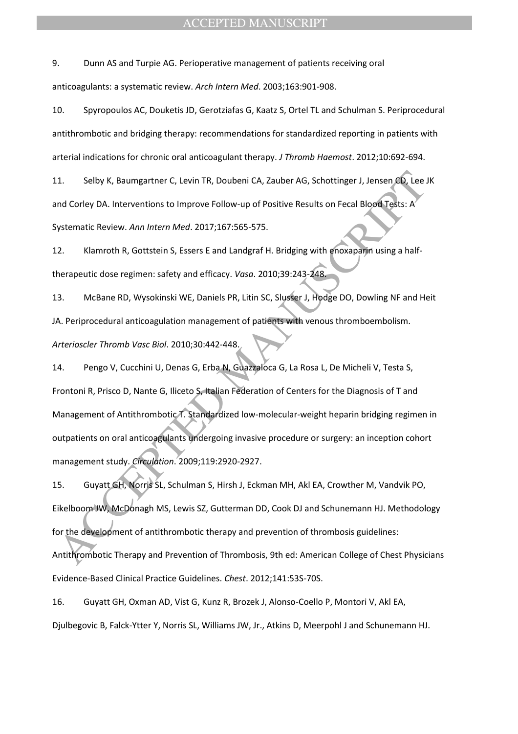9. Dunn AS and Turpie AG. Perioperative management of patients receiving oral anticoagulants: a systematic review. *Arch Intern Med*. 2003;163:901-908.

10. Spyropoulos AC, Douketis JD, Gerotziafas G, Kaatz S, Ortel TL and Schulman S. Periprocedural antithrombotic and bridging therapy: recommendations for standardized reporting in patients with arterial indications for chronic oral anticoagulant therapy. *J Thromb Haemost*. 2012;10:692-694.

11. Selby K, Baumgartner C, Levin TR, Doubeni CA, Zauber AG, Schottinger J, Jensen CD, Lee JK and Corley DA. Interventions to Improve Follow-up of Positive Results on Fecal Blood Tests: A Systematic Review. *Ann Intern Med*. 2017;167:565-575.

12. Klamroth R, Gottstein S, Essers E and Landgraf H. Bridging with enoxaparin using a half-therapeutic dose regimen: safety and efficacy. *Vasa*. 2010;39:243-248.

13. McBane RD, Wysokinski WE, Daniels PR, Litin SC, Slusser J, Hodge DO, Dowling NF and Heit JA. Periprocedural anticoagulation management of patients with venous thromboembolism. *Arterioscler Thromb Vasc Biol*. 2010;30:442-448.

14. Pengo V, Cucchini U, Denas G, Erba N, Guazzaloca G, La Rosa L, De Micheli V, Testa S, Frontoni R, Prisco D, Nante G, Iliceto S, Italian Federation of Centers for the Diagnosis of T and Management of Antithrombotic T. Standardized low-molecular-weight heparin bridging regimen in outpatients on oral anticoagulants undergoing invasive procedure or surgery: an inception cohort management study. *Circulation*. 2009;119:2920-2927.

15. Guyatt GH, Norris SL, Schulman S, Hirsh J, Eckman MH, Akl EA, Crowther M, Vandvik PO, Eikelboom JW, McDonagh MS, Lewis SZ, Gutterman DD, Cook DJ and Schunemann HJ. Methodology for the development of antithrombotic therapy and prevention of thrombosis guidelines: Antithrombotic Therapy and Prevention of Thrombosis, 9th ed: American College of Chest Physicians Evidence-Based Clinical Practice Guidelines. *Chest*. 2012;141:53S-70S.

16. Guyatt GH, Oxman AD, Vist G, Kunz R, Brozek J, Alonso-Coello P, Montori V, Akl EA, Djulbegovic B, Falck-Ytter Y, Norris SL, Williams JW, Jr., Atkins D, Meerpohl J and Schunemann HJ.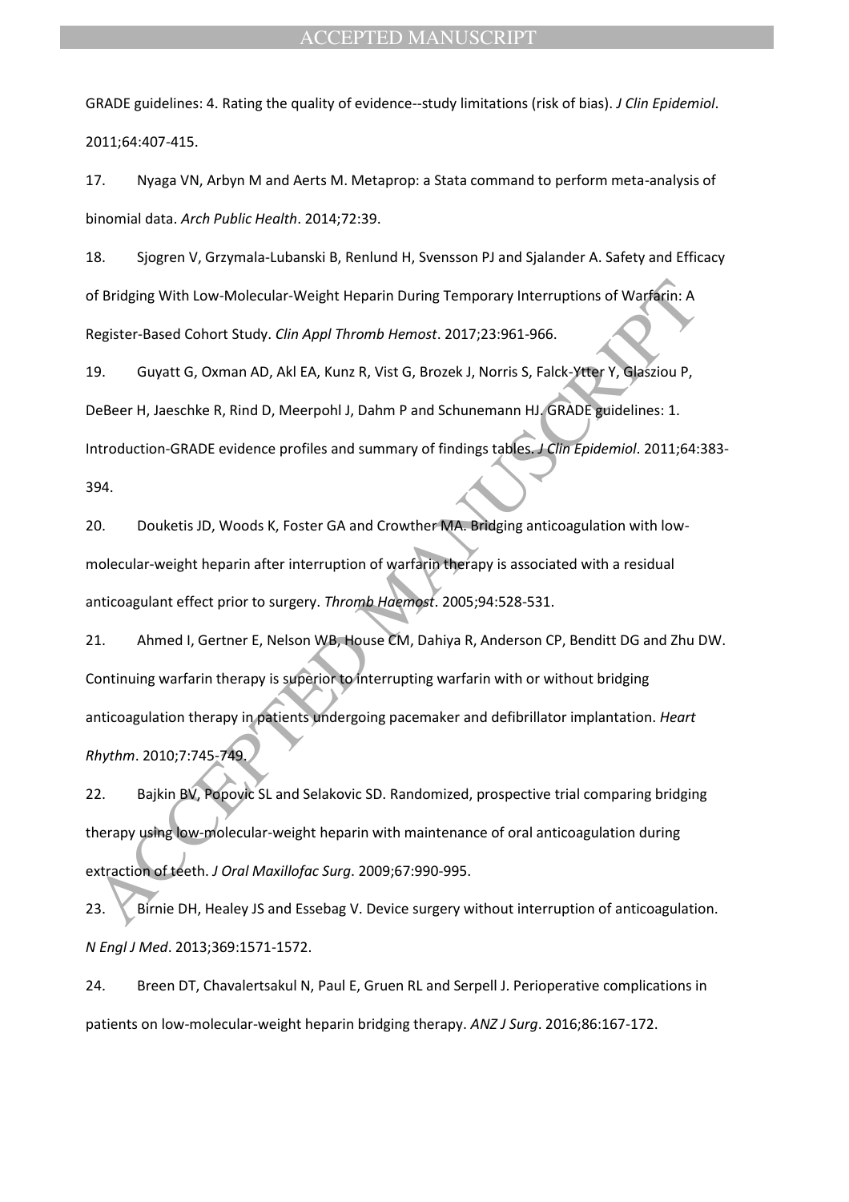GRADE guidelines: 4. Rating the quality of evidence--study limitations (risk of bias). *J Clin Epidemiol*. 2011;64:407-415.

17. Nyaga VN, Arbyn M and Aerts M. Metaprop: a Stata command to perform meta-analysis of binomial data. *Arch Public Health*. 2014;72:39.

18. Sjogren V, Grzymala-Lubanski B, Renlund H, Svensson PJ and Sjalander A. Safety and Efficacy of Bridging With Low-Molecular-Weight Heparin During Temporary Interruptions of Warfarin: A Register-Based Cohort Study. *Clin Appl Thromb Hemost*. 2017;23:961-966.

19. Guyatt G, Oxman AD, Akl EA, Kunz R, Vist G, Brozek J, Norris S, Falck-Ytter Y, Glasziou P, DeBeer H, Jaeschke R, Rind D, Meerpohl J, Dahm P and Schunemann HJ. GRADE guidelines: 1. Introduction-GRADE evidence profiles and summary of findings tables. *J Clin Epidemiol*. 2011;64:383-394.

20. Douketis JD, Woods K, Foster GA and Crowther MA. Bridging anticoagulation with low-molecular-weight heparin after interruption of warfarin therapy is associated with a residual anticoagulant effect prior to surgery. *Thromb Haemost*. 2005;94:528-531.

21. Ahmed I, Gertner E, Nelson WB, House CM, Dahiya R, Anderson CP, Benditt DG and Zhu DW. Continuing warfarin therapy is superior to interrupting warfarin with or without bridging anticoagulation therapy in patients undergoing pacemaker and defibrillator implantation. *Heart Rhythm*. 2010;7:745-749.

22. Bajkin BV, Popovic SL and Selakovic SD. Randomized, prospective trial comparing bridging therapy using low-molecular-weight heparin with maintenance of oral anticoagulation during extraction of teeth. *J Oral Maxillofac Surg*. 2009;67:990-995.

23. Birnie DH, Healey JS and Essebag V. Device surgery without interruption of anticoagulation. *N Engl J Med*. 2013;369:1571-1572.

24. Breen DT, Chavalertsakul N, Paul E, Gruen RL and Serpell J. Perioperative complications in patients on low-molecular-weight heparin bridging therapy. *ANZ J Surg*. 2016;86:167-172.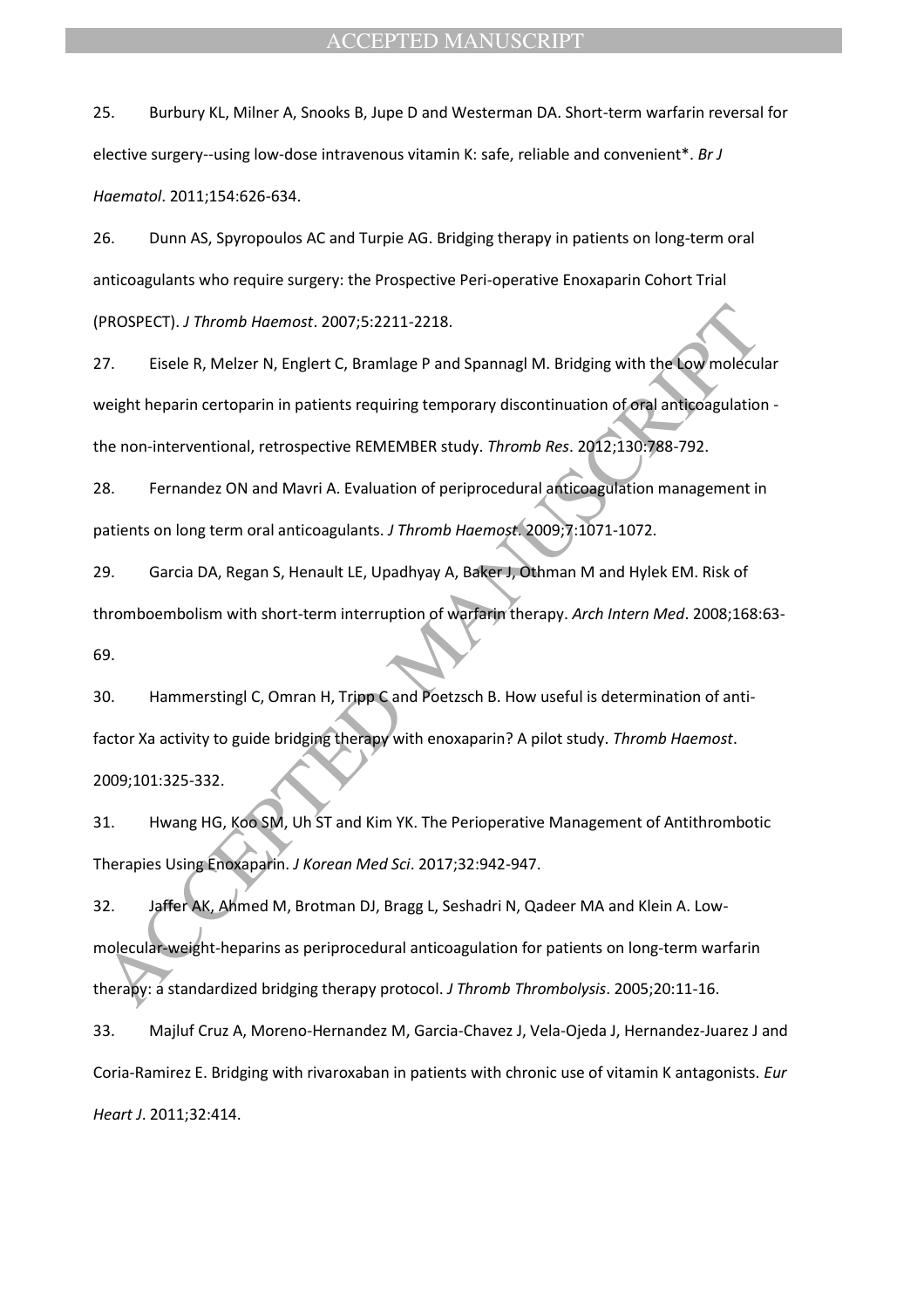25. Burbury KL, Milner A, Snooks B, Jupe D and Westerman DA. Short-term warfarin reversal for elective surgery--using low-dose intravenous vitamin K: safe, reliable and convenient*. *Br J Haematol*. 2011;154:626-634.

26. Dunn AS, Spyropoulos AC and Turpie AG. Bridging therapy in patients on long-term oral anticoagulants who require surgery: the Prospective Peri-operative Enoxaparin Cohort Trial (PROSPECT). *J Thromb Haemost*. 2007;5:2211-2218.

27. Eisele R, Melzer N, Englert C, Bramlage P and Spannagl M. Bridging with the Low molecular weight heparin certoparin in patients requiring temporary discontinuation of oral anticoagulation - the non-interventional, retrospective REMEMBER study. *Thromb Res*. 2012;130:788-792.

28. Fernandez ON and Mavri A. Evaluation of periprocedural anticoagulation management in patients on long term oral anticoagulants. *J Thromb Haemost*. 2009;7:1071-1072.

29. Garcia DA, Regan S, Henault LE, Upadhyay A, Baker J, Othman M and Hylek EM. Risk of thromboembolism with short-term interruption of warfarin therapy. *Arch Intern Med*. 2008;168:63-69.

30. Hammerstingl C, Omran H, Tripp C and Poetzsch B. How useful is determination of anti-factor Xa activity to guide bridging therapy with enoxaparin? A pilot study. *Thromb Haemost*. 2009;101:325-332.

31. Hwang HG, Koo SM, Uh ST and Kim YK. The Perioperative Management of Antithrombotic Therapies Using Enoxaparin. *J Korean Med Sci*. 2017;32:942-947.

32. Jaffer AK, Ahmed M, Brotman DJ, Bragg L, Seshadri N, Qadeer MA and Klein A. Low-molecular-weight-heparins as periprocedural anticoagulation for patients on long-term warfarin therapy: a standardized bridging therapy protocol. *J Thromb Thrombolysis*. 2005;20:11-16.

33. Majluf Cruz A, Moreno-Hernandez M, Garcia-Chavez J, Vela-Ojeda J, Hernandez-Juarez J and Coria-Ramirez E. Bridging with rivaroxaban in patients with chronic use of vitamin K antagonists. *Eur Heart J*. 2011;32:414.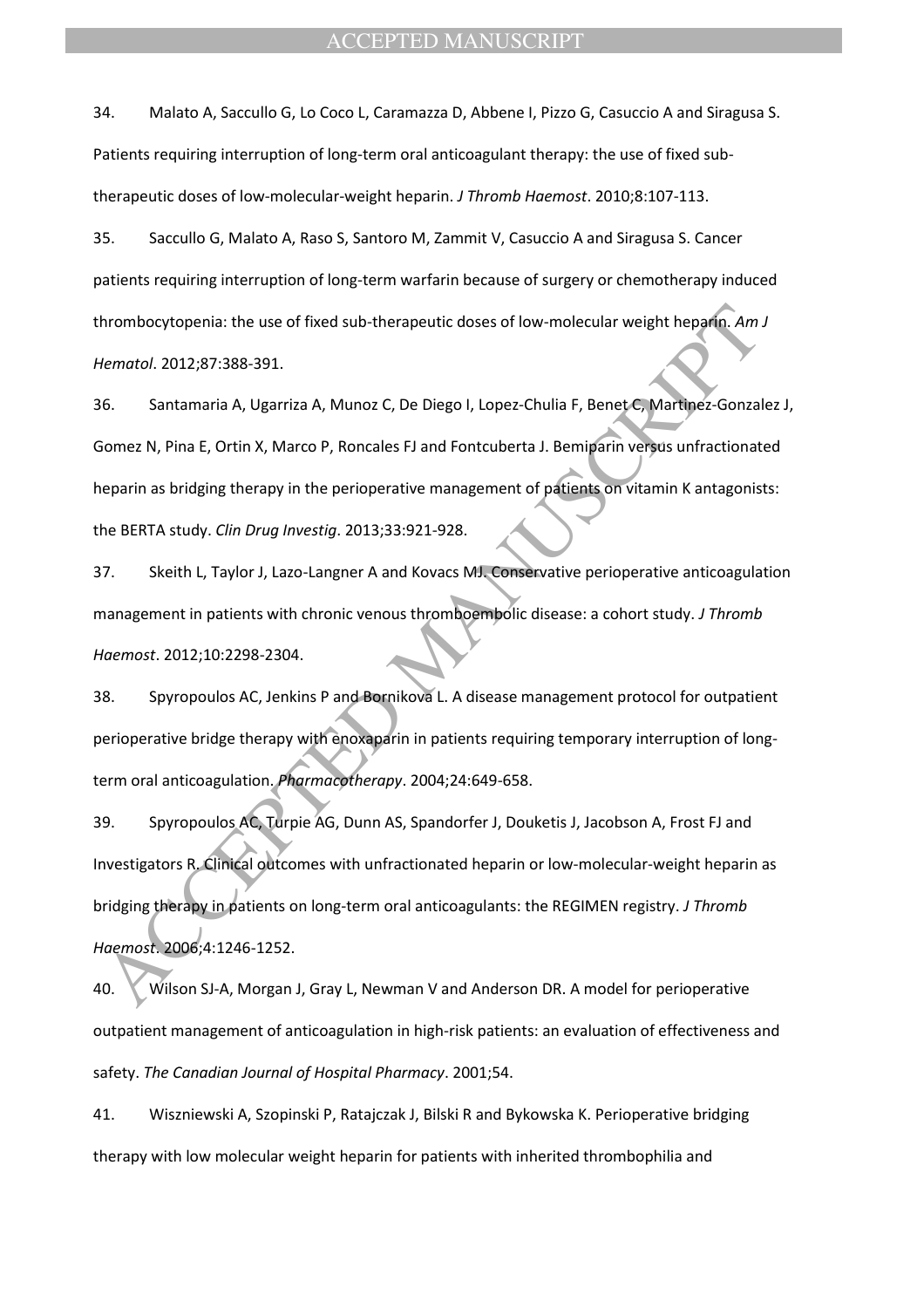34. Malato A, Saccullo G, Lo Coco L, Caramazza D, Abbene I, Pizzo G, Casuccio A and Siragusa S. Patients requiring interruption of long-term oral anticoagulant therapy: the use of fixed sub-therapeutic doses of low-molecular-weight heparin. *J Thromb Haemost*. 2010;8:107-113.

35. Saccullo G, Malato A, Raso S, Santoro M, Zammit V, Casuccio A and Siragusa S. Cancer patients requiring interruption of long-term warfarin because of surgery or chemotherapy induced thrombocytopenia: the use of fixed sub-therapeutic doses of low-molecular weight heparin. *Am J Hematol*. 2012;87:388-391.

36. Santamaria A, Ugarriza A, Munoz C, De Diego I, Lopez-Chulia F, Benet C, Martinez-Gonzalez J, Gomez N, Pina E, Ortin X, Marco P, Roncales FJ and Fontcuberta J. Bemiparin versus unfractionated heparin as bridging therapy in the perioperative management of patients on vitamin K antagonists: the BERTA study. *Clin Drug Investig*. 2013;33:921-928.

37. Skeith L, Taylor J, Lazo-Langner A and Kovacs MJ. Conservative perioperative anticoagulation management in patients with chronic venous thromboembolic disease: a cohort study. *J Thromb Haemost*. 2012;10:2298-2304.

38. Spyropoulos AC, Jenkins P and Bornikova L. A disease management protocol for outpatient perioperative bridge therapy with enoxaparin in patients requiring temporary interruption of long-term oral anticoagulation. *Pharmacotherapy*. 2004;24:649-658.

39. Spyropoulos AC, Turpie AG, Dunn AS, Spandorfer J, Douketis J, Jacobson A, Frost FJ and Investigators R. Clinical outcomes with unfractionated heparin or low-molecular-weight heparin as bridging therapy in patients on long-term oral anticoagulants: the REGIMEN registry. *J Thromb Haemost*. 2006;4:1246-1252.

40. Wilson SJ-A, Morgan J, Gray L, Newman V and Anderson DR. A model for perioperative outpatient management of anticoagulation in high-risk patients: an evaluation of effectiveness and safety. *The Canadian Journal of Hospital Pharmacy*. 2001;54.

41. Wiszniewski A, Szopinski P, Ratajczak J, Bilski R and Bykowska K. Perioperative bridging therapy with low molecular weight heparin for patients with inherited thrombophilia and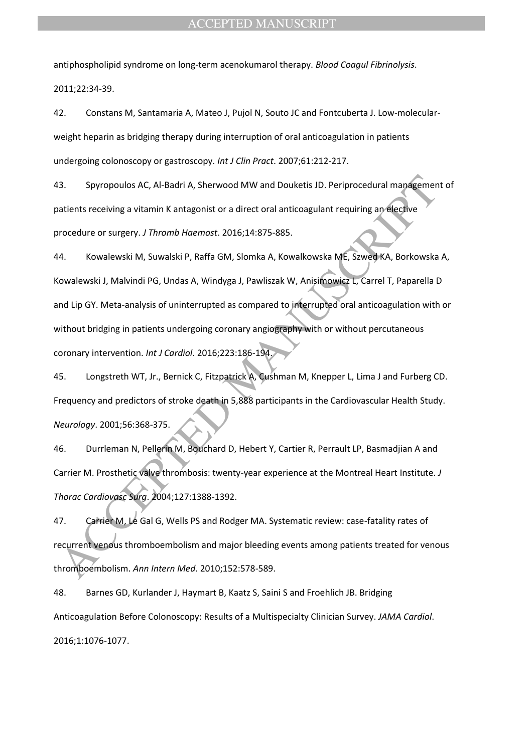antiphospholipid syndrome on long-term acenokumarol therapy. *Blood Coagul Fibrinolysis*. 2011;22:34-39.

42. Constans M, Santamaria A, Mateo J, Pujol N, Souto JC and Fontcuberta J. Low-molecular-weight heparin as bridging therapy during interruption of oral anticoagulation in patients undergoing colonoscopy or gastroscopy. *Int J Clin Pract*. 2007;61:212-217.

43. Spyropoulos AC, Al-Badri A, Sherwood MW and Douketis JD. Periprocedural management of patients receiving a vitamin K antagonist or a direct oral anticoagulant requiring an elective procedure or surgery. *J Thromb Haemost*. 2016;14:875-885.

44. Kowalewski M, Suwalski P, Raffa GM, Slomka A, Kowalkowska ME, Szwed KA, Borkowska A, Kowalewski J, Malvindi PG, Undas A, Windyga J, Pawliszak W, Anisimowicz L, Carrel T, Paparella D and Lip GY. Meta-analysis of uninterrupted as compared to interrupted oral anticoagulation with or without bridging in patients undergoing coronary angiography with or without percutaneous coronary intervention. *Int J Cardiol*. 2016;223:186-194.

45. Longstreth WT, Jr., Bernick C, Fitzpatrick A, Cushman M, Knepper L, Lima J and Furberg CD. Frequency and predictors of stroke death in 5,888 participants in the Cardiovascular Health Study. *Neurology*. 2001;56:368-375.

46. Durrleman N, Pellerin M, Bouchard D, Hebert Y, Cartier R, Perrault LP, Basmadjian A and Carrier M. Prosthetic valve thrombosis: twenty-year experience at the Montreal Heart Institute. *J Thorac Cardiovasc Surg*. 2004;127:1388-1392.

47. Carrier M, Le Gal G, Wells PS and Rodger MA. Systematic review: case-fatality rates of recurrent venous thromboembolism and major bleeding events among patients treated for venous thromboembolism. *Ann Intern Med*. 2010;152:578-589.

48. Barnes GD, Kurlander J, Haymart B, Kaatz S, Saini S and Froehlich JB. Bridging Anticoagulation Before Colonoscopy: Results of a Multispecialty Clinician Survey. *JAMA Cardiol*. 2016;1:1076-1077.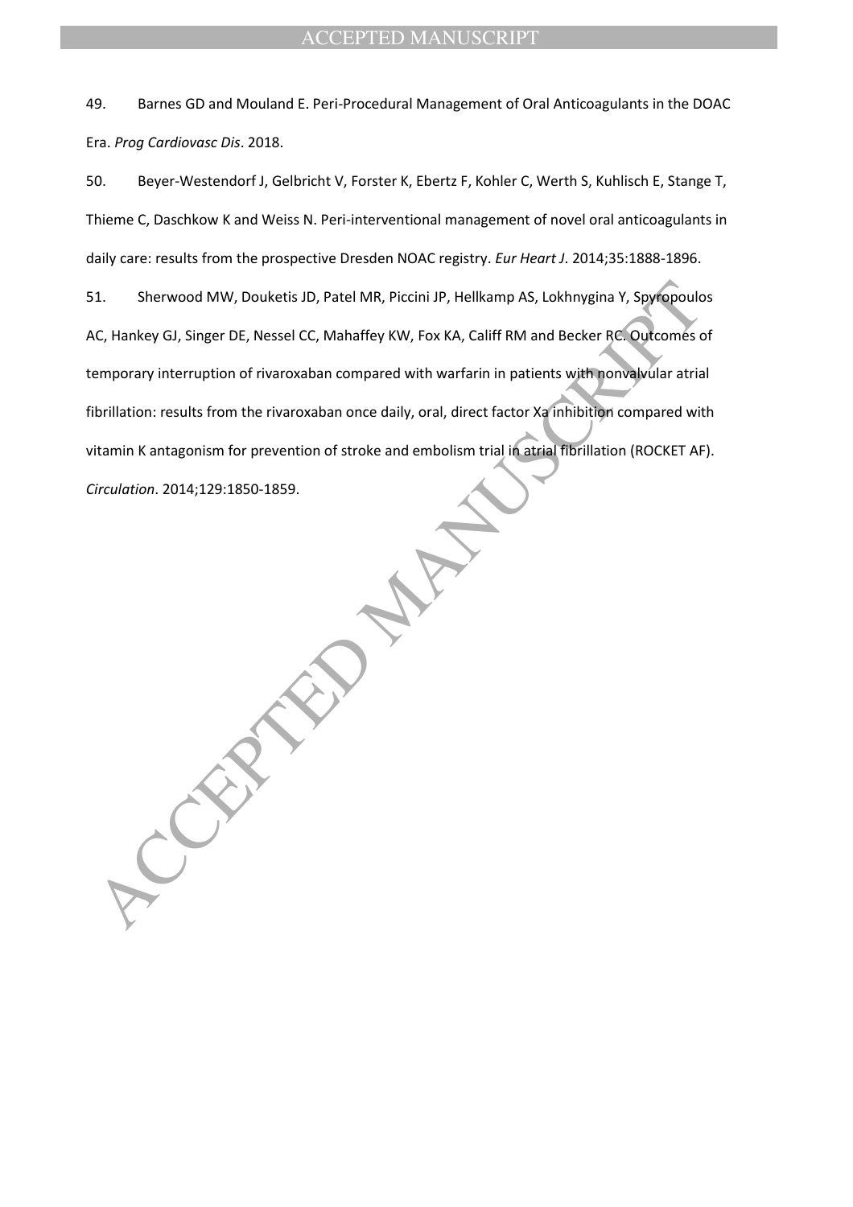49. Barnes GD and Mouland E. Peri-Procedural Management of Oral Anticoagulants in the DOAC Era. *Prog Cardiovasc Dis*. 2018.

50. Beyer-Westendorf J, Gelbricht V, Forster K, Ebertz F, Kohler C, Werth S, Kuhlisch E, Stange T, Thieme C, Daschkow K and Weiss N. Peri-interventional management of novel oral anticoagulants in daily care: results from the prospective Dresden NOAC registry. *Eur Heart J*. 2014;35:1888-1896.

51. Sherwood MW, Douketis JD, Patel MR, Piccini JP, Hellkamp AS, Lokhnygina Y, Spyropoulos AC, Hankey GJ, Singer DE, Nessel CC, Mahaffey KW, Fox KA, Califf RM and Becker RC. Outcomes of temporary interruption of rivaroxaban compared with warfarin in patients with nonvalvular atrial fibrillation: results from the rivaroxaban once daily, oral, direct factor Xa inhibition compared with vitamin K antagonism for prevention of stroke and embolism trial in atrial fibrillation (ROCKET AF). *Circulation*. 2014;129:1850-1859.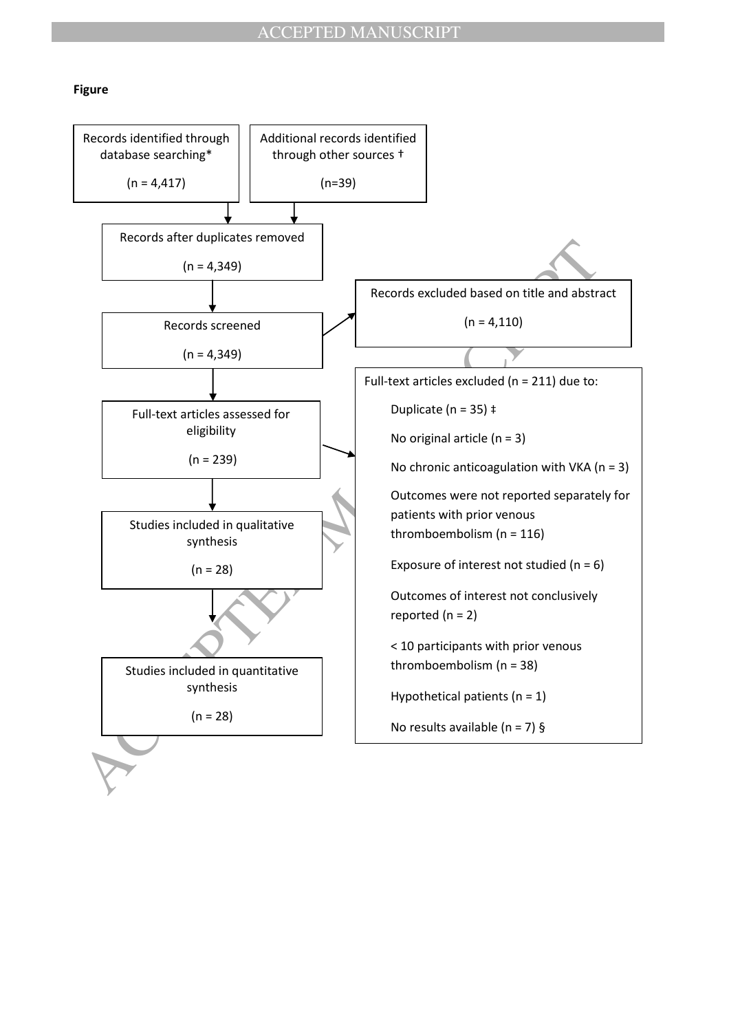**Figure**

Records identified through database searching*

(n = 4,417)

Additional records identified through other sources †

(n=39)

Records after duplicates removed

(n = 4,349)

Records screened

(n = 4,349)

Records excluded based on title and abstract

(n = 4,110)

Full-text articles assessed for eligibility

(n = 239)

Full-text articles excluded (n = 211) due to:

- Duplicate (n = 35) ‡
- No original article (n = 3)
- No chronic anticoagulation with VKA (n = 3)
- Outcomes were not reported separately for patients with prior venous thromboembolism (n = 116)
- Exposure of interest not studied (n = 6)
- Outcomes of interest not conclusively reported (n = 2)
- < 10 participants with prior venous thromboembolism (n = 38)
- Hypothetical patients (n = 1)
- No results available (n = 7) §

Studies included in qualitative synthesis

(n = 28)

Studies included in quantitative synthesis

(n = 28)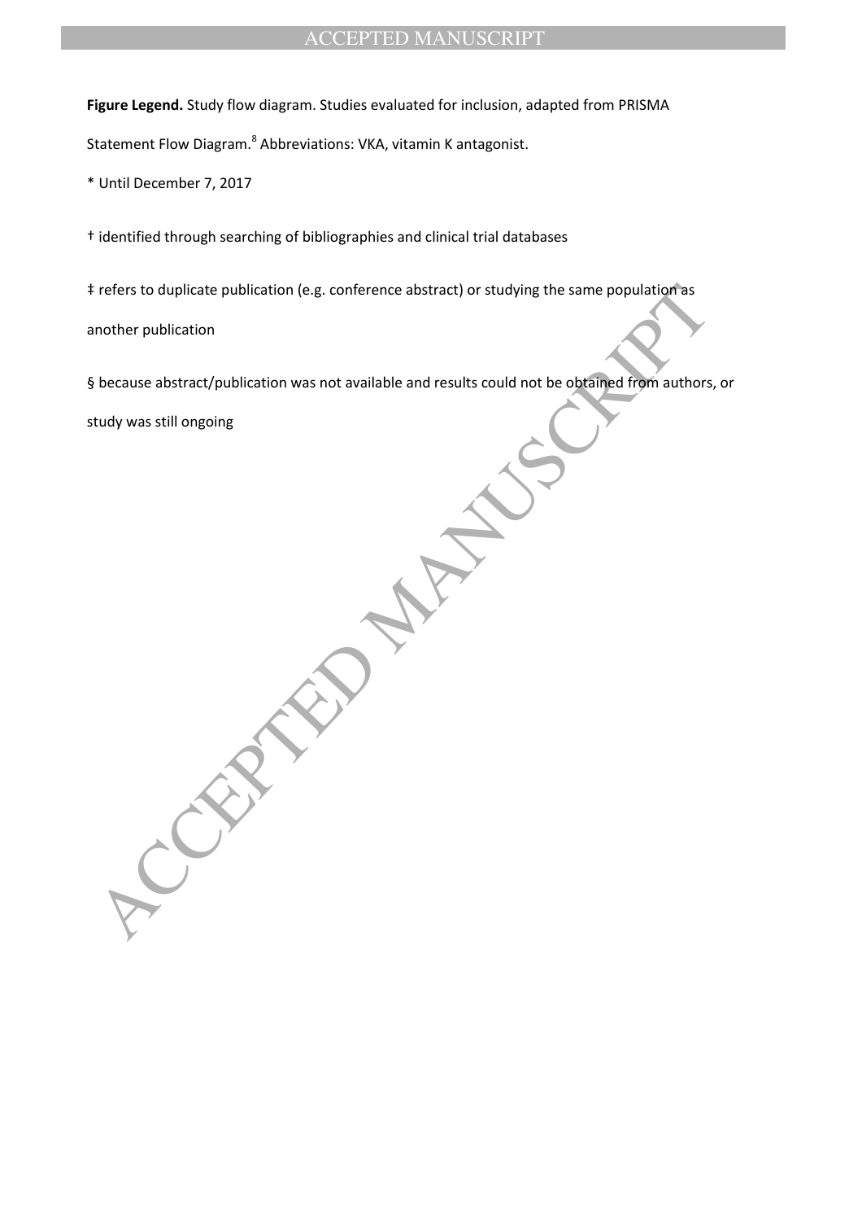**Figure Legend.** Study flow diagram. Studies evaluated for inclusion, adapted from PRISMA Statement Flow Diagram.[8] Abbreviations: VKA, vitamin K antagonist.

* Until December 7, 2017

† identified through searching of bibliographies and clinical trial databases

‡ refers to duplicate publication (e.g. conference abstract) or studying the same population as another publication

§ because abstract/publication was not available and results could not be obtained from authors, or study was still ongoing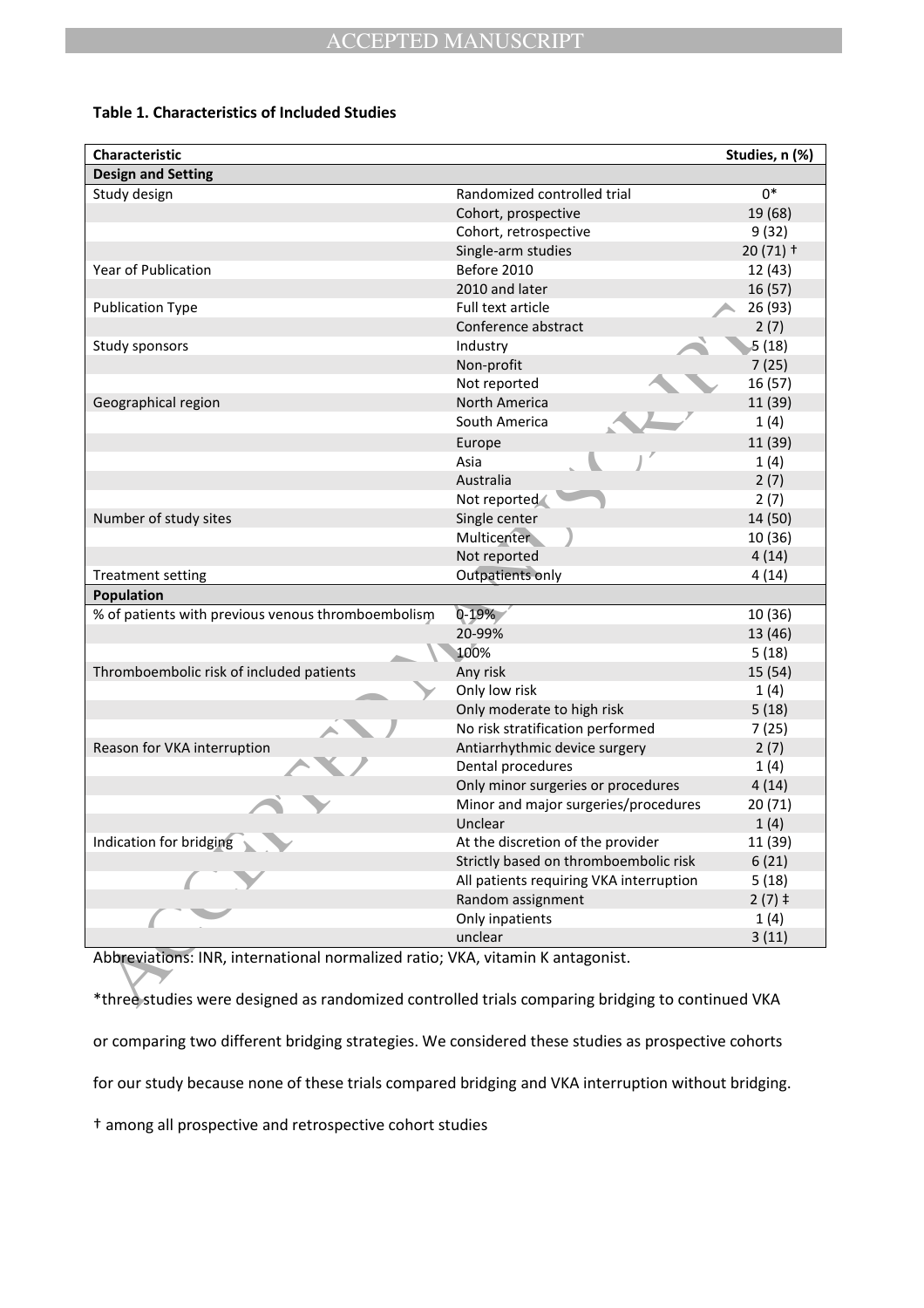**Table 1. Characteristics of Included Studies**

| Characteristic | | Studies, n (%) |
|---|---|---|
| **Design and Setting** | | |
| Study design | Randomized controlled trial | 0* |
| | Cohort, prospective | 19 (68) |
| | Cohort, retrospective | 9 (32) |
| | Single-arm studies | 20 (71) † |
| Year of Publication | Before 2010 | 12 (43) |
| | 2010 and later | 16 (57) |
| Publication Type | Full text article | 26 (93) |
| | Conference abstract | 2 (7) |
| Study sponsors | Industry | 5 (18) |
| | Non-profit | 7 (25) |
| | Not reported | 16 (57) |
| Geographical region | North America | 11 (39) |
| | South America | 1 (4) |
| | Europe | 11 (39) |
| | Asia | 1 (4) |
| | Australia | 2 (7) |
| | Not reported | 2 (7) |
| Number of study sites | Single center | 14 (50) |
| | Multicenter | 10 (36) |
| | Not reported | 4 (14) |
| Treatment setting | Outpatients only | 4 (14) |
| **Population** | | |
| % of patients with previous venous thromboembolism | 0-19% | 10 (36) |
| | 20-99% | 13 (46) |
| | 100% | 5 (18) |
| Thromboembolic risk of included patients | Any risk | 15 (54) |
| | Only low risk | 1 (4) |
| | Only moderate to high risk | 5 (18) |
| | No risk stratification performed | 7 (25) |
| Reason for VKA interruption | Antiarrhythmic device surgery | 2 (7) |
| | Dental procedures | 1 (4) |
| | Only minor surgeries or procedures | 4 (14) |
| | Minor and major surgeries/procedures | 20 (71) |
| | Unclear | 1 (4) |
| Indication for bridging | At the discretion of the provider | 11 (39) |
| | Strictly based on thromboembolic risk | 6 (21) |
| | All patients requiring VKA interruption | 5 (18) |
| | Random assignment | 2 (7) ‡ |
| | Only inpatients | 1 (4) |
| | unclear | 3 (11) |

Abbreviations: INR, international normalized ratio; VKA, vitamin K antagonist.

*three studies were designed as randomized controlled trials comparing bridging to continued VKA or comparing two different bridging strategies. We considered these studies as prospective cohorts for our study because none of these trials compared bridging and VKA interruption without bridging.

† among all prospective and retrospective cohort studies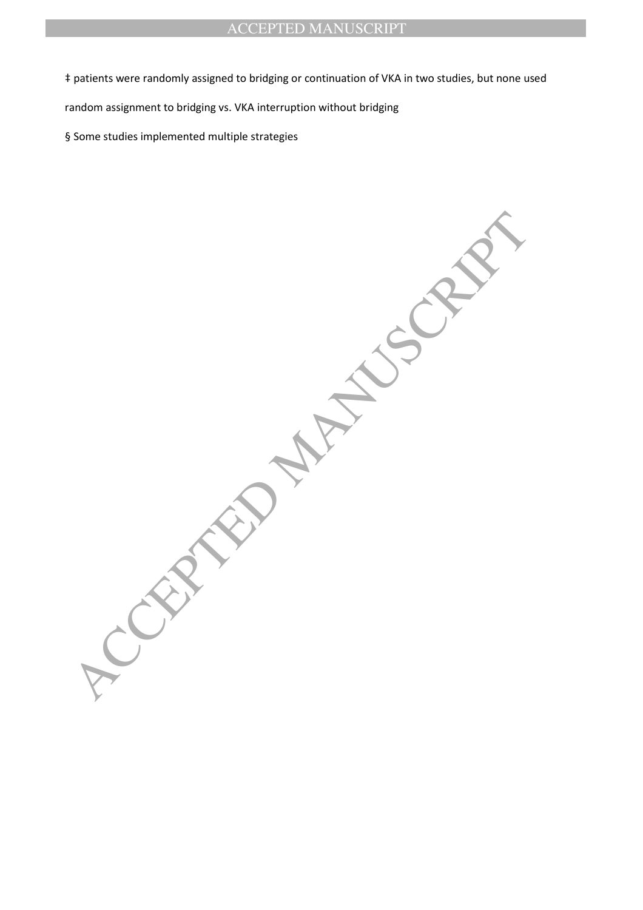‡ patients were randomly assigned to bridging or continuation of VKA in two studies, but none used random assignment to bridging vs. VKA interruption without bridging

§ Some studies implemented multiple strategies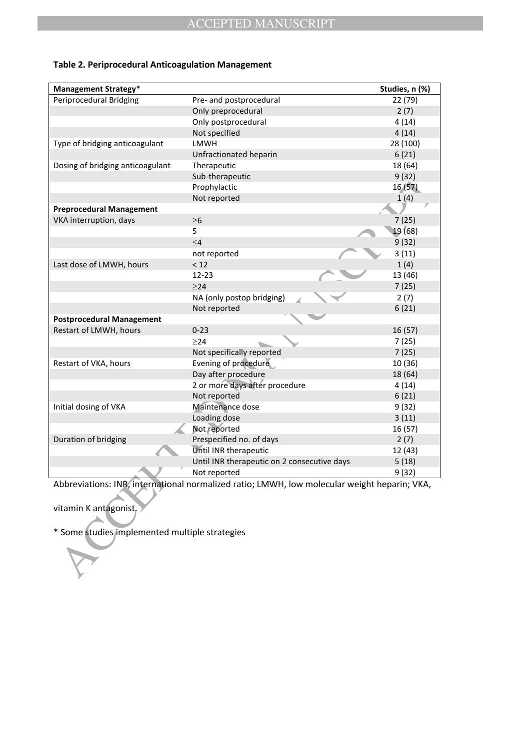**Table 2. Periprocedural Anticoagulation Management**

| Management Strategy* | | Studies, n (%) |
|---|---|---|
| Periprocedural Bridging | Pre- and postprocedural | 22 (79) |
| | Only preprocedural | 2 (7) |
| | Only postprocedural | 4 (14) |
| | Not specified | 4 (14) |
| Type of bridging anticoagulant | LMWH | 28 (100) |
| | Unfractionated heparin | 6 (21) |
| Dosing of bridging anticoagulant | Therapeutic | 18 (64) |
| | Sub-therapeutic | 9 (32) |
| | Prophylactic | 16 (57) |
| | Not reported | 1 (4) |
| **Preprocedural Management** | | |
| VKA interruption, days | ≥6 | 7 (25) |
| | 5 | 19 (68) |
| | ≤4 | 9 (32) |
| | not reported | 3 (11) |
| Last dose of LMWH, hours | < 12 | 1 (4) |
| | 12-23 | 13 (46) |
| | ≥24 | 7 (25) |
| | NA (only postop bridging) | 2 (7) |
| | Not reported | 6 (21) |
| **Postprocedural Management** | | |
| Restart of LMWH, hours | 0-23 | 16 (57) |
| | ≥24 | 7 (25) |
| | Not specifically reported | 7 (25) |
| Restart of VKA, hours | Evening of procedure | 10 (36) |
| | Day after procedure | 18 (64) |
| | 2 or more days after procedure | 4 (14) |
| | Not reported | 6 (21) |
| Initial dosing of VKA | Maintenance dose | 9 (32) |
| | Loading dose | 3 (11) |
| | Not reported | 16 (57) |
| Duration of bridging | Prespecified no. of days | 2 (7) |
| | Until INR therapeutic | 12 (43) |
| | Until INR therapeutic on 2 consecutive days | 5 (18) |
| | Not reported | 9 (32) |

Abbreviations: INR, international normalized ratio; LMWH, low molecular weight heparin; VKA, vitamin K antagonist.

* Some studies implemented multiple strategies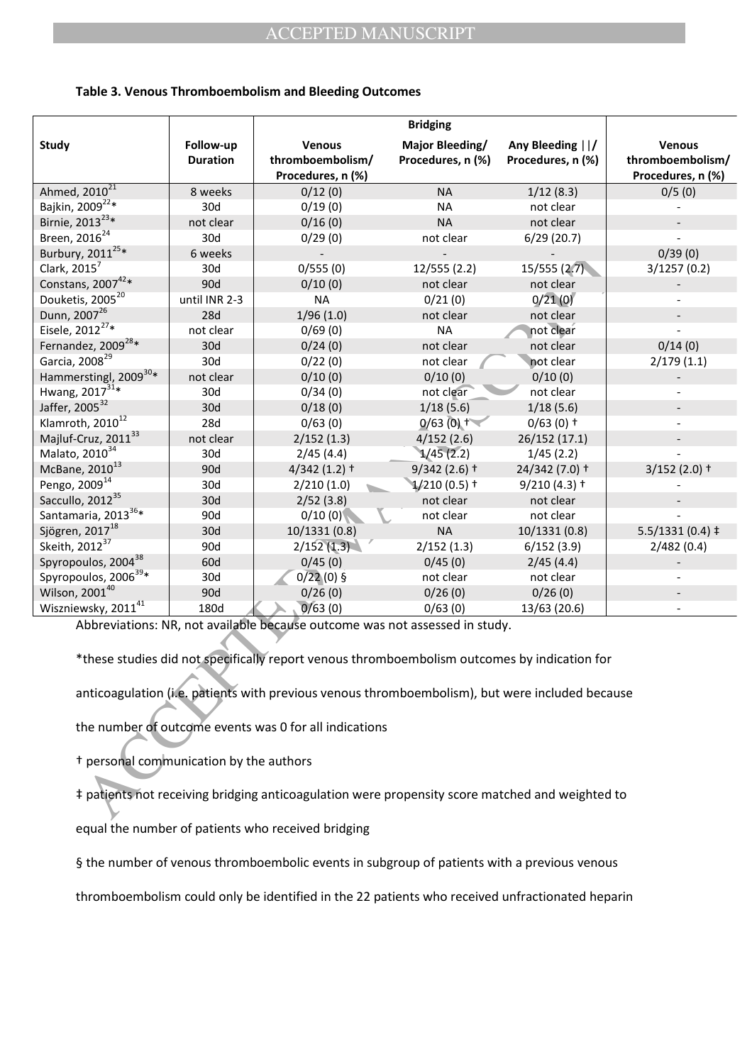**Table 3. Venous Thromboembolism and Bleeding Outcomes**

| Study | Follow-up Duration | Bridging | | | |
|---|---|---|---|---|---|
| | | Venous thromboembolism/ Procedures, n (%) | Major Bleeding/ Procedures, n (%) | Any Bleeding ||/ Procedures, n (%) | Venous thromboembolism/ Procedures, n (%) |
| Ahmed, 2010[21] | 8 weeks | 0/12 (0) | NA | 1/12 (8.3) | 0/5 (0) |
| Bajkin, 2009[22]* | 30d | 0/19 (0) | NA | not clear | - |
| Birnie, 2013[23]* | not clear | 0/16 (0) | NA | not clear | - |
| Breen, 2016[24] | 30d | 0/29 (0) | not clear | 6/29 (20.7) | - |
| Burbury, 2011[25]* | 6 weeks | - | - | - | 0/39 (0) |
| Clark, 2015[7] | 30d | 0/555 (0) | 12/555 (2.2) | 15/555 (2.7) | 3/1257 (0.2) |
| Constans, 2007[42]* | 90d | 0/10 (0) | not clear | not clear | - |
| Douketis, 2005[20] | until INR 2-3 | NA | 0/21 (0) | 0/21 (0) | - |
| Dunn, 2007[26] | 28d | 1/96 (1.0) | not clear | not clear | - |
| Eisele, 2012[27]* | not clear | 0/69 (0) | NA | not clear | - |
| Fernandez, 2009[28]* | 30d | 0/24 (0) | not clear | not clear | 0/14 (0) |
| Garcia, 2008[29] | 30d | 0/22 (0) | not clear | not clear | 2/179 (1.1) |
| Hammerstingl, 2009[30]* | not clear | 0/10 (0) | 0/10 (0) | 0/10 (0) | - |
| Hwang, 2017[31]* | 30d | 0/34 (0) | not clear | not clear | - |
| Jaffer, 2005[32] | 30d | 0/18 (0) | 1/18 (5.6) | 1/18 (5.6) | - |
| Klamroth, 2010[12] | 28d | 0/63 (0) | 0/63 (0) † | 0/63 (0) † | - |
| Majluf-Cruz, 2011[33] | not clear | 2/152 (1.3) | 4/152 (2.6) | 26/152 (17.1) | - |
| Malato, 2010[34] | 30d | 2/45 (4.4) | 1/45 (2.2) | 1/45 (2.2) | - |
| McBane, 2010[13] | 90d | 4/342 (1.2) † | 9/342 (2.6) † | 24/342 (7.0) † | 3/152 (2.0) † |
| Pengo, 2009[14] | 30d | 2/210 (1.0) | 1/210 (0.5) † | 9/210 (4.3) † | - |
| Saccullo, 2012[35] | 30d | 2/52 (3.8) | not clear | not clear | - |
| Santamaria, 2013[36]* | 90d | 0/10 (0) | not clear | not clear | - |
| Sjögren, 2017[18] | 30d | 10/1331 (0.8) | NA | 10/1331 (0.8) | 5.5/1331 (0.4) ‡ |
| Skeith, 2012[37] | 90d | 2/152 (1.3) | 2/152 (1.3) | 6/152 (3.9) | 2/482 (0.4) |
| Spyropoulos, 2004[38] | 60d | 0/45 (0) | 0/45 (0) | 2/45 (4.4) | - |
| Spyropoulos, 2006[39]* | 30d | 0/22 (0) § | not clear | not clear | - |
| Wilson, 2001[40] | 90d | 0/26 (0) | 0/26 (0) | 0/26 (0) | - |
| Wiszniewsky, 2011[41] | 180d | 0/63 (0) | 0/63 (0) | 13/63 (20.6) | - |

Abbreviations: NR, not available because outcome was not assessed in study.

*these studies did not specifically report venous thromboembolism outcomes by indication for anticoagulation (i.e. patients with previous venous thromboembolism), but were included because the number of outcome events was 0 for all indications

† personal communication by the authors

‡ patients not receiving bridging anticoagulation were propensity score matched and weighted to equal the number of patients who received bridging

§ the number of venous thromboembolic events in subgroup of patients with a previous venous thromboembolism could only be identified in the 22 patients who received unfractionated heparin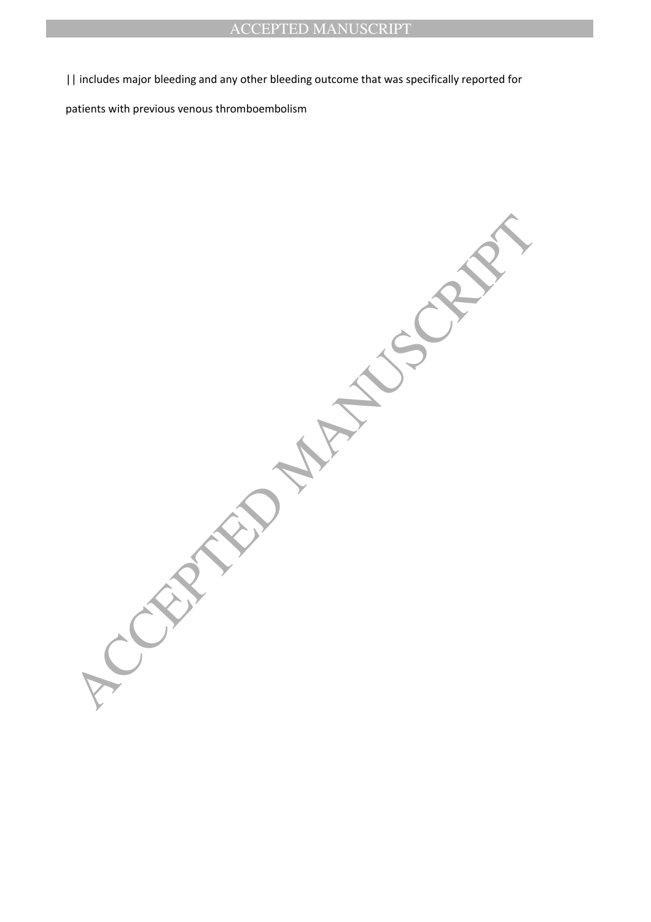|| includes major bleeding and any other bleeding outcome that was specifically reported for patients with previous venous thromboembolism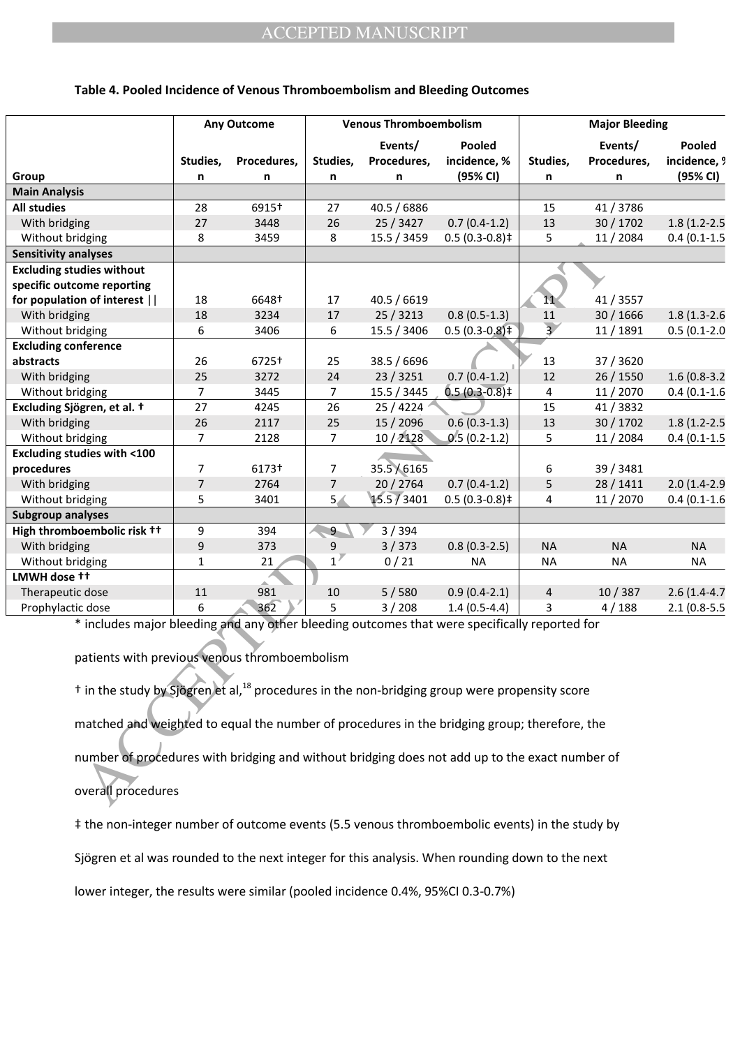**Table 4. Pooled Incidence of Venous Thromboembolism and Bleeding Outcomes**

| | Any Outcome | | Venous Thromboembolism | | | Major Bleeding | | |
|---|---|---|---|---|---|---|---|---|
| Group | Studies, n | Procedures, n | Studies, n | Events/ Procedures, n | Pooled incidence, % (95% CI) | Studies, n | Events/ Procedures, n | Pooled incidence, % (95% CI) |
| **Main Analysis** | | | | | | | | |
| **All studies** | 28 | 6915† | 27 | 40.5 / 6886 | | 15 | 41 / 3786 | |
| With bridging | 27 | 3448 | 26 | 25 / 3427 | 0.7 (0.4-1.2) | 13 | 30 / 1702 | 1.8 (1.2-2.5 |
| Without bridging | 8 | 3459 | 8 | 15.5 / 3459 | 0.5 (0.3-0.8)‡ | 5 | 11 / 2084 | 0.4 (0.1-1.5 |
| **Sensitivity analyses** | | | | | | | | |
| **Excluding studies without specific outcome reporting for population of interest** \|\| | 18 | 6648† | 17 | 40.5 / 6619 | | 11 | 41 / 3557 | |
| With bridging | 18 | 3234 | 17 | 25 / 3213 | 0.8 (0.5-1.3) | 11 | 30 / 1666 | 1.8 (1.3-2.6 |
| Without bridging | 6 | 3406 | 6 | 15.5 / 3406 | 0.5 (0.3-0.8)‡ | 3 | 11 / 1891 | 0.5 (0.1-2.0 |
| **Excluding conference abstracts** | 26 | 6725† | 25 | 38.5 / 6696 | | 13 | 37 / 3620 | |
| With bridging | 25 | 3272 | 24 | 23 / 3251 | 0.7 (0.4-1.2) | 12 | 26 / 1550 | 1.6 (0.8-3.2 |
| Without bridging | 7 | 3445 | 7 | 15.5 / 3445 | 0.5 (0.3-0.8)‡ | 4 | 11 / 2070 | 0.4 (0.1-1.6 |
| **Excluding Sjögren, et al. †** | 27 | 4245 | 26 | 25 / 4224 | | 15 | 41 / 3832 | |
| With bridging | 26 | 2117 | 25 | 15 / 2096 | 0.6 (0.3-1.3) | 13 | 30 / 1702 | 1.8 (1.2-2.5 |
| Without bridging | 7 | 2128 | 7 | 10 / 2128 | 0.5 (0.2-1.2) | 5 | 11 / 2084 | 0.4 (0.1-1.5 |
| **Excluding studies with <100 procedures** | 7 | 6173† | 7 | 35.5 / 6165 | | 6 | 39 / 3481 | |
| With bridging | 7 | 2764 | 7 | 20 / 2764 | 0.7 (0.4-1.2) | 5 | 28 / 1411 | 2.0 (1.4-2.9 |
| Without bridging | 5 | 3401 | 5 | 15.5 / 3401 | 0.5 (0.3-0.8)‡ | 4 | 11 / 2070 | 0.4 (0.1-1.6 |
| **Subgroup analyses** | | | | | | | | |
| **High thromboembolic risk ††** | 9 | 394 | 9 | 3 / 394 | | | | |
| With bridging | 9 | 373 | 9 | 3 / 373 | 0.8 (0.3-2.5) | NA | NA | NA |
| Without bridging | 1 | 21 | 1 | 0 / 21 | NA | NA | NA | NA |
| **LMWH dose ††** | | | | | | | | |
| Therapeutic dose | 11 | 981 | 10 | 5 / 580 | 0.9 (0.4-2.1) | 4 | 10 / 387 | 2.6 (1.4-4.7 |
| Prophylactic dose | 6 | 362 | 5 | 3 / 208 | 1.4 (0.5-4.4) | 3 | 4 / 188 | 2.1 (0.8-5.5 |

\* includes major bleeding and any other bleeding outcomes that were specifically reported for patients with previous venous thromboembolism

† in the study by Sjögren et al,[18] procedures in the non-bridging group were propensity score matched and weighted to equal the number of procedures in the bridging group; therefore, the number of procedures with bridging and without bridging does not add up to the exact number of overall procedures

‡ the non-integer number of outcome events (5.5 venous thromboembolic events) in the study by Sjögren et al was rounded to the next integer for this analysis. When rounding down to the next lower integer, the results were similar (pooled incidence 0.4%, 95%CI 0.3-0.7%)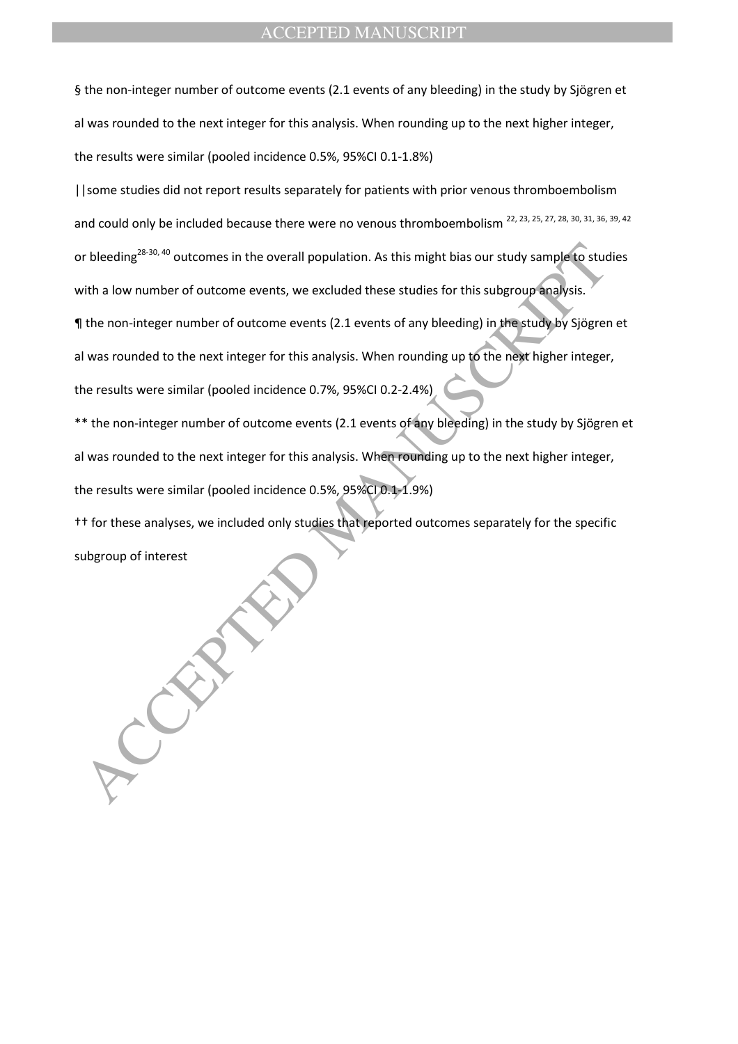§ the non-integer number of outcome events (2.1 events of any bleeding) in the study by Sjögren et al was rounded to the next integer for this analysis. When rounding up to the next higher integer, the results were similar (pooled incidence 0.5%, 95%CI 0.1-1.8%)

||some studies did not report results separately for patients with prior venous thromboembolism and could only be included because there were no venous thromboembolism [22, 23, 25, 27, 28, 30, 31, 36, 39, 42] or bleeding[28-30, 40] outcomes in the overall population. As this might bias our study sample to studies with a low number of outcome events, we excluded these studies for this subgroup analysis.

¶ the non-integer number of outcome events (2.1 events of any bleeding) in the study by Sjögren et al was rounded to the next integer for this analysis. When rounding up to the next higher integer, the results were similar (pooled incidence 0.7%, 95%CI 0.2-2.4%)

** the non-integer number of outcome events (2.1 events of any bleeding) in the study by Sjögren et al was rounded to the next integer for this analysis. When rounding up to the next higher integer, the results were similar (pooled incidence 0.5%, 95%CI 0.1-1.9%)

†† for these analyses, we included only studies that reported outcomes separately for the specific subgroup of interest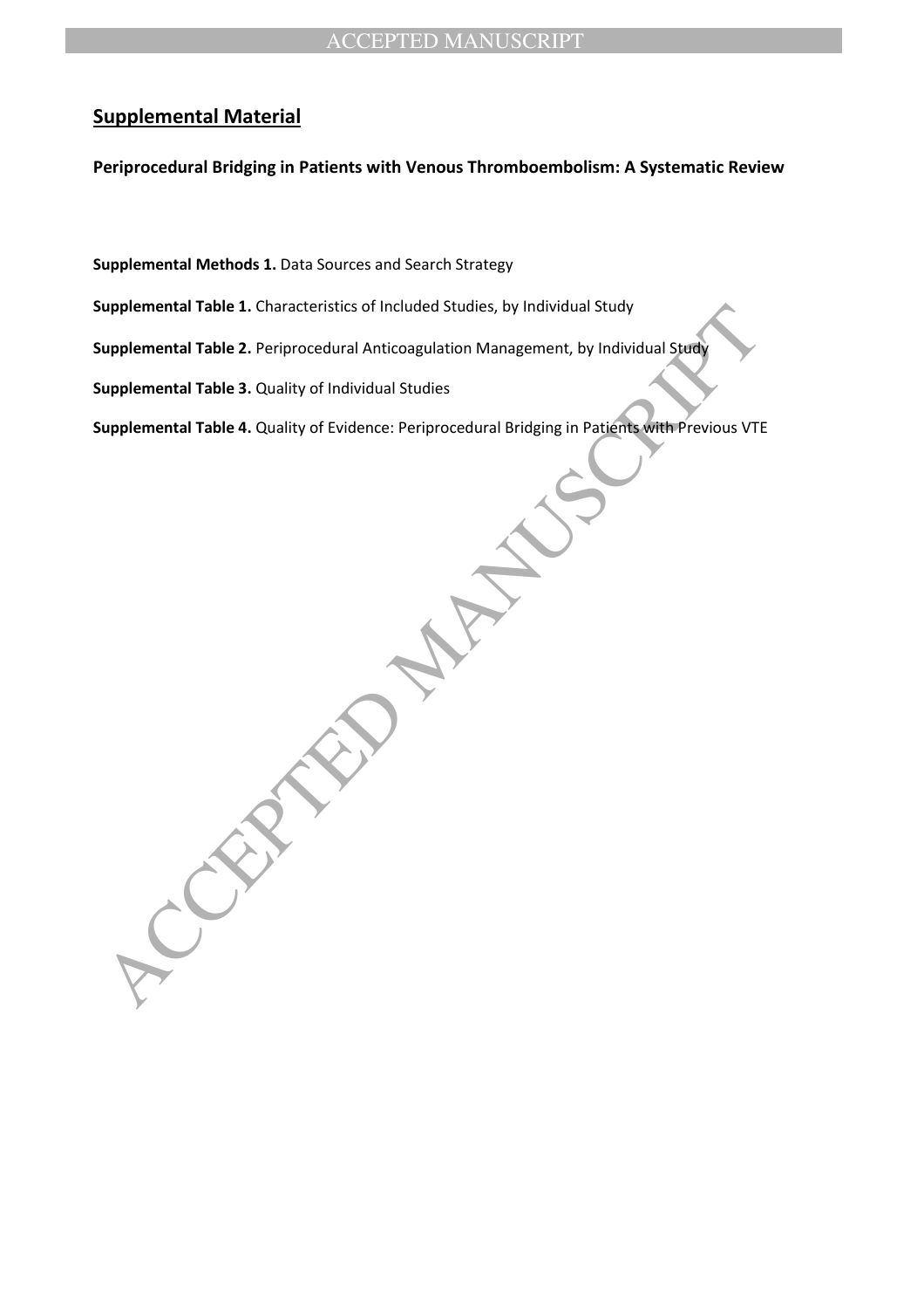## Supplemental Material

**Periprocedural Bridging in Patients with Venous Thromboembolism: A Systematic Review**

**Supplemental Methods 1.** Data Sources and Search Strategy

**Supplemental Table 1.** Characteristics of Included Studies, by Individual Study

**Supplemental Table 2.** Periprocedural Anticoagulation Management, by Individual Study

**Supplemental Table 3.** Quality of Individual Studies

**Supplemental Table 4.** Quality of Evidence: Periprocedural Bridging in Patients with Previous VTE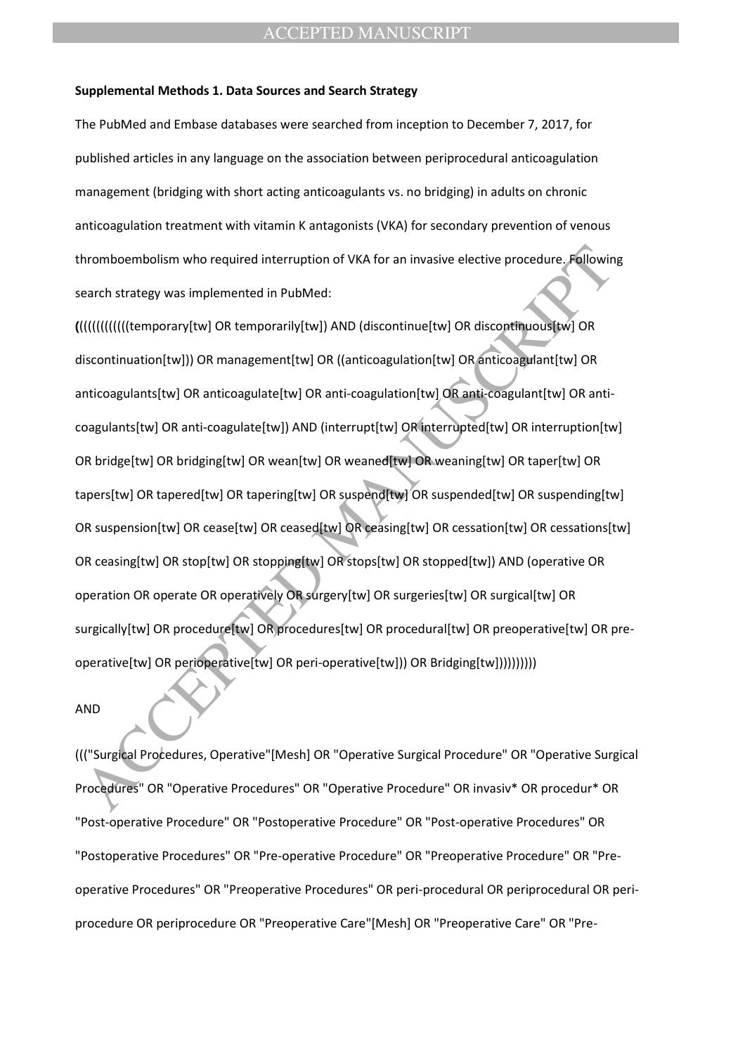**Supplemental Methods 1. Data Sources and Search Strategy**

The PubMed and Embase databases were searched from inception to December 7, 2017, for published articles in any language on the association between periprocedural anticoagulation management (bridging with short acting anticoagulants vs. no bridging) in adults on chronic anticoagulation treatment with vitamin K antagonists (VKA) for secondary prevention of venous thromboembolism who required interruption of VKA for an invasive elective procedure. Following search strategy was implemented in PubMed:

**(**(((((((((((temporary[tw] OR temporarily[tw]) AND (discontinue[tw] OR discontinuous[tw] OR discontinuation[tw])) OR management[tw] OR ((anticoagulation[tw] OR anticoagulant[tw] OR anticoagulants[tw] OR anticoagulate[tw] OR anti-coagulation[tw] OR anti-coagulant[tw] OR anti-coagulants[tw] OR anti-coagulate[tw]) AND (interrupt[tw] OR interrupted[tw] OR interruption[tw] OR bridge[tw] OR bridging[tw] OR wean[tw] OR weaned[tw] OR weaning[tw] OR taper[tw] OR tapers[tw] OR tapered[tw] OR tapering[tw] OR suspend[tw] OR suspended[tw] OR suspending[tw] OR suspension[tw] OR cease[tw] OR ceased[tw] OR ceasing[tw] OR cessation[tw] OR cessations[tw] OR ceasing[tw] OR stop[tw] OR stopping[tw] OR stops[tw] OR stopped[tw]) AND (operative OR operation OR operate OR operatively OR surgery[tw] OR surgeries[tw] OR surgical[tw] OR surgically[tw] OR procedure[tw] OR procedures[tw] OR procedural[tw] OR preoperative[tw] OR pre-operative[tw] OR perioperative[tw] OR peri-operative[tw])) OR Bridging[tw])))))))))

AND

((("Surgical Procedures, Operative"[Mesh] OR "Operative Surgical Procedure" OR "Operative Surgical Procedures" OR "Operative Procedures" OR "Operative Procedure" OR invasiv* OR procedur* OR "Post-operative Procedure" OR "Postoperative Procedure" OR "Post-operative Procedures" OR "Postoperative Procedures" OR "Pre-operative Procedure" OR "Preoperative Procedure" OR "Pre-operative Procedures" OR "Preoperative Procedures" OR peri-procedural OR periprocedural OR peri-procedure OR periprocedure OR "Preoperative Care"[Mesh] OR "Preoperative Care" OR "Pre-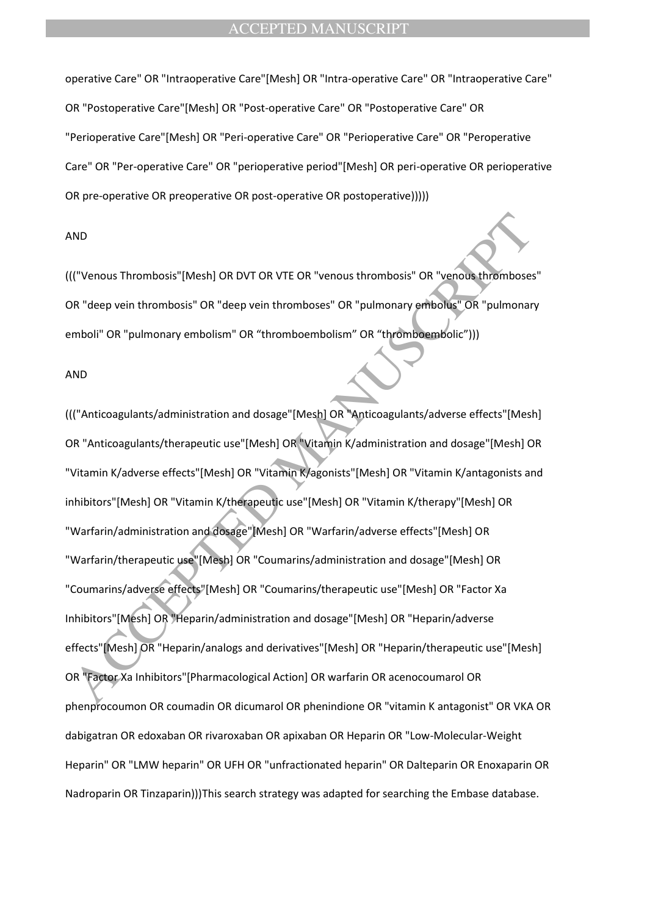operative Care" OR "Intraoperative Care"[Mesh] OR "Intra-operative Care" OR "Intraoperative Care" OR "Postoperative Care"[Mesh] OR "Post-operative Care" OR "Postoperative Care" OR "Perioperative Care"[Mesh] OR "Peri-operative Care" OR "Perioperative Care" OR "Peroperative Care" OR "Per-operative Care" OR "perioperative period"[Mesh] OR peri-operative OR perioperative OR pre-operative OR preoperative OR post-operative OR postoperative)))))

AND

((("Venous Thrombosis"[Mesh] OR DVT OR VTE OR "venous thrombosis" OR "venous thromboses" OR "deep vein thrombosis" OR "deep vein thromboses" OR "pulmonary embolus" OR "pulmonary emboli" OR "pulmonary embolism" OR “thromboembolism” OR “thromboembolic”)))

AND

((("Anticoagulants/administration and dosage"[Mesh] OR "Anticoagulants/adverse effects"[Mesh] OR "Anticoagulants/therapeutic use"[Mesh] OR "Vitamin K/administration and dosage"[Mesh] OR "Vitamin K/adverse effects"[Mesh] OR "Vitamin K/agonists"[Mesh] OR "Vitamin K/antagonists and inhibitors"[Mesh] OR "Vitamin K/therapeutic use"[Mesh] OR "Vitamin K/therapy"[Mesh] OR "Warfarin/administration and dosage"[Mesh] OR "Warfarin/adverse effects"[Mesh] OR "Warfarin/therapeutic use"[Mesh] OR "Coumarins/administration and dosage"[Mesh] OR "Coumarins/adverse effects"[Mesh] OR "Coumarins/therapeutic use"[Mesh] OR "Factor Xa Inhibitors"[Mesh] OR "Heparin/administration and dosage"[Mesh] OR "Heparin/adverse effects"[Mesh] OR "Heparin/analogs and derivatives"[Mesh] OR "Heparin/therapeutic use"[Mesh] OR "Factor Xa Inhibitors"[Pharmacological Action] OR warfarin OR acenocoumarol OR phenprocoumon OR coumadin OR dicumarol OR phenindione OR "vitamin K antagonist" OR VKA OR dabigatran OR edoxaban OR rivaroxaban OR apixaban OR Heparin OR "Low-Molecular-Weight Heparin" OR "LMW heparin" OR UFH OR "unfractionated heparin" OR Dalteparin OR Enoxaparin OR Nadroparin OR Tinzaparin)))This search strategy was adapted for searching the Embase database.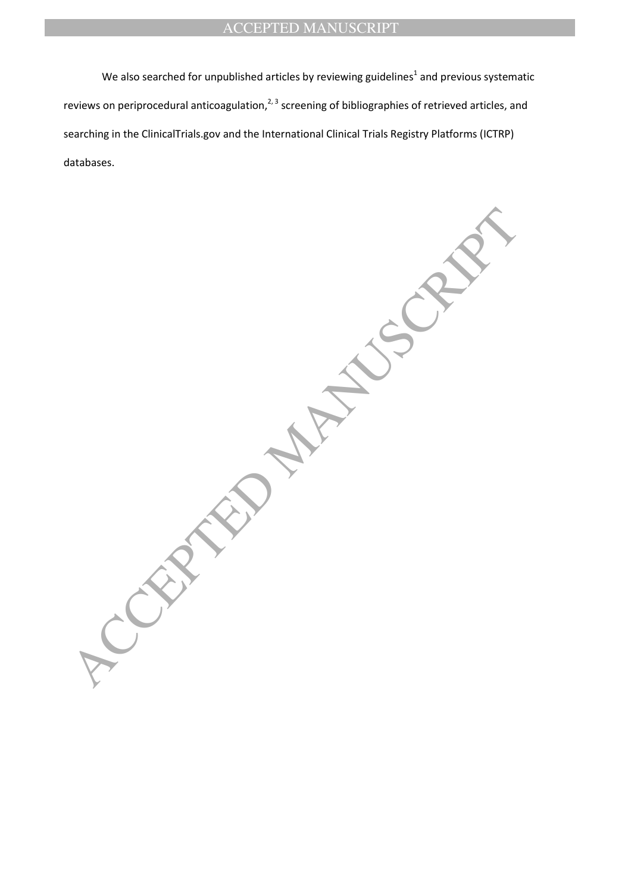We also searched for unpublished articles by reviewing guidelines[1] and previous systematic reviews on periprocedural anticoagulation,[2, 3] screening of bibliographies of retrieved articles, and searching in the ClinicalTrials.gov and the International Clinical Trials Registry Platforms (ICTRP) databases.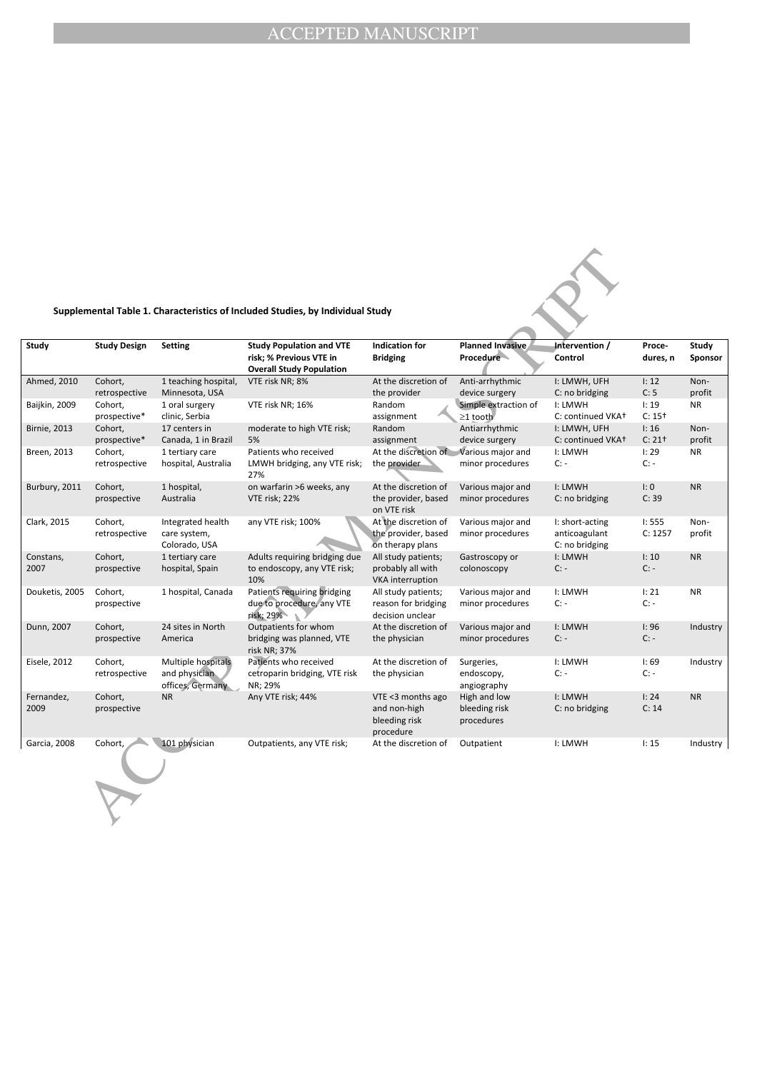**Supplemental Table 1. Characteristics of Included Studies, by Individual Study**

| Study | Study Design | Setting | Study Population and VTE risk; % Previous VTE in Overall Study Population | Indication for Bridging | Planned Invasive Procedure | Intervention / Control | Proce-dures, n | Study Sponsor |
|---|---|---|---|---|---|---|---|---|
| Ahmed, 2010 | Cohort, retrospective | 1 teaching hospital, Minnesota, USA | VTE risk NR; 8% | At the discretion of the provider | Anti-arrhythmic device surgery | I: LMWH, UFH<br>C: no bridging | I: 12<br>C: 5 | Non-profit |
| Baijkin, 2009 | Cohort, prospective* | 1 oral surgery clinic, Serbia | VTE risk NR; 16% | Random assignment | Simple extraction of ≥1 tooth | I: LMWH<br>C: continued VKA† | I: 19<br>C: 15† | NR |
| Birnie, 2013 | Cohort, prospective* | 17 centers in Canada, 1 in Brazil | moderate to high VTE risk; 5% | Random assignment | Antiarrhythmic device surgery | I: LMWH, UFH<br>C: continued VKA† | I: 16<br>C: 21† | Non-profit |
| Breen, 2013 | Cohort, retrospective | 1 tertiary care hospital, Australia | Patients who received LMWH bridging, any VTE risk; 27% | At the discretion of the provider | Various major and minor procedures | I: LMWH<br>C: - | I: 29<br>C: - | NR |
| Burbury, 2011 | Cohort, prospective | 1 hospital, Australia | on warfarin >6 weeks, any VTE risk; 22% | At the discretion of the provider, based on VTE risk | Various major and minor procedures | I: LMWH<br>C: no bridging | I: 0<br>C: 39 | NR |
| Clark, 2015 | Cohort, retrospective | Integrated health care system, Colorado, USA | any VTE risk; 100% | At the discretion of the provider, based on therapy plans | Various major and minor procedures | I: short-acting anticoagulant<br>C: no bridging | I: 555<br>C: 1257 | Non-profit |
| Constans, 2007 | Cohort, prospective | 1 tertiary care hospital, Spain | Adults requiring bridging due to endoscopy, any VTE risk; 10% | All study patients; probably all with VKA interruption | Gastroscopy or colonoscopy | I: LMWH<br>C: - | I: 10<br>C: - | NR |
| Douketis, 2005 | Cohort, prospective | 1 hospital, Canada | Patients requiring bridging due to procedure, any VTE risk; 29% | All study patients; reason for bridging decision unclear | Various major and minor procedures | I: LMWH<br>C: - | I: 21<br>C: - | NR |
| Dunn, 2007 | Cohort, prospective | 24 sites in North America | Outpatients for whom bridging was planned, VTE risk NR; 37% | At the discretion of the physician | Various major and minor procedures | I: LMWH<br>C: - | I: 96<br>C: - | Industry |
| Eisele, 2012 | Cohort, retrospective | Multiple hospitals and physician offices, Germany | Patients who received cetroparin bridging, VTE risk NR; 29% | At the discretion of the physician | Surgeries, endoscopy, angiography | I: LMWH<br>C: - | I: 69<br>C: - | Industry |
| Fernandez, 2009 | Cohort, prospective | NR | Any VTE risk; 44% | VTE <3 months ago and non-high bleeding risk procedure | High and low bleeding risk procedures | I: LMWH<br>C: no bridging | I: 24<br>C: 14 | NR |
| Garcia, 2008 | Cohort, | 101 physician | Outpatients, any VTE risk; | At the discretion of | Outpatient | I: LMWH | I: 15 | Industry |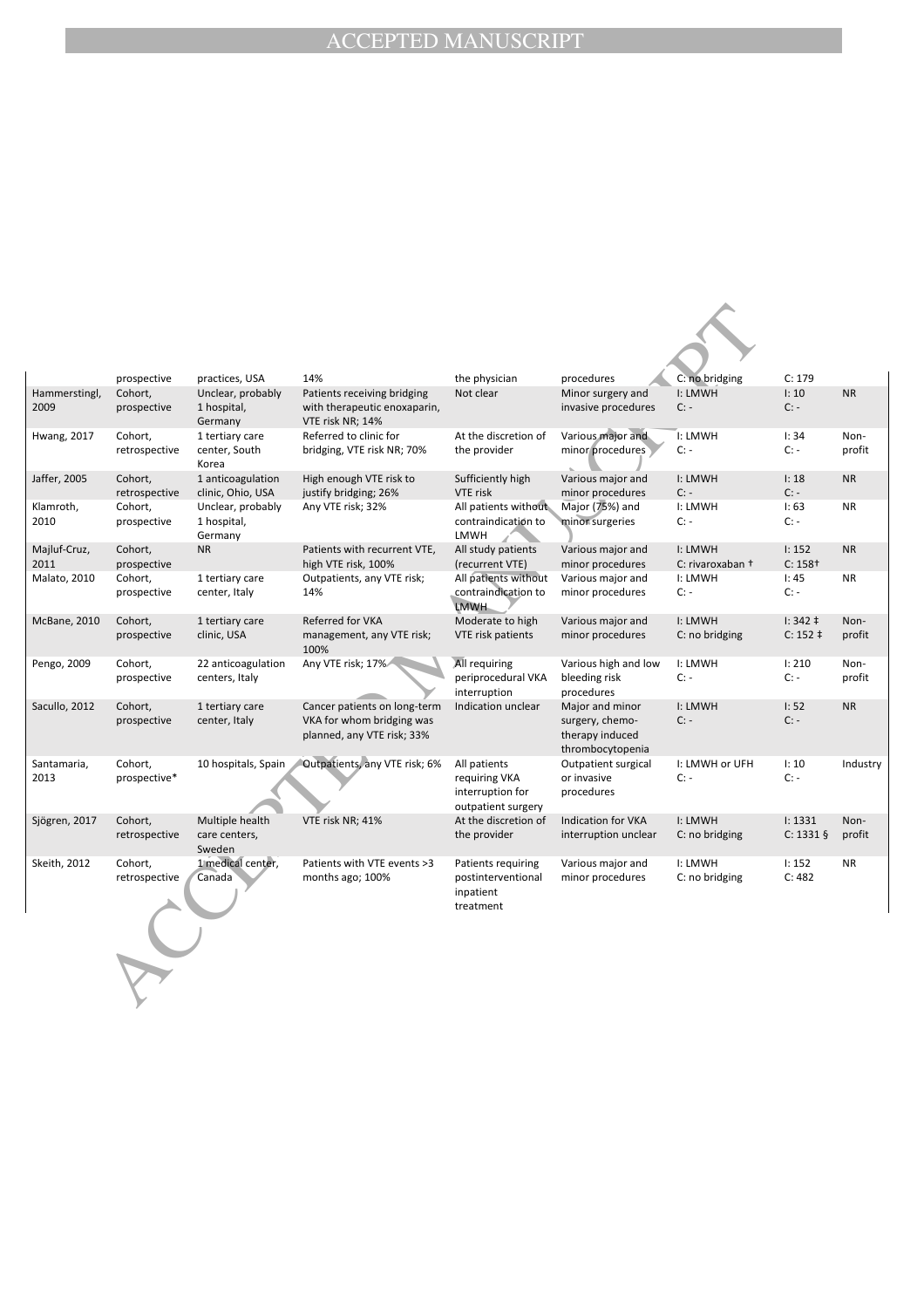| | | | | | | | | |
|---|---|---|---|---|---|---|---|---|
| | prospective | practices, USA | 14% | the physician | procedures | C: no bridging | C: 179 | |
| Hammerstingl, 2009 | Cohort, prospective | Unclear, probably 1 hospital, Germany | Patients receiving bridging with therapeutic enoxaparin, VTE risk NR; 14% | Not clear | Minor surgery and invasive procedures | I: LMWH C: - | I: 10 C: - | NR |
| Hwang, 2017 | Cohort, retrospective | 1 tertiary care center, South Korea | Referred to clinic for bridging, VTE risk NR; 70% | At the discretion of the provider | Various major and minor procedures | I: LMWH C: - | I: 34 C: - | Non-profit |
| Jaffer, 2005 | Cohort, retrospective | 1 anticoagulation clinic, Ohio, USA | High enough VTE risk to justify bridging; 26% | Sufficiently high VTE risk | Various major and minor procedures | I: LMWH C: - | I: 18 C: - | NR |
| Klamroth, 2010 | Cohort, prospective | Unclear, probably 1 hospital, Germany | Any VTE risk; 32% | All patients without contraindication to LMWH | Major (75%) and minor surgeries | I: LMWH C: - | I: 63 C: - | NR |
| Majluf-Cruz, 2011 | Cohort, prospective | NR | Patients with recurrent VTE, high VTE risk, 100% | All study patients (recurrent VTE) | Various major and minor procedures | I: LMWH C: rivaroxaban † | I: 152 C: 158† | NR |
| Malato, 2010 | Cohort, prospective | 1 tertiary care center, Italy | Outpatients, any VTE risk; 14% | All patients without contraindication to LMWH | Various major and minor procedures | I: LMWH C: - | I: 45 C: - | NR |
| McBane, 2010 | Cohort, prospective | 1 tertiary care clinic, USA | Referred for VKA management, any VTE risk; 100% | Moderate to high VTE risk patients | Various major and minor procedures | I: LMWH C: no bridging | I: 342 ‡ C: 152 ‡ | Non-profit |
| Pengo, 2009 | Cohort, prospective | 22 anticoagulation centers, Italy | Any VTE risk; 17% | All requiring periprocedural VKA interruption | Various high and low bleeding risk procedures | I: LMWH C: - | I: 210 C: - | Non-profit |
| Saculllo, 2012 | Cohort, prospective | 1 tertiary care center, Italy | Cancer patients on long-term VKA for whom bridging was planned, any VTE risk; 33% | Indication unclear | Major and minor surgery, chemo-therapy induced thrombocytopenia | I: LMWH C: - | I: 52 C: - | NR |
| Santamaria, 2013 | Cohort, prospective* | 10 hospitals, Spain | Outpatients, any VTE risk; 6% | All patients requiring VKA interruption for outpatient surgery | Outpatient surgical or invasive procedures | I: LMWH or UFH C: - | I: 10 C: - | Industry |
| Sjögren, 2017 | Cohort, retrospective | Multiple health care centers, Sweden | VTE risk NR; 41% | At the discretion of the provider | Indication for VKA interruption unclear | I: LMWH C: no bridging | I: 1331 C: 1331 § | Non-profit |
| Skeith, 2012 | Cohort, retrospective | 1 medical center, Canada | Patients with VTE events >3 months ago; 100% | Patients requiring postinterventional inpatient treatment | Various major and minor procedures | I: LMWH C: no bridging | I: 152 C: 482 | NR |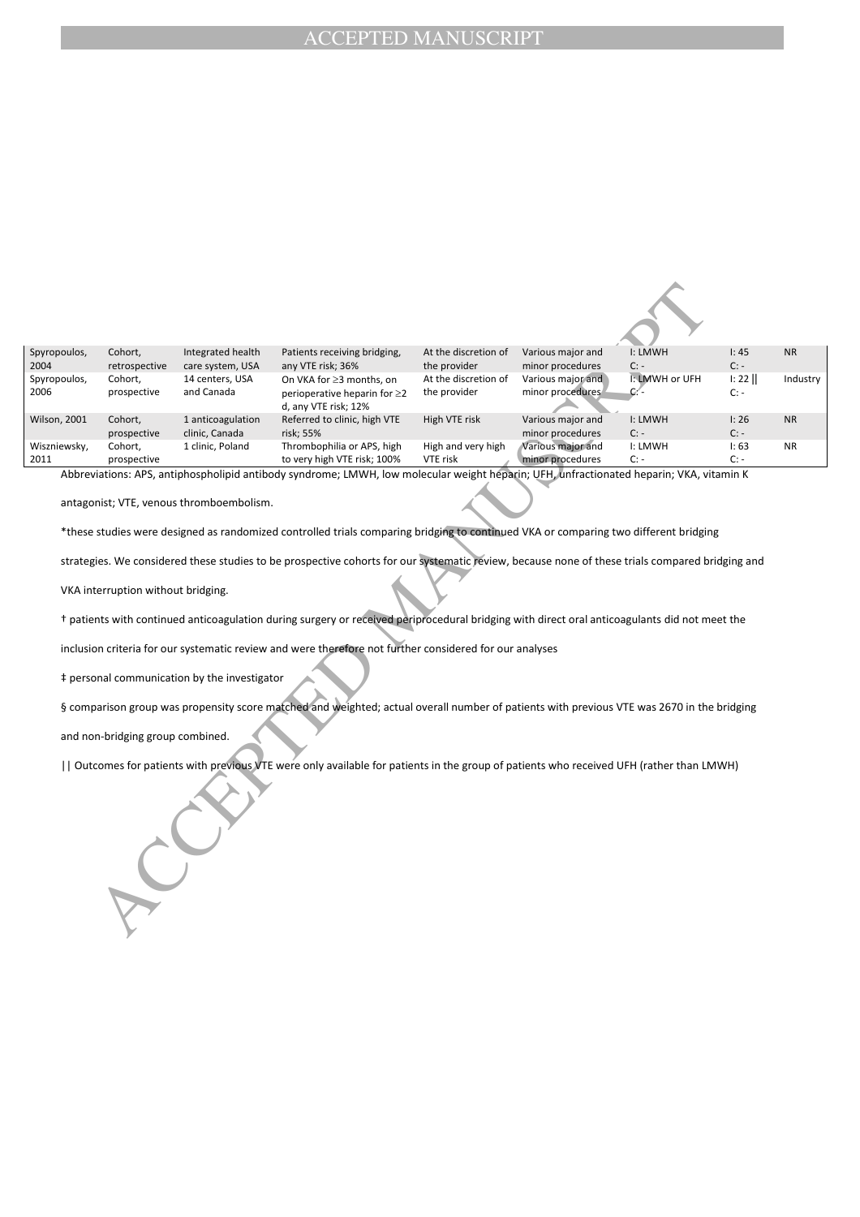| | | | | | | | | |
|---|---|---|---|---|---|---|---|---|
| Spyropoulos, 2004 | Cohort, retrospective | Integrated health care system, USA | Patients receiving bridging, any VTE risk; 36% | At the discretion of the provider | Various major and minor procedures | I: LMWH<br>C: - | I: 45<br>C: - | NR |
| Spyropoulos, 2006 | Cohort, prospective | 14 centers, USA and Canada | On VKA for ≥3 months, on perioperative heparin for ≥2 d, any VTE risk; 12% | At the discretion of the provider | Various major and minor procedures | I: LMWH or UFH<br>C: - | I: 22 \|\|<br>C: - | Industry |
| Wilson, 2001 | Cohort, prospective | 1 anticoagulation clinic, Canada | Referred to clinic, high VTE risk; 55% | High VTE risk | Various major and minor procedures | I: LMWH<br>C: - | I: 26<br>C: - | NR |
| Wiszniewsky, 2011 | Cohort, prospective | 1 clinic, Poland | Thrombophilia or APS, high to very high VTE risk; 100% | High and very high VTE risk | Various major and minor procedures | I: LMWH<br>C: - | I: 63<br>C: - | NR |

Abbreviations: APS, antiphospholipid antibody syndrome; LMWH, low molecular weight heparin; UFH, unfractionated heparin; VKA, vitamin K antagonist; VTE, venous thromboembolism.

*these studies were designed as randomized controlled trials comparing bridging to continued VKA or comparing two different bridging strategies. We considered these studies to be prospective cohorts for our systematic review, because none of these trials compared bridging and VKA interruption without bridging.

† patients with continued anticoagulation during surgery or received periprocedural bridging with direct oral anticoagulants did not meet the inclusion criteria for our systematic review and were therefore not further considered for our analyses

‡ personal communication by the investigator

§ comparison group was propensity score matched and weighted; actual overall number of patients with previous VTE was 2670 in the bridging and non-bridging group combined.

|| Outcomes for patients with previous VTE were only available for patients in the group of patients who received UFH (rather than LMWH)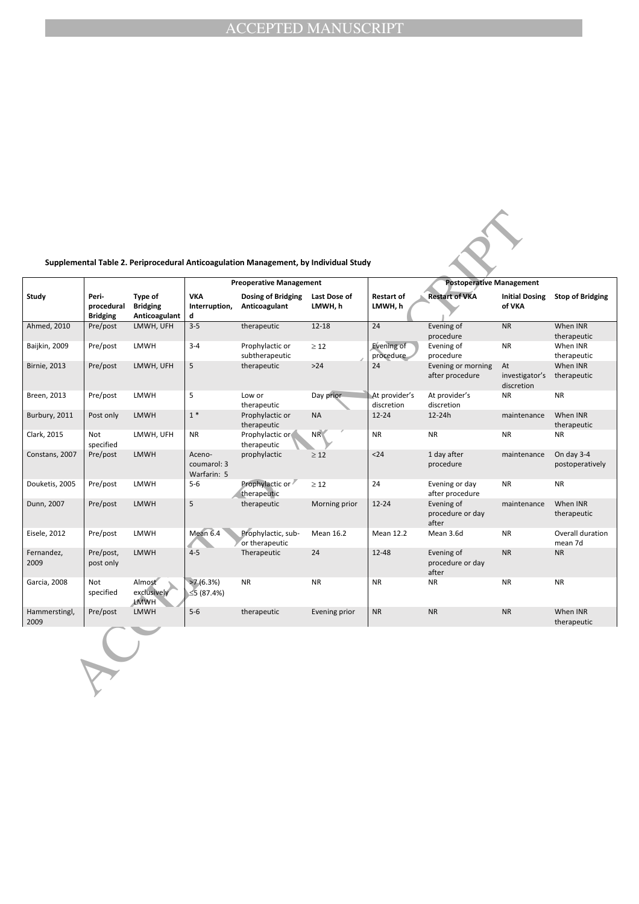**Supplemental Table 2. Periprocedural Anticoagulation Management, by Individual Study**

| | | | Preoperative Management | | | Postoperative Management | | | |
|---|---|---|---|---|---|---|---|---|---|
| Study | Peri-procedural Bridging | Type of Bridging Anticoagulant | VKA Interruption, d | Dosing of Bridging Anticoagulant | Last Dose of LMWH, h | Restart of LMWH, h | Restart of VKA | Initial Dosing of VKA | Stop of Bridging |
| Ahmed, 2010 | Pre/post | LMWH, UFH | 3-5 | therapeutic | 12-18 | 24 | Evening of procedure | NR | When INR therapeutic |
| Baijkin, 2009 | Pre/post | LMWH | 3-4 | Prophylactic or subtherapeutic | ≥ 12 | Evening of procedure | Evening of procedure | NR | When INR therapeutic |
| Birnie, 2013 | Pre/post | LMWH, UFH | 5 | therapeutic | >24 | 24 | Evening or morning after procedure | At investigator's discretion | When INR therapeutic |
| Breen, 2013 | Pre/post | LMWH | 5 | Low or therapeutic | Day prior | At provider's discretion | At provider's discretion | NR | NR |
| Burbury, 2011 | Post only | LMWH | 1 * | Prophylactic or therapeutic | NA | 12-24 | 12-24h | maintenance | When INR therapeutic |
| Clark, 2015 | Not specified | LMWH, UFH | NR | Prophylactic or therapeutic | NR | NR | NR | NR | NR |
| Constans, 2007 | Pre/post | LMWH | Aceno-coumarol: 3 Warfarin: 5 | prophylactic | ≥ 12 | <24 | 1 day after procedure | maintenance | On day 3-4 postoperatively |
| Douketis, 2005 | Pre/post | LMWH | 5-6 | Prophylactic or therapeutic | ≥ 12 | 24 | Evening or day after procedure | NR | NR |
| Dunn, 2007 | Pre/post | LMWH | 5 | therapeutic | Morning prior | 12-24 | Evening of procedure or day after | maintenance | When INR therapeutic |
| Eisele, 2012 | Pre/post | LMWH | Mean 6.4 | Prophylactic, sub- or therapeutic | Mean 16.2 | Mean 12.2 | Mean 3.6d | NR | Overall duration mean 7d |
| Fernandez, 2009 | Pre/post, post only | LMWH | 4-5 | Therapeutic | 24 | 12-48 | Evening of procedure or day after | NR | NR |
| Garcia, 2008 | Not specified | Almost exclusively LMWH | >7 (6.3%) ≤5 (87.4%) | NR | NR | NR | NR | NR | NR |
| Hammerstingl, 2009 | Pre/post | LMWH | 5-6 | therapeutic | Evening prior | NR | NR | NR | When INR therapeutic |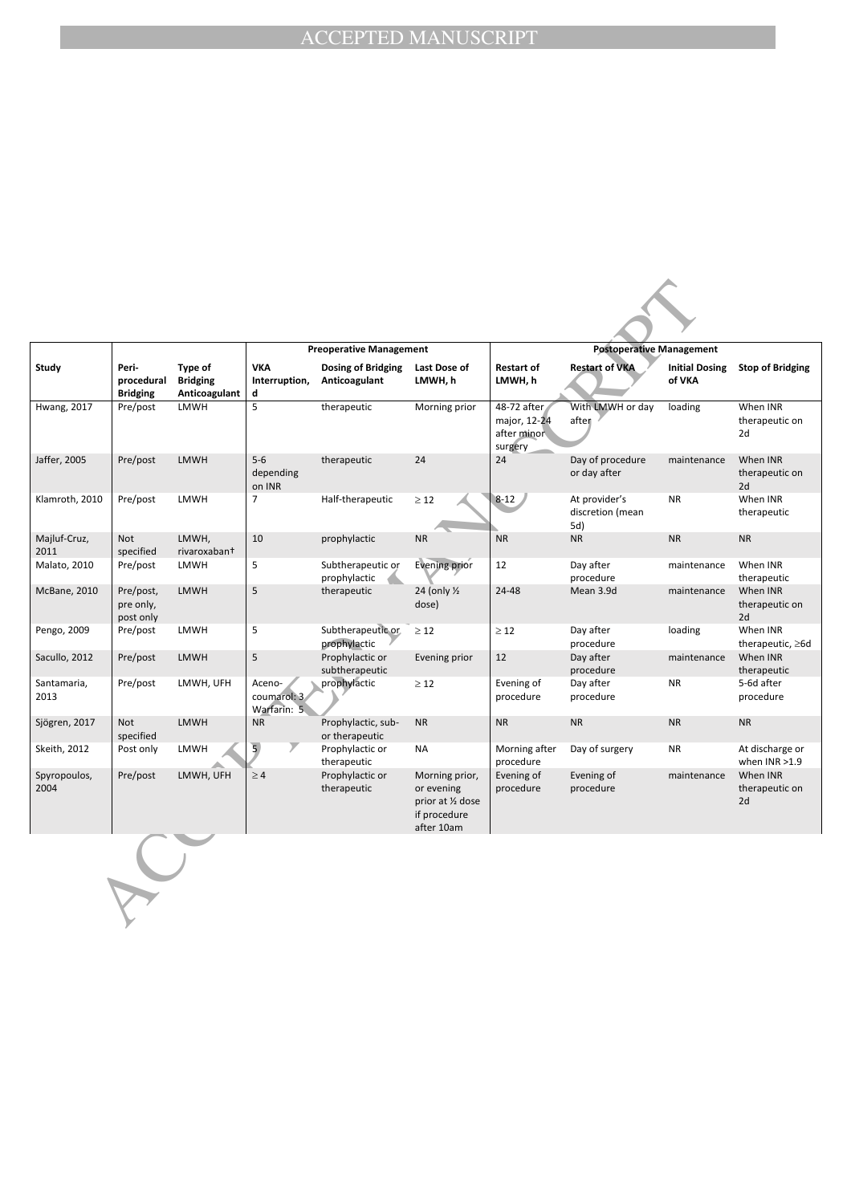| Study | Peri-procedural Bridging | Type of Bridging Anticoagulant | Preoperative Management | | | Postoperative Management | | | |
|---|---|---|---|---|---|---|---|---|---|
| | | | VKA Interruption, d | Dosing of Bridging Anticoagulant | Last Dose of LMWH, h | Restart of LMWH, h | Restart of VKA | Initial Dosing of VKA | Stop of Bridging |
| Hwang, 2017 | Pre/post | LMWH | 5 | therapeutic | Morning prior | 48-72 after major, 12-24 after minor surgery | With LMWH or day after | loading | When INR therapeutic on 2d |
| Jaffer, 2005 | Pre/post | LMWH | 5-6 depending on INR | therapeutic | 24 | 24 | Day of procedure or day after | maintenance | When INR therapeutic on 2d |
| Klamroth, 2010 | Pre/post | LMWH | 7 | Half-therapeutic | ≥ 12 | 8-12 | At provider's discretion (mean 5d) | NR | When INR therapeutic |
| Majluf-Cruz, 2011 | Not specified | LMWH, rivaroxaban† | 10 | prophylactic | NR | NR | NR | NR | NR |
| Malato, 2010 | Pre/post | LMWH | 5 | Subtherapeutic or prophylactic | Evening prior | 12 | Day after procedure | maintenance | When INR therapeutic |
| McBane, 2010 | Pre/post, pre only, post only | LMWH | 5 | therapeutic | 24 (only ½ dose) | 24-48 | Mean 3.9d | maintenance | When INR therapeutic on 2d |
| Pengo, 2009 | Pre/post | LMWH | 5 | Subtherapeutic or prophylactic | ≥ 12 | ≥ 12 | Day after procedure | loading | When INR therapeutic, ≥6d |
| Sacullo, 2012 | Pre/post | LMWH | 5 | Prophylactic or subtherapeutic | Evening prior | 12 | Day after procedure | maintenance | When INR therapeutic |
| Santamaria, 2013 | Pre/post | LMWH, UFH | Aceno-coumarol: 3 Warfarin: 5 | prophylactic | ≥ 12 | Evening of procedure | Day after procedure | NR | 5-6d after procedure |
| Sjögren, 2017 | Not specified | LMWH | NR | Prophylactic, sub- or therapeutic | NR | NR | NR | NR | NR |
| Skeith, 2012 | Post only | LMWH | 5 | Prophylactic or therapeutic | NA | Morning after procedure | Day of surgery | NR | At discharge or when INR >1.9 |
| Spyropoulos, 2004 | Pre/post | LMWH, UFH | ≥ 4 | Prophylactic or therapeutic | Morning prior, or evening prior at ½ dose if procedure after 10am | Evening of procedure | Evening of procedure | maintenance | When INR therapeutic on 2d |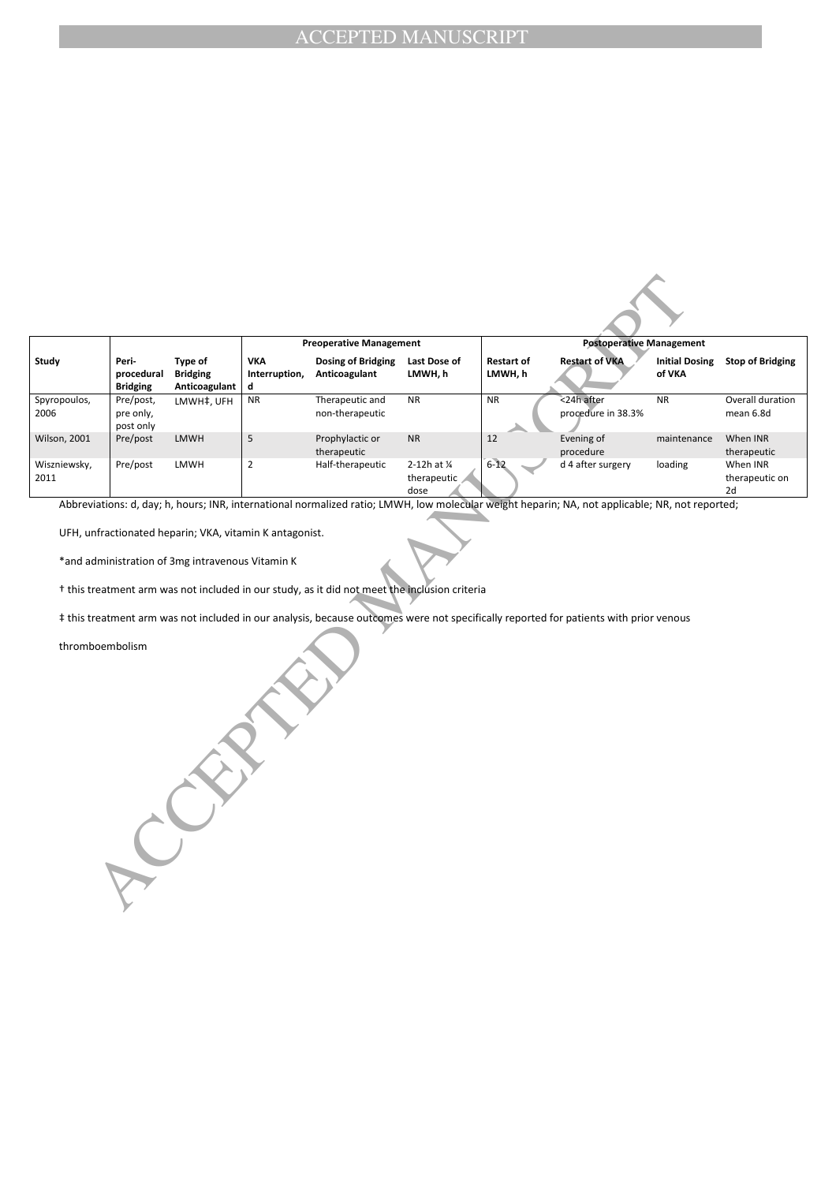| Study | Peri-procedural Bridging | Type of Bridging Anticoagulant | Preoperative Management | | | Postoperative Management | | | |
|---|---|---|---|---|---|---|---|---|---|
| | | | VKA Interruption, d | Dosing of Bridging Anticoagulant | Last Dose of LMWH, h | Restart of LMWH, h | Restart of VKA | Initial Dosing of VKA | Stop of Bridging |
| Spyropoulos, 2006 | Pre/post, pre only, post only | LMWH‡, UFH | NR | Therapeutic and non-therapeutic | NR | NR | <24h after procedure in 38.3% | NR | Overall duration mean 6.8d |
| Wilson, 2001 | Pre/post | LMWH | 5 | Prophylactic or therapeutic | NR | 12 | Evening of procedure | maintenance | When INR therapeutic |
| Wiszniewsky, 2011 | Pre/post | LMWH | 2 | Half-therapeutic | 2-12h at ¼ therapeutic dose | 6-12 | d 4 after surgery | loading | When INR therapeutic on 2d |

Abbreviations: d, day; h, hours; INR, international normalized ratio; LMWH, low molecular weight heparin; NA, not applicable; NR, not reported; UFH, unfractionated heparin; VKA, vitamin K antagonist.

*and administration of 3mg intravenous Vitamin K

† this treatment arm was not included in our study, as it did not meet the inclusion criteria

‡ this treatment arm was not included in our analysis, because outcomes were not specifically reported for patients with prior venous thromboembolism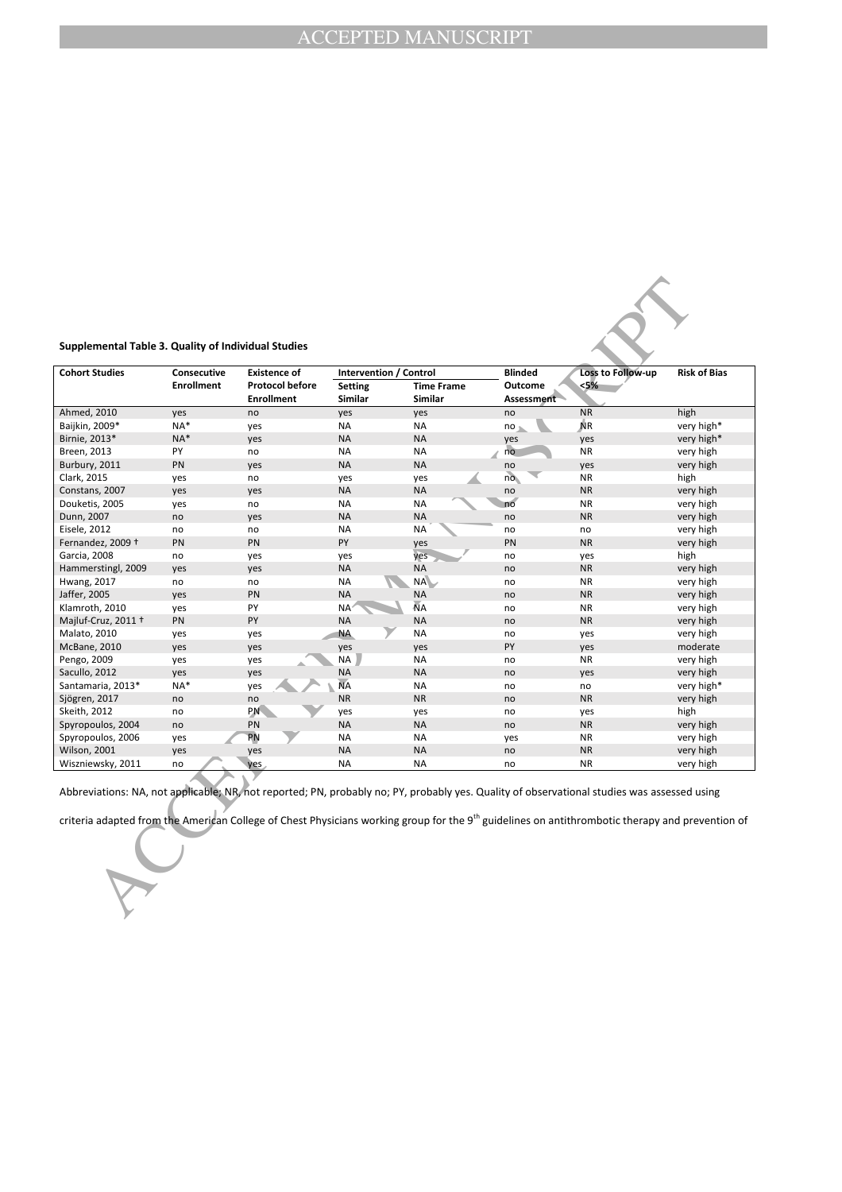**Supplemental Table 3. Quality of Individual Studies**

| Cohort Studies | Consecutive Enrollment | Existence of Protocol before Enrollment | Intervention / Control | | Blinded Outcome Assessment | Loss to Follow-up <5% | Risk of Bias |
|---|---|---|---|---|---|---|---|
| | | | Setting Similar | Time Frame Similar | | | |
| Ahmed, 2010 | yes | no | yes | yes | no | NR | high |
| Baijkin, 2009* | NA* | yes | NA | NA | no | NR | very high* |
| Birnie, 2013* | NA* | yes | NA | NA | yes | yes | very high* |
| Breen, 2013 | PY | no | NA | NA | no | NR | very high |
| Burbury, 2011 | PN | yes | NA | NA | no | yes | very high |
| Clark, 2015 | yes | no | yes | yes | no | NR | high |
| Constans, 2007 | yes | yes | NA | NA | no | NR | very high |
| Douketis, 2005 | yes | no | NA | NA | no | NR | very high |
| Dunn, 2007 | no | yes | NA | NA | no | NR | very high |
| Eisele, 2012 | no | no | NA | NA | no | no | very high |
| Fernandez, 2009 † | PN | PN | PY | yes | PN | NR | very high |
| Garcia, 2008 | no | yes | yes | yes | no | yes | high |
| Hammerstingl, 2009 | yes | yes | NA | NA | no | NR | very high |
| Hwang, 2017 | no | no | NA | NA | no | NR | very high |
| Jaffer, 2005 | yes | PN | NA | NA | no | NR | very high |
| Klamroth, 2010 | yes | PY | NA | NA | no | NR | very high |
| Majluf-Cruz, 2011 † | PN | PY | NA | NA | no | NR | very high |
| Malato, 2010 | yes | yes | NA | NA | no | yes | very high |
| McBane, 2010 | yes | yes | yes | yes | PY | yes | moderate |
| Pengo, 2009 | yes | yes | NA | NA | no | NR | very high |
| Sacullo, 2012 | yes | yes | NA | NA | no | yes | very high |
| Santamaria, 2013* | NA* | yes | NA | NA | no | no | very high* |
| Sjögren, 2017 | no | no | NR | NR | no | NR | very high |
| Skeith, 2012 | no | PN | yes | yes | no | yes | high |
| Spyropoulos, 2004 | no | PN | NA | NA | no | NR | very high |
| Spyropoulos, 2006 | yes | PN | NA | NA | yes | NR | very high |
| Wilson, 2001 | yes | yes | NA | NA | no | NR | very high |
| Wiszniewsky, 2011 | no | yes | NA | NA | no | NR | very high |

Abbreviations: NA, not applicable; NR, not reported; PN, probably no; PY, probably yes. Quality of observational studies was assessed using criteria adapted from the American College of Chest Physicians working group for the 9[th] guidelines on antithrombotic therapy and prevention of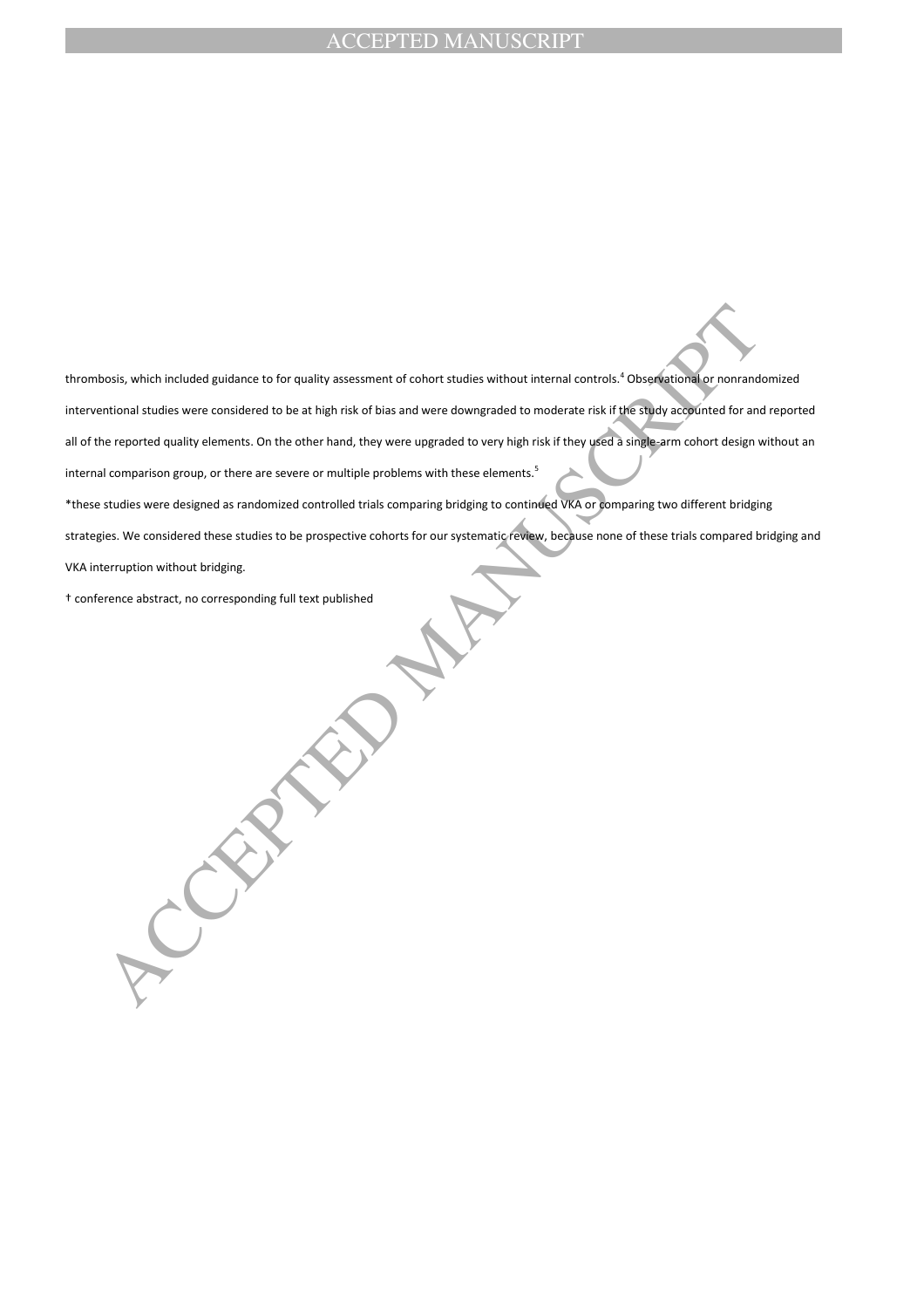thrombosis, which included guidance to for quality assessment of cohort studies without internal controls.[4] Observational or nonrandomized interventional studies were considered to be at high risk of bias and were downgraded to moderate risk if the study accounted for and reported all of the reported quality elements. On the other hand, they were upgraded to very high risk if they used a single-arm cohort design without an internal comparison group, or there are severe or multiple problems with these elements.[5]

*these studies were designed as randomized controlled trials comparing bridging to continued VKA or comparing two different bridging strategies. We considered these studies to be prospective cohorts for our systematic review, because none of these trials compared bridging and VKA interruption without bridging.

† conference abstract, no corresponding full text published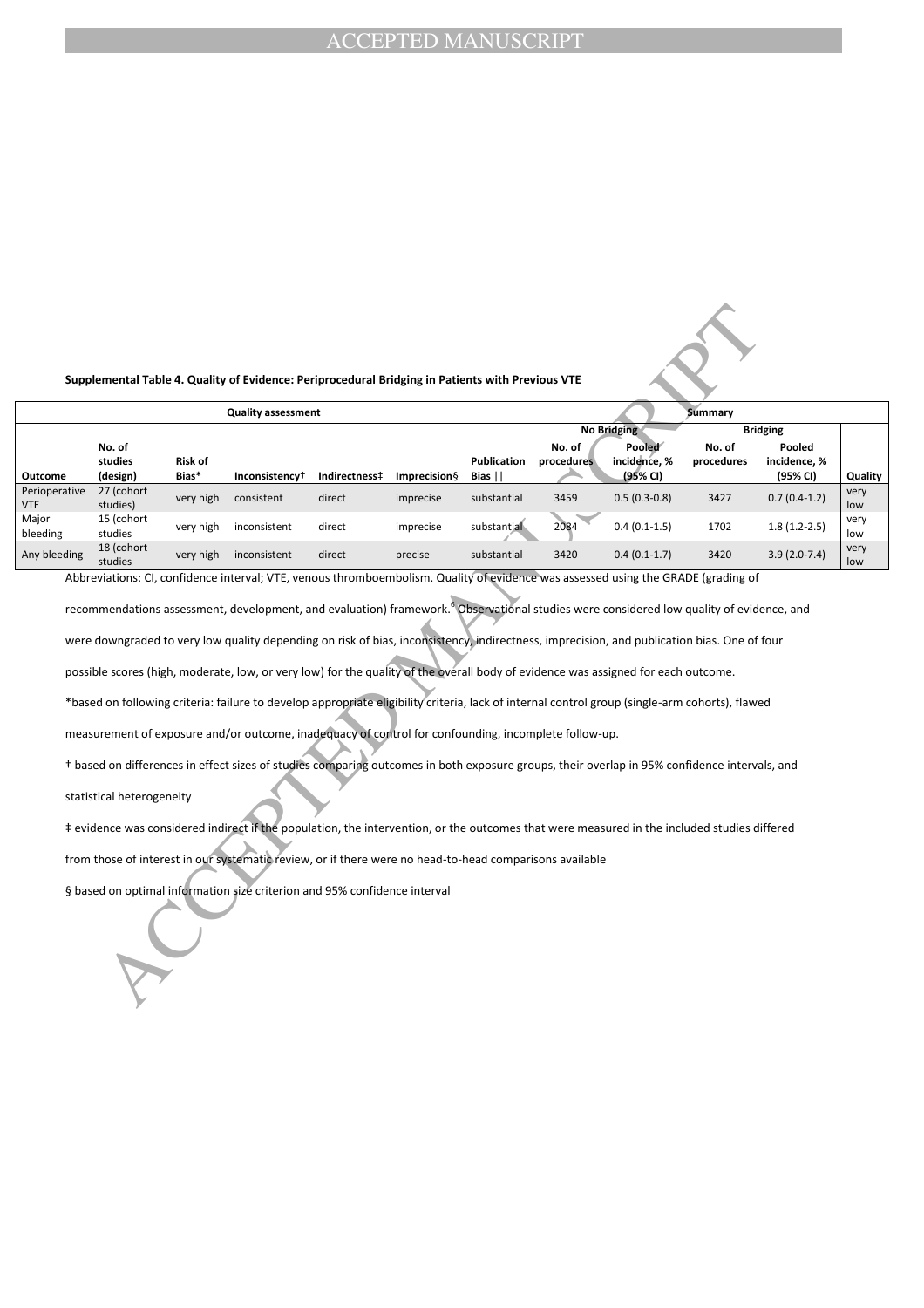**Supplemental Table 4. Quality of Evidence: Periprocedural Bridging in Patients with Previous VTE**

| Quality assessment | | | | | | | Summary | | | | |
|---|---|---|---|---|---|---|---|---|---|---|---|
| | | | | | | | No Bridging | | Bridging | | |
| Outcome | No. of studies (design) | Risk of Bias* | Inconsistency† | Indirectness‡ | Imprecision§ | Publication Bias ǁ | No. of procedures | Pooled incidence, % (95% CI) | No. of procedures | Pooled incidence, % (95% CI) | Quality |
| Perioperative VTE | 27 (cohort studies) | very high | consistent | direct | imprecise | substantial | 3459 | 0.5 (0.3-0.8) | 3427 | 0.7 (0.4-1.2) | very low |
| Major bleeding | 15 (cohort studies | very high | inconsistent | direct | imprecise | substantial | 2084 | 0.4 (0.1-1.5) | 1702 | 1.8 (1.2-2.5) | very low |
| Any bleeding | 18 (cohort studies | very high | inconsistent | direct | precise | substantial | 3420 | 0.4 (0.1-1.7) | 3420 | 3.9 (2.0-7.4) | very low |

Abbreviations: CI, confidence interval; VTE, venous thromboembolism. Quality of evidence was assessed using the GRADE (grading of recommendations assessment, development, and evaluation) framework.[6] Observational studies were considered low quality of evidence, and were downgraded to very low quality depending on risk of bias, inconsistency, indirectness, imprecision, and publication bias. One of four possible scores (high, moderate, low, or very low) for the quality of the overall body of evidence was assigned for each outcome.

*based on following criteria: failure to develop appropriate eligibility criteria, lack of internal control group (single-arm cohorts), flawed measurement of exposure and/or outcome, inadequacy of control for confounding, incomplete follow-up.

† based on differences in effect sizes of studies comparing outcomes in both exposure groups, their overlap in 95% confidence intervals, and statistical heterogeneity

‡ evidence was considered indirect if the population, the intervention, or the outcomes that were measured in the included studies differed from those of interest in our systematic review, or if there were no head-to-head comparisons available

§ based on optimal information size criterion and 95% confidence interval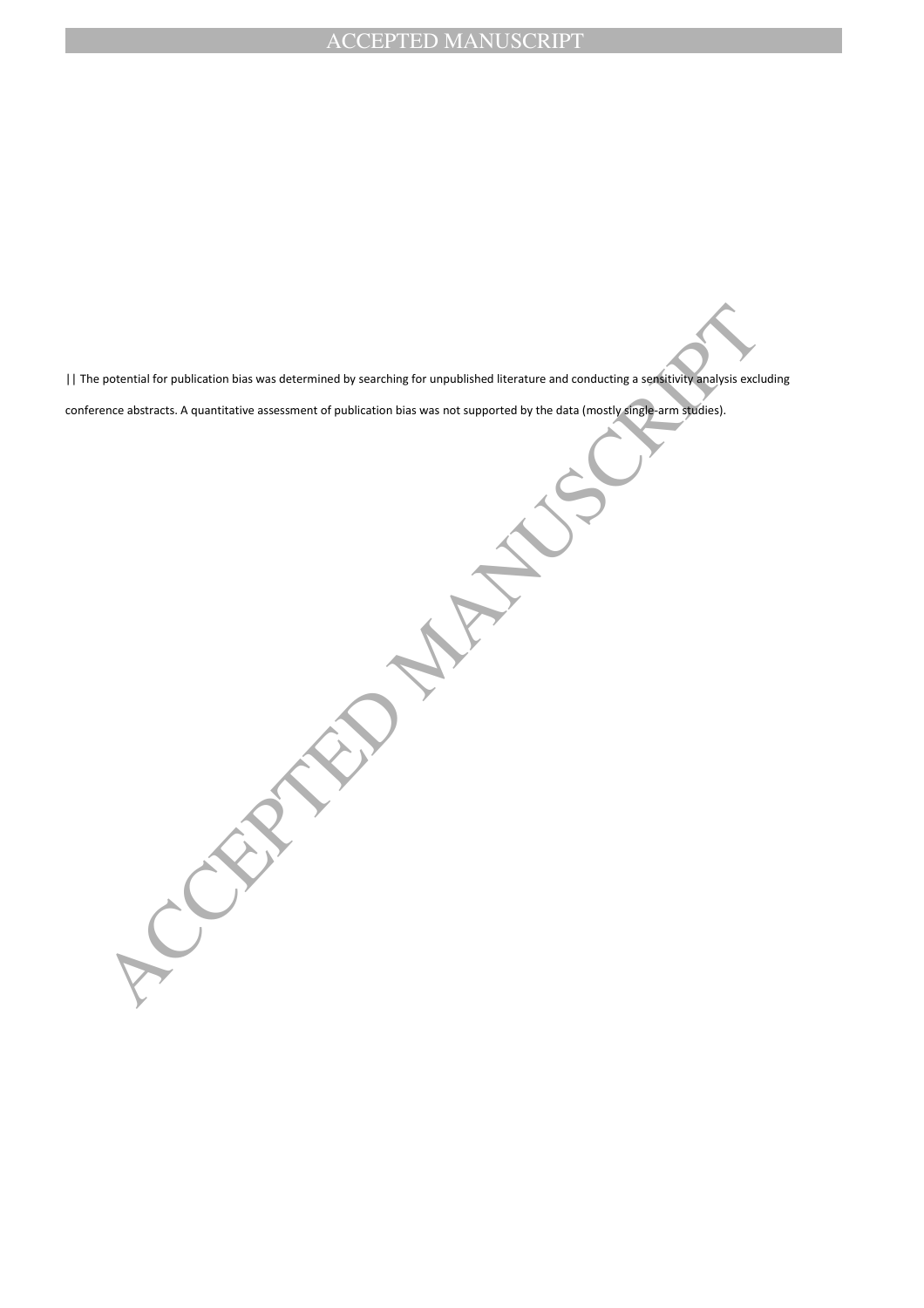|| The potential for publication bias was determined by searching for unpublished literature and conducting a sensitivity analysis excluding conference abstracts. A quantitative assessment of publication bias was not supported by the data (mostly single-arm studies).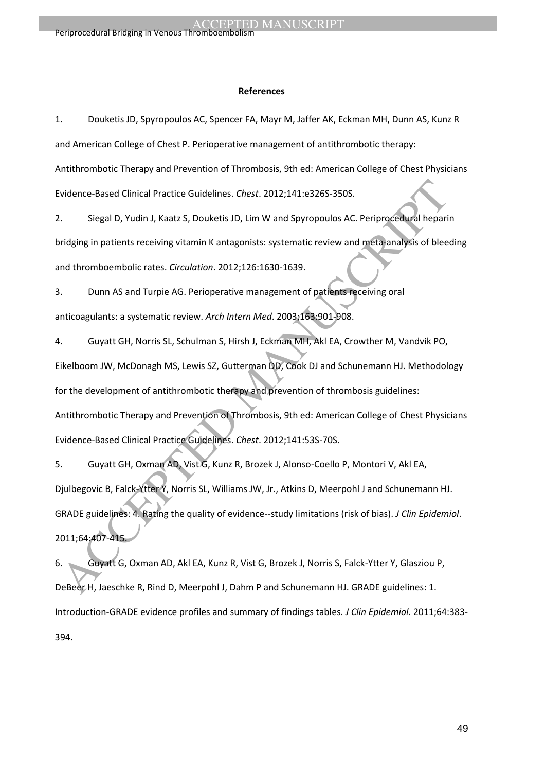**References**

1. Douketis JD, Spyropoulos AC, Spencer FA, Mayr M, Jaffer AK, Eckman MH, Dunn AS, Kunz R and American College of Chest P. Perioperative management of antithrombotic therapy: Antithrombotic Therapy and Prevention of Thrombosis, 9th ed: American College of Chest Physicians Evidence-Based Clinical Practice Guidelines. *Chest*. 2012;141:e326S-350S.

2. Siegal D, Yudin J, Kaatz S, Douketis JD, Lim W and Spyropoulos AC. Periprocedural heparin bridging in patients receiving vitamin K antagonists: systematic review and meta-analysis of bleeding and thromboembolic rates. *Circulation*. 2012;126:1630-1639.

3. Dunn AS and Turpie AG. Perioperative management of patients receiving oral anticoagulants: a systematic review. *Arch Intern Med*. 2003;163:901-908.

4. Guyatt GH, Norris SL, Schulman S, Hirsh J, Eckman MH, Akl EA, Crowther M, Vandvik PO, Eikelboom JW, McDonagh MS, Lewis SZ, Gutterman DD, Cook DJ and Schunemann HJ. Methodology for the development of antithrombotic therapy and prevention of thrombosis guidelines: Antithrombotic Therapy and Prevention of Thrombosis, 9th ed: American College of Chest Physicians Evidence-Based Clinical Practice Guidelines. *Chest*. 2012;141:53S-70S.

5. Guyatt GH, Oxman AD, Vist G, Kunz R, Brozek J, Alonso-Coello P, Montori V, Akl EA, Djulbegovic B, Falck-Ytter Y, Norris SL, Williams JW, Jr., Atkins D, Meerpohl J and Schunemann HJ. GRADE guidelines: 4. Rating the quality of evidence--study limitations (risk of bias). *J Clin Epidemiol*. 2011;64:407-415.

6. Guyatt G, Oxman AD, Akl EA, Kunz R, Vist G, Brozek J, Norris S, Falck-Ytter Y, Glasziou P, DeBeer H, Jaeschke R, Rind D, Meerpohl J, Dahm P and Schunemann HJ. GRADE guidelines: 1. Introduction-GRADE evidence profiles and summary of findings tables. *J Clin Epidemiol*. 2011;64:383-394.